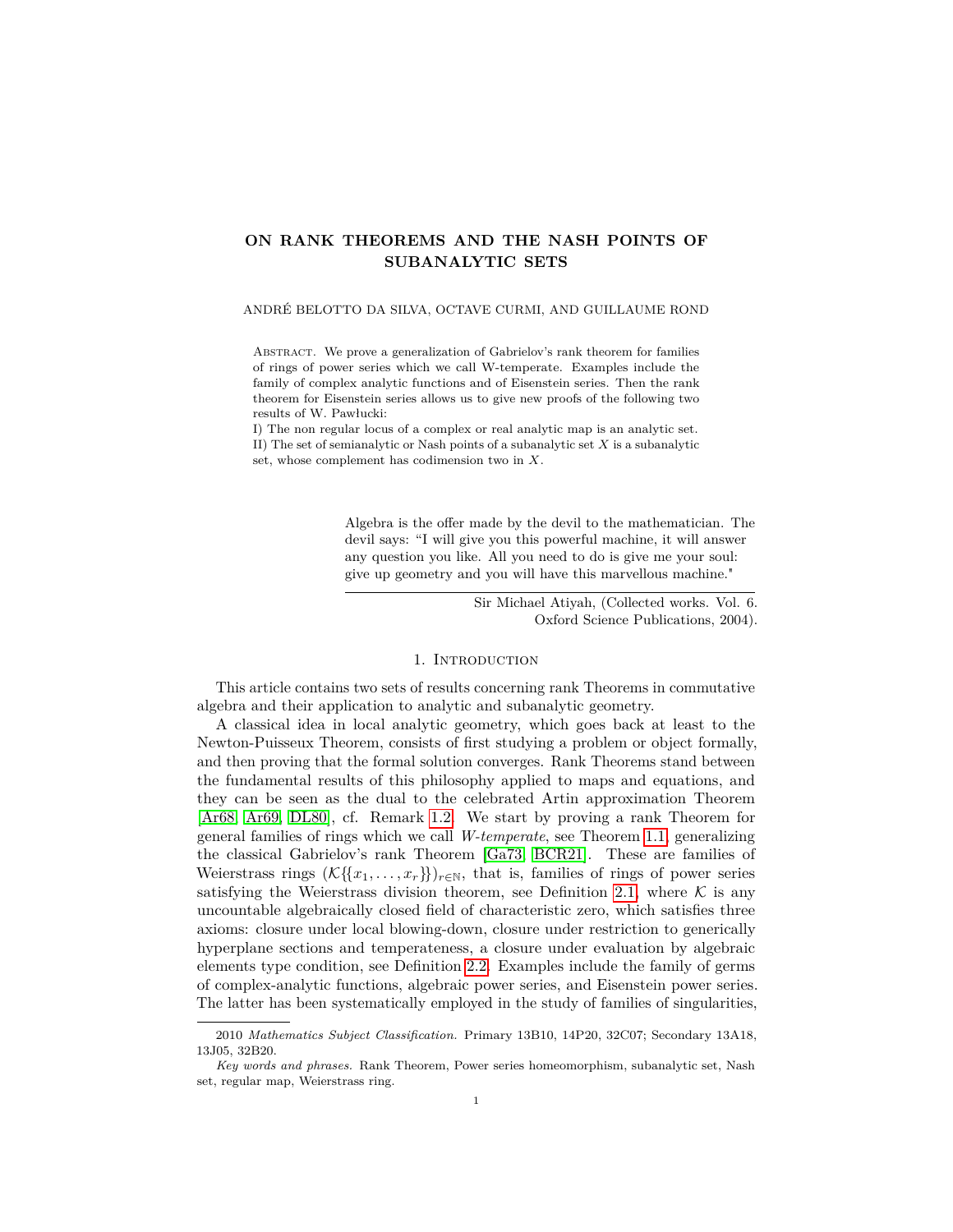# ON RANK THEOREMS AND THE NASH POINTS OF SUBANALYTIC SETS

ANDRÉ BELOTTO DA SILVA, OCTAVE CURMI, AND GUILLAUME ROND

Abstract. We prove a generalization of Gabrielov's rank theorem for families of rings of power series which we call W-temperate. Examples include the family of complex analytic functions and of Eisenstein series. Then the rank theorem for Eisenstein series allows us to give new proofs of the following two results of W. Pawłucki:

I) The non regular locus of a complex or real analytic map is an analytic set.

II) The set of semianalytic or Nash points of a subanalytic set $X$ is a subanalytic set, whose complement has codimension two in $X$.

> Algebra is the offer made by the devil to the mathematician. The devil says: "I will give you this powerful machine, it will answer any question you like. All you need to do is give me your soul: give up geometry and you will have this marvellous machine."
>
> Sir Michael Atiyah, (Collected works. Vol. 6. Oxford Science Publications, 2004).

## 1. Introduction

This article contains two sets of results concerning rank Theorems in commutative algebra and their application to analytic and subanalytic geometry.

A classical idea in local analytic geometry, which goes back at least to the Newton-Puisseux Theorem, consists of first studying a problem or object formally, and then proving that the formal solution converges. Rank Theorems stand between the fundamental results of this philosophy applied to maps and equations, and they can be seen as the dual to the celebrated Artin approximation Theorem [Ar68, Ar69, DL80], cf. Remark 1.2. We start by proving a rank Theorem for general families of rings which we call *W-temperate*, see Theorem 1.1, generalizing the classical Gabrielov's rank Theorem [Ga73, BCR21]. These are families of Weierstrass rings $(\mathcal{K}\{\{x_1,\dots,x_r\}\})_{r\in\mathbb{N}}$, that is, families of rings of power series satisfying the Weierstrass division theorem, see Definition 2.1, where $\mathcal{K}$ is any uncountable algebraically closed field of characteristic zero, which satisfies three axioms: closure under local blowing-down, closure under restriction to generically hyperplane sections and temperateness, a closure under evaluation by algebraic elements type condition, see Definition 2.2. Examples include the family of germs of complex-analytic functions, algebraic power series, and Eisenstein power series. The latter has been systematically employed in the study of families of singularities,

2010 *Mathematics Subject Classification.* Primary 13B10, 14P20, 32C07; Secondary 13A18, 13J05, 32B20.

*Key words and phrases.* Rank Theorem, Power series homeomorphism, subanalytic set, Nash set, regular map, Weierstrass ring.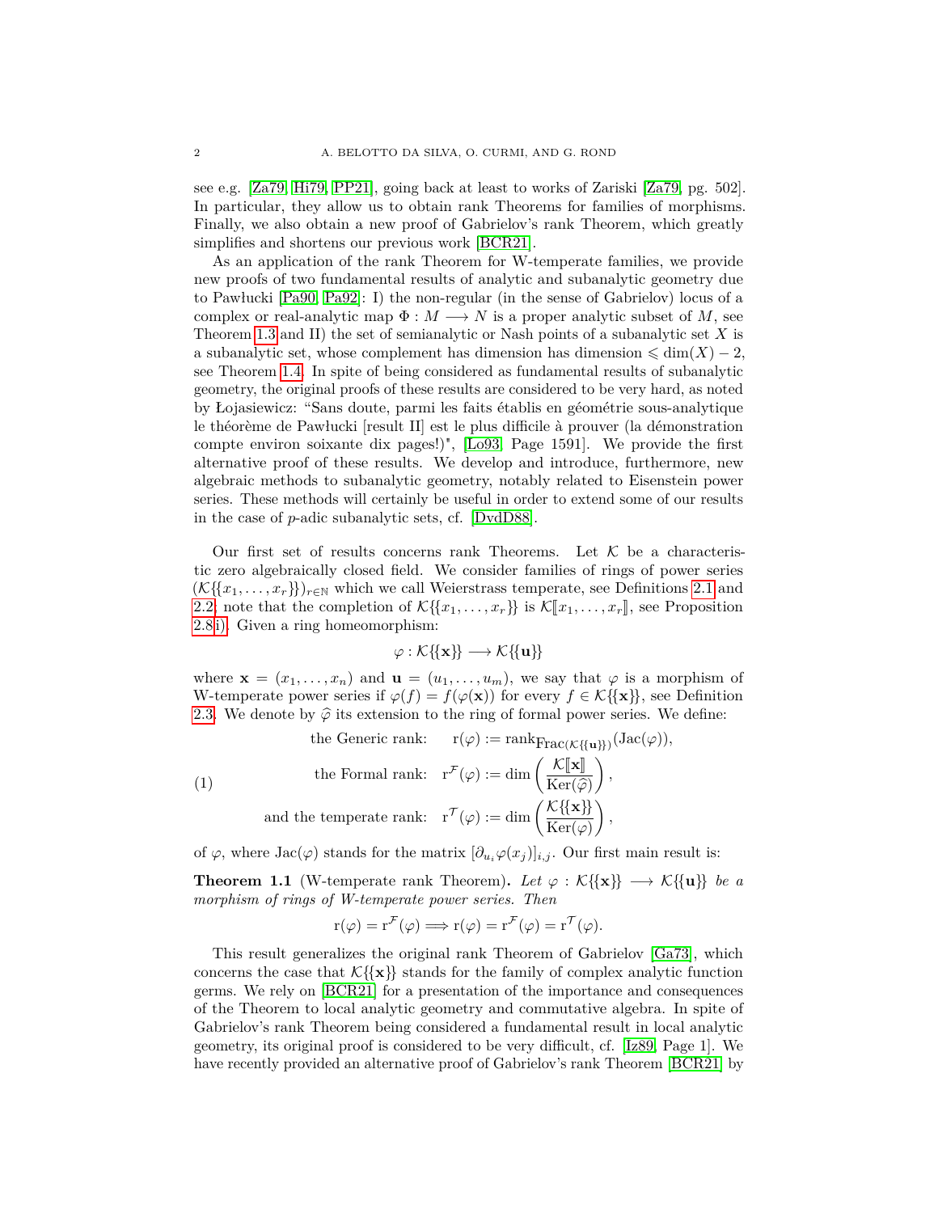see e.g. [Za79, Hi79, PP21], going back at least to works of Zariski [Za79, pg. 502]. In particular, they allow us to obtain rank Theorems for families of morphisms. Finally, we also obtain a new proof of Gabrielov's rank Theorem, which greatly simplifies and shortens our previous work [BCR21].

As an application of the rank Theorem for W-temperate families, we provide new proofs of two fundamental results of analytic and subanalytic geometry due to Pawłucki [Pa90, Pa92]: I) the non-regular (in the sense of Gabrielov) locus of a complex or real-analytic map $\Phi : M \longrightarrow N$ is a proper analytic subset of $M$, see Theorem 1.3 and II) the set of semianalytic or Nash points of a subanalytic set $X$ is a subanalytic set, whose complement has dimension has dimension $\leqslant \dim(X) - 2$, see Theorem 1.4. In spite of being considered as fundamental results of subanalytic geometry, the original proofs of these results are considered to be very hard, as noted by Łojasiewicz: "Sans doute, parmi les faits établis en géométrie sous-analytique le théorème de Pawłucki [result II] est le plus difficile à prouver (la démonstration compte environ soixante dix pages!)", [Lo93, Page 1591]. We provide the first alternative proof of these results. We develop and introduce, furthermore, new algebraic methods to subanalytic geometry, notably related to Eisenstein power series. These methods will certainly be useful in order to extend some of our results in the case of $p$-adic subanalytic sets, cf. [DvdD88].

Our first set of results concerns rank Theorems. Let $\mathcal{K}$ be a characteristic zero algebraically closed field. We consider families of rings of power series $(\mathcal{K}\{\{x_1, \dots, x_r\}\})_{r\in\mathbb{N}}$ which we call Weierstrass temperate, see Definitions 2.1 and 2.2; note that the completion of $\mathcal{K}\{\{x_1, \dots, x_r\}\}$ is $\mathcal{K}[\![x_1, \dots, x_r]\!]$, see Proposition 2.8i). Given a ring homeomorphism:

$$\varphi : \mathcal{K}\{\{\mathbf{x}\}\} \longrightarrow \mathcal{K}\{\{\mathbf{u}\}\}$$

where $\mathbf{x} = (x_1, \dots, x_n)$ and $\mathbf{u} = (u_1, \dots, u_m)$, we say that $\varphi$ is a morphism of W-temperate power series if $\varphi(f) = f(\varphi(\mathbf{x}))$ for every $f \in \mathcal{K}\{\{\mathbf{x}\}\}$, see Definition 2.3. We denote by $\widehat{\varphi}$ its extension to the ring of formal power series. We define:

$$\begin{aligned}
&\text{the Generic rank:} \quad \mathrm{r}(\varphi) := \mathrm{rank}_{\mathrm{Frac}(\mathcal{K}\{\{\mathbf{u}\}\})}(\mathrm{Jac}(\varphi)),\\
&\text{the Formal rank:} \quad \mathrm{r}^{\mathcal{F}}(\varphi) := \dim\left(\frac{\mathcal{K}[\![\mathbf{x}]\!]}{\mathrm{Ker}(\widehat{\varphi})}\right),\\
&\text{and the temperate rank:} \quad \mathrm{r}^{\mathcal{T}}(\varphi) := \dim\left(\frac{\mathcal{K}\{\{\mathbf{x}\}\}}{\mathrm{Ker}(\varphi)}\right),
\end{aligned} \tag{1}$$

of $\varphi$, where $\mathrm{Jac}(\varphi)$ stands for the matrix $[\partial_{u_i}\varphi(x_j)]_{i,j}$. Our first main result is:

**Theorem 1.1** (W-temperate rank Theorem). *Let $\varphi : \mathcal{K}\{\{\mathbf{x}\}\} \longrightarrow \mathcal{K}\{\{\mathbf{u}\}\}$ be a morphism of rings of W-temperate power series. Then*

$$\mathrm{r}(\varphi) = \mathrm{r}^{\mathcal{F}}(\varphi) \Longrightarrow \mathrm{r}(\varphi) = \mathrm{r}^{\mathcal{F}}(\varphi) = \mathrm{r}^{\mathcal{T}}(\varphi).$$

This result generalizes the original rank Theorem of Gabrielov [Ga73], which concerns the case that $\mathcal{K}\{\{\mathbf{x}\}\}$ stands for the family of complex analytic function germs. We rely on [BCR21] for a presentation of the importance and consequences of the Theorem to local analytic geometry and commutative algebra. In spite of Gabrielov's rank Theorem being considered a fundamental result in local analytic geometry, its original proof is considered to be very difficult, cf. [Iz89, Page 1]. We have recently provided an alternative proof of Gabrielov's rank Theorem [BCR21] by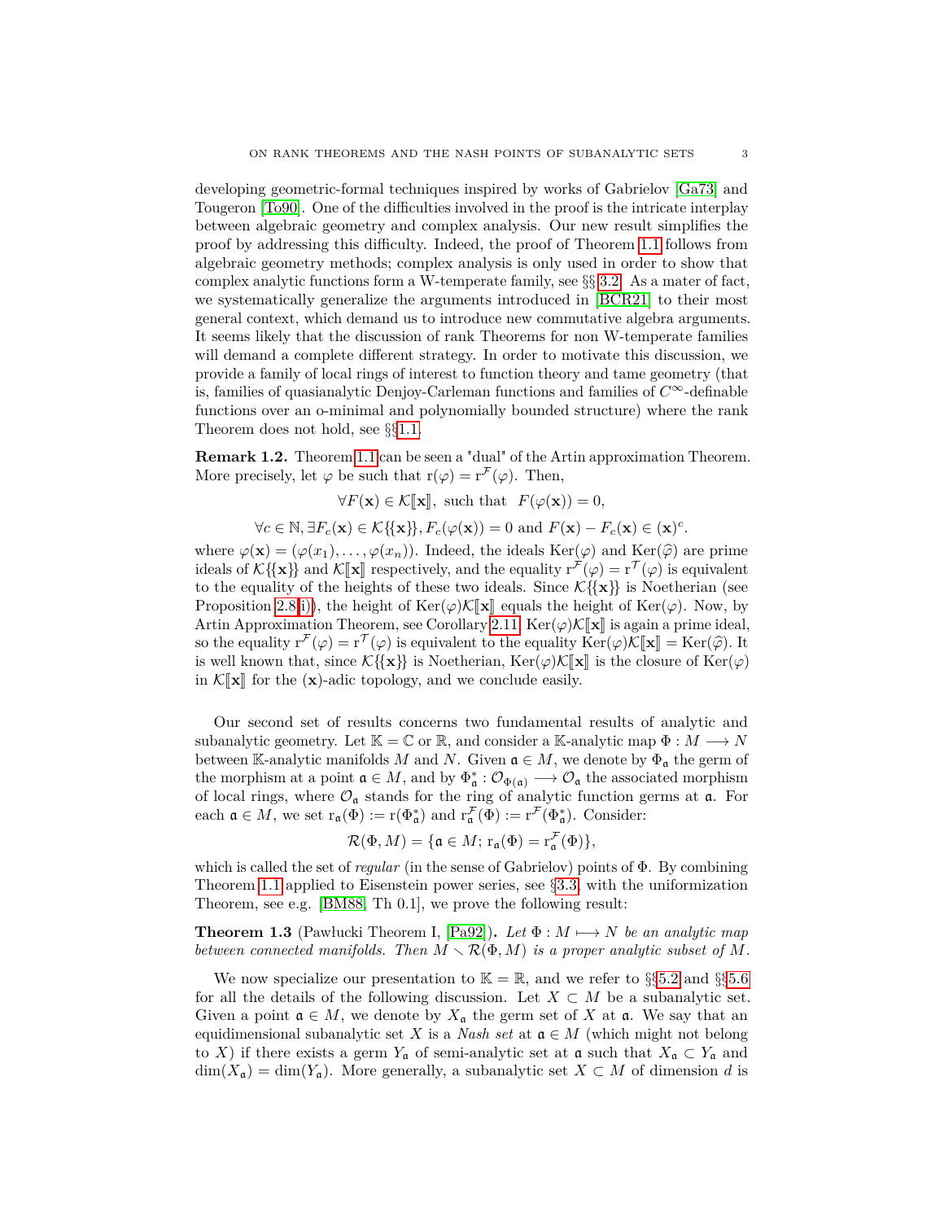developing geometric-formal techniques inspired by works of Gabrielov [Ga73] and Tougeron [To90]. One of the difficulties involved in the proof is the intricate interplay between algebraic geometry and complex analysis. Our new result simplifies the proof by addressing this difficulty. Indeed, the proof of Theorem 1.1 follows from algebraic geometry methods; complex analysis is only used in order to show that complex analytic functions form a W-temperate family, see §§3.2. As a mater of fact, we systematically generalize the arguments introduced in [BCR21] to their most general context, which demand us to introduce new commutative algebra arguments. It seems likely that the discussion of rank Theorems for non W-temperate families will demand a complete different strategy. In order to motivate this discussion, we provide a family of local rings of interest to function theory and tame geometry (that is, families of quasianalytic Denjoy-Carleman functions and families of $C^\infty$-definable functions over an o-minimal and polynomially bounded structure) where the rank Theorem does not hold, see §§1.1.

**Remark 1.2.** Theorem 1.1 can be seen a "dual" of the Artin approximation Theorem. More precisely, let $\varphi$ be such that $\mathrm{r}(\varphi) = \mathrm{r}^{\mathcal{F}}(\varphi)$. Then,

$$\forall F(\mathbf{x}) \in \mathcal{K}[\![\mathbf{x}]\!], \text{ such that } \; F(\varphi(\mathbf{x})) = 0,$$

$$\forall c \in \mathbb{N}, \exists F_c(\mathbf{x}) \in \mathcal{K}\{\{\mathbf{x}\}\}, F_c(\varphi(\mathbf{x})) = 0 \text{ and } F(\mathbf{x}) - F_c(\mathbf{x}) \in (\mathbf{x})^c.$$

where $\varphi(\mathbf{x}) = (\varphi(x_1), \ldots, \varphi(x_n))$. Indeed, the ideals $\mathrm{Ker}(\varphi)$ and $\mathrm{Ker}(\widehat{\varphi})$ are prime ideals of $\mathcal{K}\{\{\mathbf{x}\}\}$ and $\mathcal{K}[\![\mathbf{x}]\!]$ respectively, and the equality $\mathrm{r}^{\mathcal{F}}(\varphi) = \mathrm{r}^{\mathcal{T}}(\varphi)$ is equivalent to the equality of the heights of these two ideals. Since $\mathcal{K}\{\{\mathbf{x}\}\}$ is Noetherian (see Proposition 2.8(i)), the height of $\mathrm{Ker}(\varphi)\mathcal{K}[\![\mathbf{x}]\!]$ equals the height of $\mathrm{Ker}(\varphi)$. Now, by Artin Approximation Theorem, see Corollary 2.11, $\mathrm{Ker}(\varphi)\mathcal{K}[\![\mathbf{x}]\!]$ is again a prime ideal, so the equality $\mathrm{r}^{\mathcal{F}}(\varphi) = \mathrm{r}^{\mathcal{T}}(\varphi)$ is equivalent to the equality $\mathrm{Ker}(\varphi)\mathcal{K}[\![\mathbf{x}]\!] = \mathrm{Ker}(\widehat{\varphi})$. It is well known that, since $\mathcal{K}\{\{\mathbf{x}\}\}$ is Noetherian, $\mathrm{Ker}(\varphi)\mathcal{K}[\![\mathbf{x}]\!]$ is the closure of $\mathrm{Ker}(\varphi)$ in $\mathcal{K}[\![\mathbf{x}]\!]$ for the $(\mathbf{x})$-adic topology, and we conclude easily.

Our second set of results concerns two fundamental results of analytic and subanalytic geometry. Let $\mathbb{K} = \mathbb{C}$ or $\mathbb{R}$, and consider a $\mathbb{K}$-analytic map $\Phi : M \longrightarrow N$ between $\mathbb{K}$-analytic manifolds $M$ and $N$. Given $\mathfrak{a} \in M$, we denote by $\Phi_{\mathfrak{a}}$ the germ of the morphism at a point $\mathfrak{a} \in M$, and by $\Phi^*_{\mathfrak{a}} : \mathcal{O}_{\Phi(\mathfrak{a})} \longrightarrow \mathcal{O}_{\mathfrak{a}}$ the associated morphism of local rings, where $\mathcal{O}_{\mathfrak{a}}$ stands for the ring of analytic function germs at $\mathfrak{a}$. For each $\mathfrak{a} \in M$, we set $\mathrm{r}_{\mathfrak{a}}(\Phi) := \mathrm{r}(\Phi^*_{\mathfrak{a}})$ and $\mathrm{r}^{\mathcal{F}}_{\mathfrak{a}}(\Phi) := \mathrm{r}^{\mathcal{F}}(\Phi^*_{\mathfrak{a}})$. Consider:

$$\mathcal{R}(\Phi, M) = \{\mathfrak{a} \in M;\, \mathrm{r}_{\mathfrak{a}}(\Phi) = \mathrm{r}^{\mathcal{F}}_{\mathfrak{a}}(\Phi)\},$$

which is called the set of *regular* (in the sense of Gabrielov) points of $\Phi$. By combining Theorem 1.1 applied to Eisenstein power series, see §3.3, with the uniformization Theorem, see e.g. [BM88, Th 0.1], we prove the following result:

**Theorem 1.3** (Pawłucki Theorem I, [Pa92]). *Let $\Phi : M \longmapsto N$ be an analytic map between connected manifolds. Then $M \setminus \mathcal{R}(\Phi, M)$ is a proper analytic subset of $M$.*

We now specialize our presentation to $\mathbb{K} = \mathbb{R}$, and we refer to §§5.2 and §§5.6 for all the details of the following discussion. Let $X \subset M$ be a subanalytic set. Given a point $\mathfrak{a} \in M$, we denote by $X_{\mathfrak{a}}$ the germ set of $X$ at $\mathfrak{a}$. We say that an equidimensional subanalytic set $X$ is a *Nash set* at $\mathfrak{a} \in M$ (which might not belong to $X$) if there exists a germ $Y_{\mathfrak{a}}$ of semi-analytic set at $\mathfrak{a}$ such that $X_{\mathfrak{a}} \subset Y_{\mathfrak{a}}$ and $\dim(X_{\mathfrak{a}}) = \dim(Y_{\mathfrak{a}})$. More generally, a subanalytic set $X \subset M$ of dimension $d$ is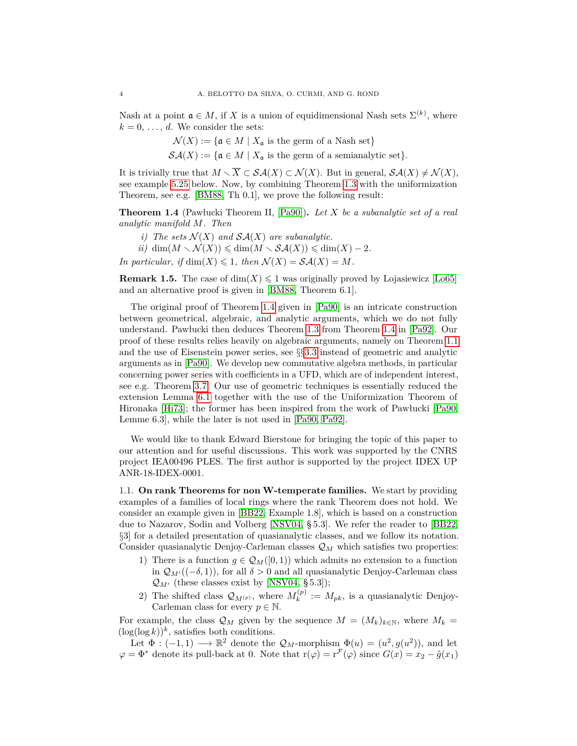Nash at a point $\mathfrak{a} \in M$, if $X$ is a union of equidimensional Nash sets $\Sigma^{(k)}$, where $k = 0, \ldots, d$. We consider the sets:

$$\mathcal{N}(X) := \{\mathfrak{a} \in M \mid X_{\mathfrak{a}} \text{ is the germ of a Nash set}\}$$
$$\mathcal{SA}(X) := \{\mathfrak{a} \in M \mid X_{\mathfrak{a}} \text{ is the germ of a semianalytic set}\}.$$

It is trivially true that $M \setminus \overline{X} \subset \mathcal{SA}(X) \subset \mathcal{N}(X)$. But in general, $\mathcal{SA}(X) \neq \mathcal{N}(X)$, see example 5.25 below. Now, by combining Theorem 1.3 with the uniformization Theorem, see e.g. [BM88, Th 0.1], we prove the following result:

**Theorem 1.4** (Pawłucki Theorem II, [Pa90])**.** *Let $X$ be a subanalytic set of a real analytic manifold $M$. Then*

*i) The sets $\mathcal{N}(X)$ and $\mathcal{SA}(X)$ are subanalytic.*

*ii) $\dim(M \setminus \mathcal{N}(X)) \leqslant \dim(M \setminus \mathcal{SA}(X)) \leqslant \dim(X) - 2$.*

*In particular, if $\dim(X) \leqslant 1$, then $\mathcal{N}(X) = \mathcal{SA}(X) = M$.*

**Remark 1.5.** The case of $\dim(X) \leqslant 1$ was originally proved by Lojasiewicz [Lo65] and an alternative proof is given in [BM88, Theorem 6.1].

The original proof of Theorem 1.4 given in [Pa90] is an intricate construction between geometrical, algebraic, and analytic arguments, which we do not fully understand. Pawłucki then deduces Theorem 1.3 from Theorem 1.4 in [Pa92]. Our proof of these results relies heavily on algebraic arguments, namely on Theorem 1.1 and the use of Eisenstein power series, see §§3.3 instead of geometric and analytic arguments as in [Pa90]. We develop new commutative algebra methods, in particular concerning power series with coefficients in a UFD, which are of independent interest, see e.g. Theorem 3.7. Our use of geometric techniques is essentially reduced the extension Lemma 6.1 together with the use of the Uniformization Theorem of Hironaka [Hi73]; the former has been inspired from the work of Pawłucki [Pa90, Lemme 6.3], while the later is not used in [Pa90, Pa92].

We would like to thank Edward Bierstone for bringing the topic of this paper to our attention and for useful discussions. This work was supported by the CNRS project IEA00496 PLES. The first author is supported by the project IDEX UP ANR-18-IDEX-0001.

### 1.1. On rank Theorems for non W-temperate families.

We start by providing examples of a families of local rings where the rank Theorem does not hold. We consider an example given in [BB22, Example 1.8], which is based on a construction due to Nazarov, Sodin and Volberg [NSV04, § 5.3]. We refer the reader to [BB22, §3] for a detailed presentation of quasianalytic classes, and we follow its notation. Consider quasianalytic Denjoy-Carleman classes $\mathcal{Q}_M$ which satisfies two properties:

1) There is a function $g \in \mathcal{Q}_M([0,1))$ which admits no extension to a function in $\mathcal{Q}_{M'}((-\delta, 1))$, for all $\delta > 0$ and all quasianalytic Denjoy-Carleman class $\mathcal{Q}_{M'}$ (these classes exist by [NSV04, § 5.3]);
2) The shifted class $\mathcal{Q}_{M^{(p)}}$, where $M^{(p)}_k := M_{pk}$, is a quasianalytic Denjoy-Carleman class for every $p \in \mathbb{N}$.

For example, the class $\mathcal{Q}_M$ given by the sequence $M = (M_k)_{k \in \mathbb{N}}$, where $M_k = (\log(\log k))^k$, satisfies both conditions.

Let $\Phi : (-1, 1) \longrightarrow \mathbb{R}^2$ denote the $\mathcal{Q}_M$-morphism $\Phi(u) = (u^2, g(u^2))$, and let $\varphi = \Phi^*$ denote its pull-back at 0. Note that $\mathrm{r}(\varphi) = \mathrm{r}^{\mathcal{F}}(\varphi)$ since $G(x) = x_2 - \hat{g}(x_1)$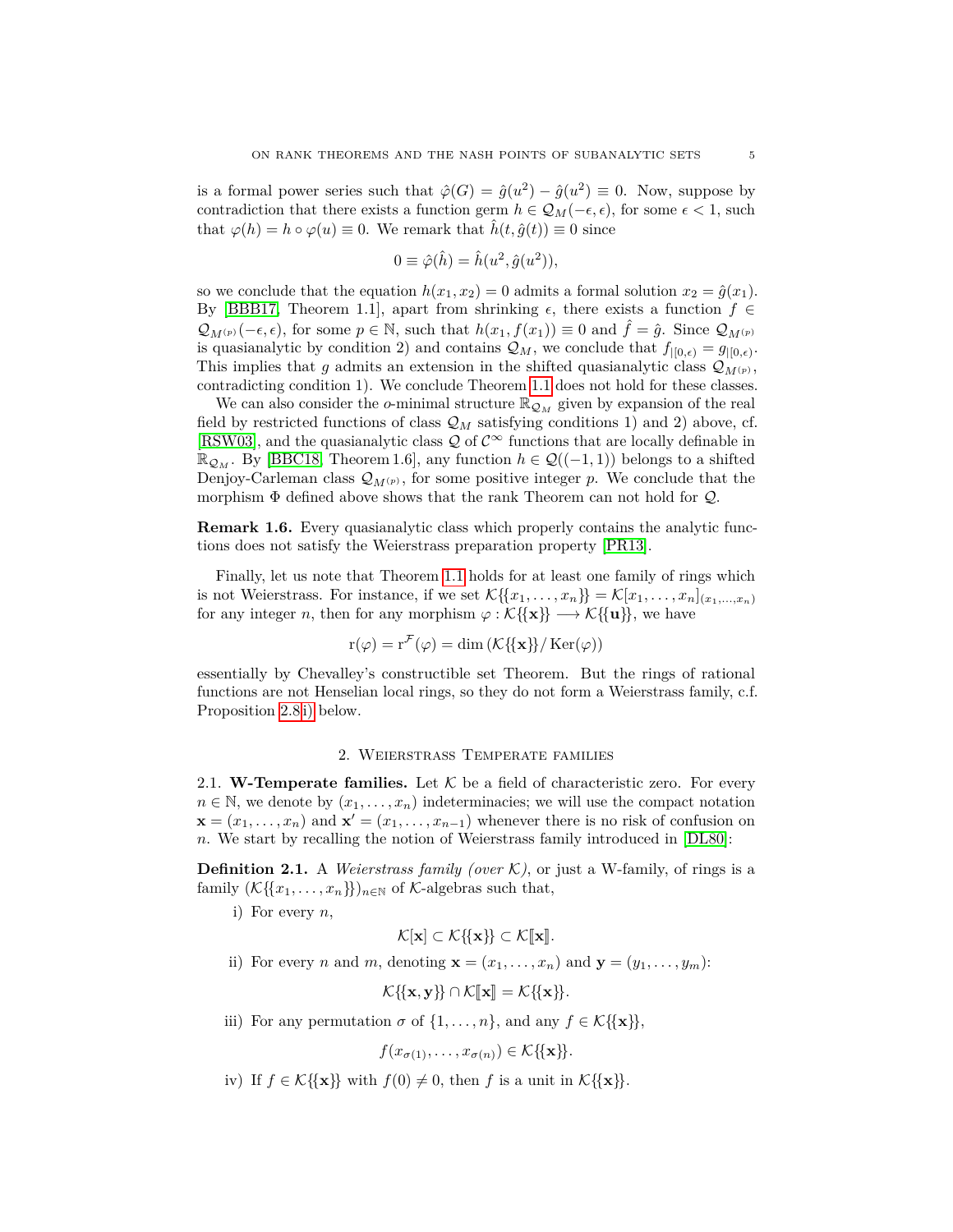is a formal power series such that $\hat{\varphi}(G) = \hat{g}(u^2) - \hat{g}(u^2) \equiv 0$. Now, suppose by contradiction that there exists a function germ $h \in \mathcal{Q}_M(-\epsilon, \epsilon)$, for some $\epsilon < 1$, such that $\varphi(h) = h \circ \varphi(u) \equiv 0$. We remark that $\hat{h}(t, \hat{g}(t)) \equiv 0$ since

$$0 \equiv \hat{\varphi}(\hat{h}) = \hat{h}(u^2, \hat{g}(u^2)),$$

so we conclude that the equation $h(x_1, x_2) = 0$ admits a formal solution $x_2 = \hat{g}(x_1)$. By [BBB17, Theorem 1.1], apart from shrinking $\epsilon$, there exists a function $f \in \mathcal{Q}_{M^{(p)}}(-\epsilon, \epsilon)$, for some $p \in \mathbb{N}$, such that $h(x_1, f(x_1)) \equiv 0$ and $\hat{f} = \hat{g}$. Since $\mathcal{Q}_{M^{(p)}}$ is quasianalytic by condition 2) and contains $\mathcal{Q}_M$, we conclude that $f_{|[0,\epsilon)} = g_{|[0,\epsilon)}$. This implies that $g$ admits an extension in the shifted quasianalytic class $\mathcal{Q}_{M^{(p)}}$, contradicting condition 1). We conclude Theorem 1.1 does not hold for these classes.

We can also consider the o-minimal structure $\mathbb{R}_{\mathcal{Q}_M}$ given by expansion of the real field by restricted functions of class $\mathcal{Q}_M$ satisfying conditions 1) and 2) above, cf. [RSW03], and the quasianalytic class $\mathcal{Q}$ of $\mathcal{C}^\infty$ functions that are locally definable in $\mathbb{R}_{\mathcal{Q}_M}$. By [BBC18, Theorem 1.6], any function $h \in \mathcal{Q}((-1,1))$ belongs to a shifted Denjoy-Carleman class $\mathcal{Q}_{M^{(p)}}$, for some positive integer $p$. We conclude that the morphism $\Phi$ defined above shows that the rank Theorem can not hold for $\mathcal{Q}$.

**Remark 1.6.** Every quasianalytic class which properly contains the analytic functions does not satisfy the Weierstrass preparation property [PR13].

Finally, let us note that Theorem 1.1 holds for at least one family of rings which is not Weierstrass. For instance, if we set $\mathcal{K}\{\{x_1, \ldots, x_n\}\} = \mathcal{K}[x_1, \ldots, x_n]_{(x_1, \ldots, x_n)}$ for any integer $n$, then for any morphism $\varphi : \mathcal{K}\{\{\mathbf{x}\}\} \longrightarrow \mathcal{K}\{\{\mathbf{u}\}\}$, we have

$$\mathrm{r}(\varphi) = \mathrm{r}^{\mathcal{F}}(\varphi) = \dim\left(\mathcal{K}\{\{\mathbf{x}\}\}/\operatorname{Ker}(\varphi)\right)$$

essentially by Chevalley's constructible set Theorem. But the rings of rational functions are not Henselian local rings, so they do not form a Weierstrass family, c.f. Proposition 2.8 i) below.

## 2. Weierstrass Temperate families

2.1. **W-Temperate families.** Let $\mathcal{K}$ be a field of characteristic zero. For every $n \in \mathbb{N}$, we denote by $(x_1, \ldots, x_n)$ indeterminacies; we will use the compact notation $\mathbf{x} = (x_1, \ldots, x_n)$ and $\mathbf{x}' = (x_1, \ldots, x_{n-1})$ whenever there is no risk of confusion on $n$. We start by recalling the notion of Weierstrass family introduced in [DL80]:

**Definition 2.1.** A *Weierstrass family (over $\mathcal{K}$)*, or just a W-family, of rings is a family $(\mathcal{K}\{\{x_1, \ldots, x_n\}\})_{n \in \mathbb{N}}$ of $\mathcal{K}$-algebras such that,

i) For every $n$,
$$\mathcal{K}[\mathbf{x}] \subset \mathcal{K}\{\{\mathbf{x}\}\} \subset \mathcal{K}[\![\mathbf{x}]\!].$$

ii) For every $n$ and $m$, denoting $\mathbf{x} = (x_1, \ldots, x_n)$ and $\mathbf{y} = (y_1, \ldots, y_m)$:
$$\mathcal{K}\{\{\mathbf{x}, \mathbf{y}\}\} \cap \mathcal{K}[\![\mathbf{x}]\!] = \mathcal{K}\{\{\mathbf{x}\}\}.$$

iii) For any permutation $\sigma$ of $\{1, \ldots, n\}$, and any $f \in \mathcal{K}\{\{\mathbf{x}\}\}$,
$$f(x_{\sigma(1)}, \ldots, x_{\sigma(n)}) \in \mathcal{K}\{\{\mathbf{x}\}\}.$$

iv) If $f \in \mathcal{K}\{\{\mathbf{x}\}\}$ with $f(0) \neq 0$, then $f$ is a unit in $\mathcal{K}\{\{\mathbf{x}\}\}$.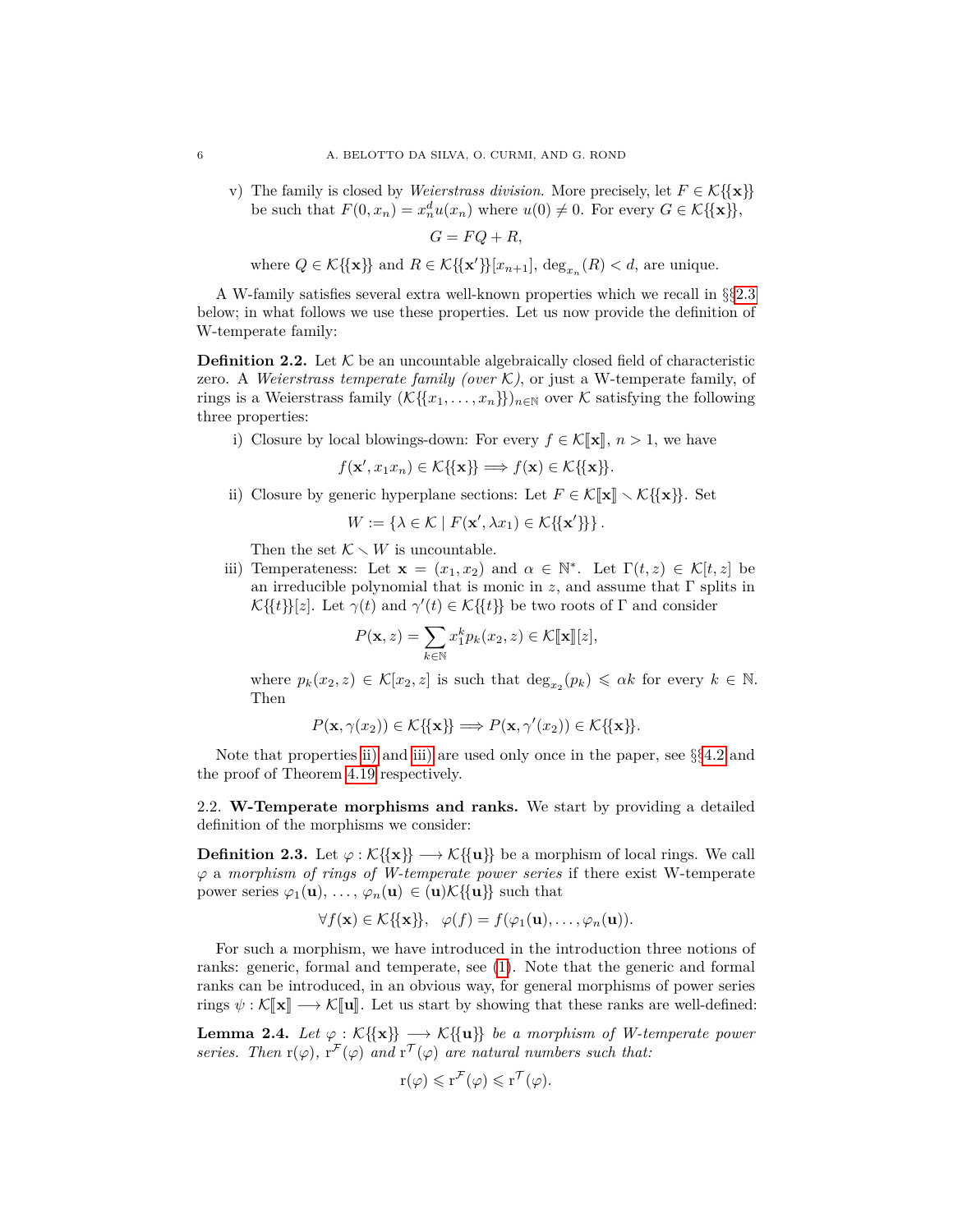v) The family is closed by *Weierstrass division*. More precisely, let $F \in \mathcal{K}\{\{\mathbf{x}\}\}$ be such that $F(0, x_n) = x_n^d u(x_n)$ where $u(0) \neq 0$. For every $G \in \mathcal{K}\{\{\mathbf{x}\}\}$,

$$G = FQ + R,$$

where $Q \in \mathcal{K}\{\{\mathbf{x}\}\}$ and $R \in \mathcal{K}\{\{\mathbf{x}'\}\}[x_{n+1}]$, $\deg_{x_n}(R) < d$, are unique.

A W-family satisfies several extra well-known properties which we recall in §§2.3 below; in what follows we use these properties. Let us now provide the definition of W-temperate family:

**Definition 2.2.** Let $\mathcal{K}$ be an uncountable algebraically closed field of characteristic zero. A *Weierstrass temperate family (over $\mathcal{K}$)*, or just a W-temperate family, of rings is a Weierstrass family $(\mathcal{K}\{\{x_1, \ldots, x_n\}\})_{n\in\mathbb{N}}$ over $\mathcal{K}$ satisfying the following three properties:

i) Closure by local blowings-down: For every $f \in \mathcal{K}[\![\mathbf{x}]\!]$, $n > 1$, we have

$$f(\mathbf{x}', x_1 x_n) \in \mathcal{K}\{\{\mathbf{x}\}\} \Longrightarrow f(\mathbf{x}) \in \mathcal{K}\{\{\mathbf{x}\}\}.$$

ii) Closure by generic hyperplane sections: Let $F \in \mathcal{K}[\![\mathbf{x}]\!] \smallsetminus \mathcal{K}\{\{\mathbf{x}\}\}$. Set

$$W := \{\lambda \in \mathcal{K} \mid F(\mathbf{x}', \lambda x_1) \in \mathcal{K}\{\{\mathbf{x}'\}\}\}.$$

Then the set $\mathcal{K} \smallsetminus W$ is uncountable.

iii) Temperateness: Let $\mathbf{x} = (x_1, x_2)$ and $\alpha \in \mathbb{N}^*$. Let $\Gamma(t, z) \in \mathcal{K}[t, z]$ be an irreducible polynomial that is monic in $z$, and assume that $\Gamma$ splits in $\mathcal{K}\{\{t\}\}[z]$. Let $\gamma(t)$ and $\gamma'(t) \in \mathcal{K}\{\{t\}\}$ be two roots of $\Gamma$ and consider

$$P(\mathbf{x}, z) = \sum_{k\in\mathbb{N}} x_1^k p_k(x_2, z) \in \mathcal{K}[\![\mathbf{x}]\!][z],$$

where $p_k(x_2, z) \in \mathcal{K}[x_2, z]$ is such that $\deg_{x_2}(p_k) \leqslant \alpha k$ for every $k \in \mathbb{N}$. Then

$$P(\mathbf{x}, \gamma(x_2)) \in \mathcal{K}\{\{\mathbf{x}\}\} \Longrightarrow P(\mathbf{x}, \gamma'(x_2)) \in \mathcal{K}\{\{\mathbf{x}\}\}.$$

Note that properties ii) and iii) are used only once in the paper, see §§4.2 and the proof of Theorem 4.19 respectively.

## 2.2. W-Temperate morphisms and ranks.

We start by providing a detailed definition of the morphisms we consider:

**Definition 2.3.** Let $\varphi : \mathcal{K}\{\{\mathbf{x}\}\} \longrightarrow \mathcal{K}\{\{\mathbf{u}\}\}$ be a morphism of local rings. We call $\varphi$ a *morphism of rings of W-temperate power series* if there exist W-temperate power series $\varphi_1(\mathbf{u}), \ldots, \varphi_n(\mathbf{u}) \in (\mathbf{u})\mathcal{K}\{\{\mathbf{u}\}\}$ such that

$$\forall f(\mathbf{x}) \in \mathcal{K}\{\{\mathbf{x}\}\}, \quad \varphi(f) = f(\varphi_1(\mathbf{u}), \ldots, \varphi_n(\mathbf{u})).$$

For such a morphism, we have introduced in the introduction three notions of ranks: generic, formal and temperate, see (1). Note that the generic and formal ranks can be introduced, in an obvious way, for general morphisms of power series rings $\psi : \mathcal{K}[\![\mathbf{x}]\!] \longrightarrow \mathcal{K}[\![\mathbf{u}]\!]$. Let us start by showing that these ranks are well-defined:

**Lemma 2.4.** *Let $\varphi : \mathcal{K}\{\{\mathbf{x}\}\} \longrightarrow \mathcal{K}\{\{\mathbf{u}\}\}$ be a morphism of W-temperate power series. Then $\mathrm{r}(\varphi)$, $\mathrm{r}^{\mathcal{F}}(\varphi)$ and $\mathrm{r}^{\mathcal{T}}(\varphi)$ are natural numbers such that:*

$$\mathrm{r}(\varphi) \leqslant \mathrm{r}^{\mathcal{F}}(\varphi) \leqslant \mathrm{r}^{\mathcal{T}}(\varphi).$$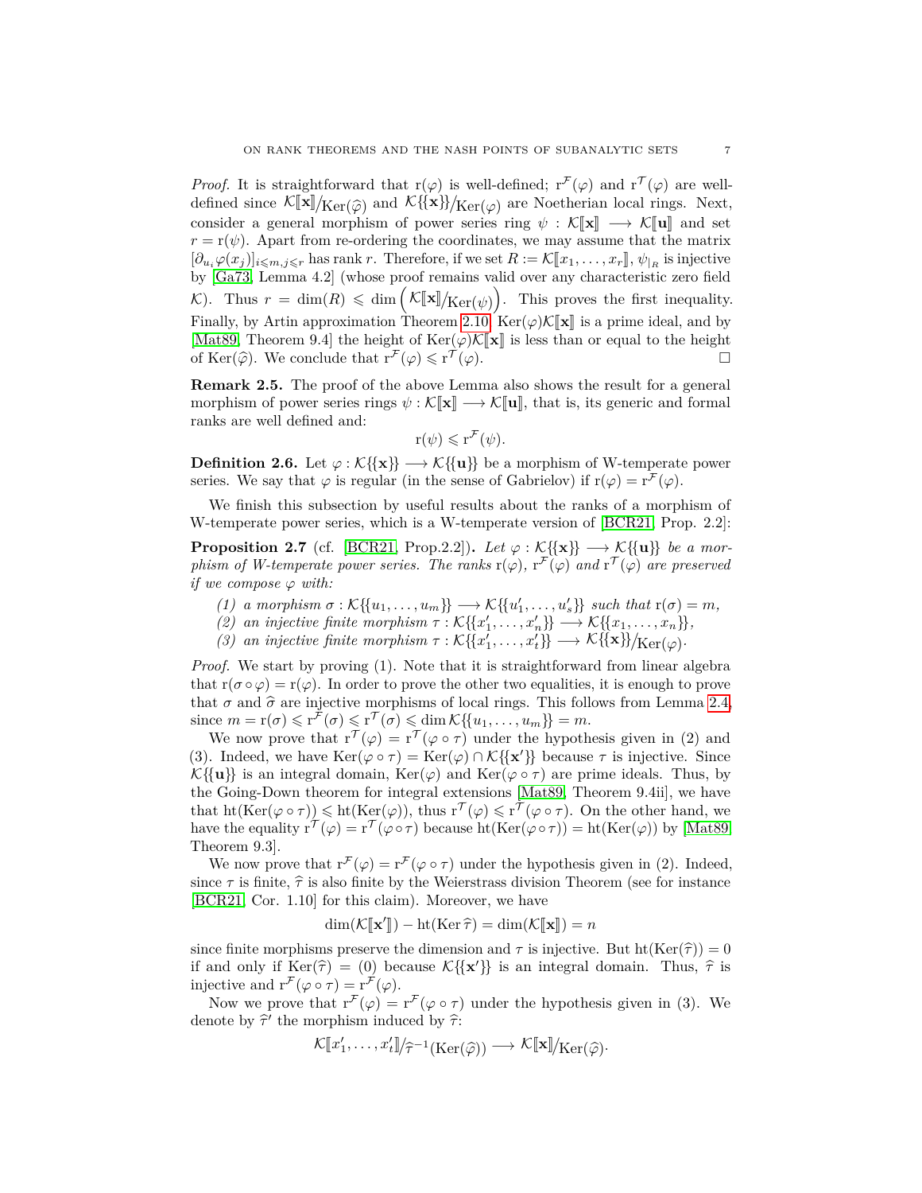*Proof.* It is straightforward that $\mathrm{r}(\varphi)$ is well-defined; $\mathrm{r}^{\mathcal{F}}(\varphi)$ and $\mathrm{r}^{\mathcal{T}}(\varphi)$ are well-defined since $\mathcal{K}[\![\mathbf{x}]\!]/_{\mathrm{Ker}(\widehat{\varphi})}$ and $\mathcal{K}\{\{\mathbf{x}\}\}/_{\mathrm{Ker}(\varphi)}$ are Noetherian local rings. Next, consider a general morphism of power series ring $\psi : \mathcal{K}[\![\mathbf{x}]\!] \longrightarrow \mathcal{K}[\![\mathbf{u}]\!]$ and set $r = \mathrm{r}(\psi)$. Apart from re-ordering the coordinates, we may assume that the matrix $[\partial_{u_i}\varphi(x_j)]_{i\leqslant m, j\leqslant r}$ has rank $r$. Therefore, if we set $R := \mathcal{K}[\![x_1,\ldots,x_r]\!]$, $\psi_{|_R}$ is injective by [Ga73, Lemma 4.2] (whose proof remains valid over any characteristic zero field $\mathcal{K}$). Thus $r = \dim(R) \leqslant \dim\left(\mathcal{K}[\![\mathbf{x}]\!]/_{\mathrm{Ker}(\psi)}\right)$. This proves the first inequality. Finally, by Artin approximation Theorem 2.10, $\mathrm{Ker}(\varphi)\mathcal{K}[\![\mathbf{x}]\!]$ is a prime ideal, and by [Mat89, Theorem 9.4] the height of $\mathrm{Ker}(\varphi)\mathcal{K}[\![\mathbf{x}]\!]$ is less than or equal to the height of $\mathrm{Ker}(\widehat{\varphi})$. We conclude that $\mathrm{r}^{\mathcal{F}}(\varphi) \leqslant \mathrm{r}^{\mathcal{T}}(\varphi)$. □

**Remark 2.5.** The proof of the above Lemma also shows the result for a general morphism of power series rings $\psi : \mathcal{K}[\![\mathbf{x}]\!] \longrightarrow \mathcal{K}[\![\mathbf{u}]\!]$, that is, its generic and formal ranks are well defined and:

$$\mathrm{r}(\psi) \leqslant \mathrm{r}^{\mathcal{F}}(\psi).$$

**Definition 2.6.** Let $\varphi : \mathcal{K}\{\{\mathbf{x}\}\} \longrightarrow \mathcal{K}\{\{\mathbf{u}\}\}$ be a morphism of W-temperate power series. We say that $\varphi$ is regular (in the sense of Gabrielov) if $\mathrm{r}(\varphi) = \mathrm{r}^{\mathcal{F}}(\varphi)$.

We finish this subsection by useful results about the ranks of a morphism of W-temperate power series, which is a W-temperate version of [BCR21, Prop. 2.2]:

**Proposition 2.7** (cf. [BCR21, Prop.2.2])**.** *Let $\varphi : \mathcal{K}\{\{\mathbf{x}\}\} \longrightarrow \mathcal{K}\{\{\mathbf{u}\}\}$ be a morphism of W-temperate power series. The ranks $\mathrm{r}(\varphi)$, $\mathrm{r}^{\mathcal{F}}(\varphi)$ and $\mathrm{r}^{\mathcal{T}}(\varphi)$ are preserved if we compose $\varphi$ with:*

1. *a morphism $\sigma : \mathcal{K}\{\{u_1,\ldots,u_m\}\} \longrightarrow \mathcal{K}\{\{u'_1,\ldots,u'_s\}\}$ such that $\mathrm{r}(\sigma) = m$,*
2. *an injective finite morphism $\tau : \mathcal{K}\{\{x'_1,\ldots,x'_n\}\} \longrightarrow \mathcal{K}\{\{x_1,\ldots,x_n\}\}$,*
3. *an injective finite morphism $\tau : \mathcal{K}\{\{x'_1,\ldots,x'_t\}\} \longrightarrow \mathcal{K}\{\{\mathbf{x}\}\}/_{\mathrm{Ker}(\varphi)}$.*

*Proof.* We start by proving (1). Note that it is straightforward from linear algebra that $\mathrm{r}(\sigma\circ\varphi) = \mathrm{r}(\varphi)$. In order to prove the other two equalities, it is enough to prove that $\sigma$ and $\widehat{\sigma}$ are injective morphisms of local rings. This follows from Lemma 2.4, since $m = \mathrm{r}(\sigma) \leqslant \mathrm{r}^{\mathcal{F}}(\sigma) \leqslant \mathrm{r}^{\mathcal{T}}(\sigma) \leqslant \dim \mathcal{K}\{\{u_1,\ldots,u_m\}\} = m$.

We now prove that $\mathrm{r}^{\mathcal{T}}(\varphi) = \mathrm{r}^{\mathcal{T}}(\varphi\circ\tau)$ under the hypothesis given in (2) and (3). Indeed, we have $\mathrm{Ker}(\varphi\circ\tau) = \mathrm{Ker}(\varphi)\cap\mathcal{K}\{\{\mathbf{x}'\}\}$ because $\tau$ is injective. Since $\mathcal{K}\{\{\mathbf{u}\}\}$ is an integral domain, $\mathrm{Ker}(\varphi)$ and $\mathrm{Ker}(\varphi\circ\tau)$ are prime ideals. Thus, by the Going-Down theorem for integral extensions [Mat89, Theorem 9.4ii], we have that $\mathrm{ht}(\mathrm{Ker}(\varphi\circ\tau)) \leqslant \mathrm{ht}(\mathrm{Ker}(\varphi))$, thus $\mathrm{r}^{\mathcal{T}}(\varphi) \leqslant \mathrm{r}^{\mathcal{T}}(\varphi\circ\tau)$. On the other hand, we have the equality $\mathrm{r}^{\mathcal{T}}(\varphi) = \mathrm{r}^{\mathcal{T}}(\varphi\circ\tau)$ because $\mathrm{ht}(\mathrm{Ker}(\varphi\circ\tau)) = \mathrm{ht}(\mathrm{Ker}(\varphi))$ by [Mat89, Theorem 9.3].

We now prove that $\mathrm{r}^{\mathcal{F}}(\varphi) = \mathrm{r}^{\mathcal{F}}(\varphi\circ\tau)$ under the hypothesis given in (2). Indeed, since $\tau$ is finite, $\widehat{\tau}$ is also finite by the Weierstrass division Theorem (see for instance [BCR21, Cor. 1.10] for this claim). Moreover, we have

$$\dim(\mathcal{K}[\![\mathbf{x}']\!]) - \mathrm{ht}(\mathrm{Ker}\,\widehat{\tau}) = \dim(\mathcal{K}[\![\mathbf{x}]\!]) = n$$

since finite morphisms preserve the dimension and $\tau$ is injective. But $\mathrm{ht}(\mathrm{Ker}(\widehat{\tau})) = 0$ if and only if $\mathrm{Ker}(\widehat{\tau}) = (0)$ because $\mathcal{K}\{\{\mathbf{x}'\}\}$ is an integral domain. Thus, $\widehat{\tau}$ is injective and $\mathrm{r}^{\mathcal{F}}(\varphi\circ\tau) = \mathrm{r}^{\mathcal{F}}(\varphi)$.

Now we prove that $\mathrm{r}^{\mathcal{F}}(\varphi) = \mathrm{r}^{\mathcal{F}}(\varphi\circ\tau)$ under the hypothesis given in (3). We denote by $\widehat{\tau}'$ the morphism induced by $\widehat{\tau}$:

$$\mathcal{K}[\![x'_1,\ldots,x'_t]\!]/_{\widehat{\tau}^{-1}(\mathrm{Ker}(\widehat{\varphi}))} \longrightarrow \mathcal{K}[\![\mathbf{x}]\!]/_{\mathrm{Ker}(\widehat{\varphi})}.$$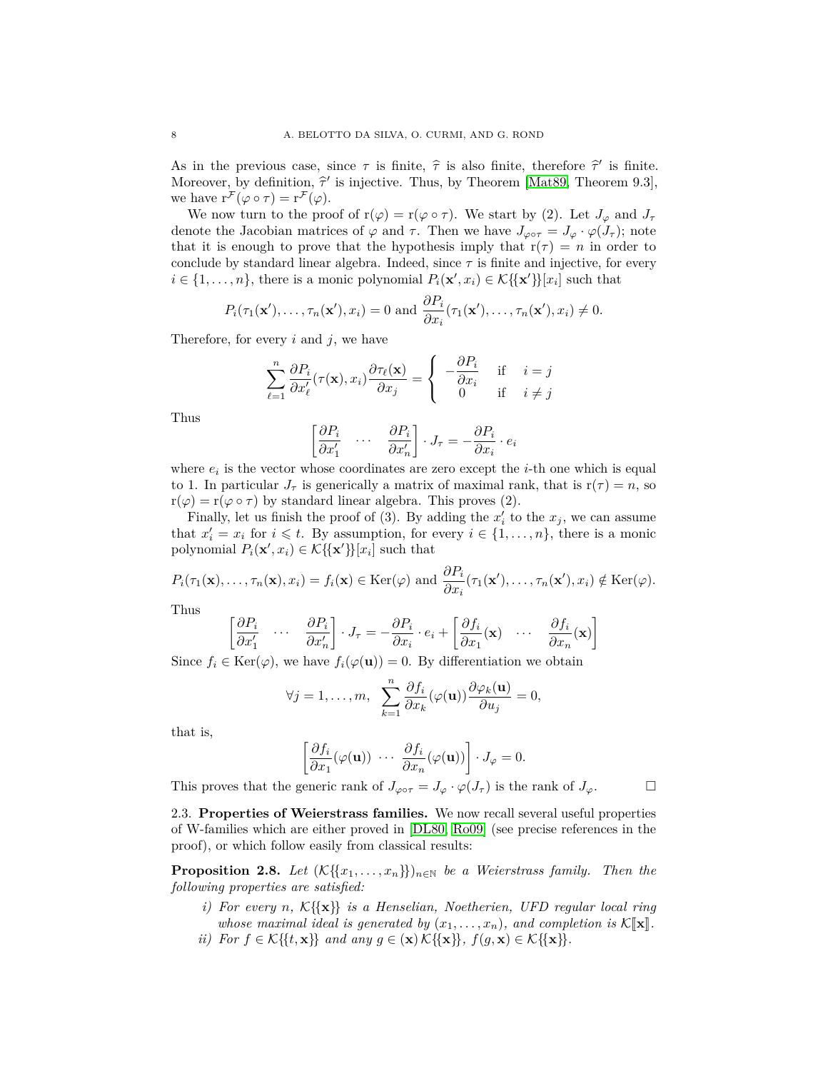As in the previous case, since $\tau$ is finite, $\widehat{\tau}$ is also finite, therefore $\widehat{\tau}'$ is finite. Moreover, by definition, $\widehat{\tau}'$ is injective. Thus, by Theorem [Mat89, Theorem 9.3], we have $\mathrm{r}^{\mathcal{F}}(\varphi\circ\tau)=\mathrm{r}^{\mathcal{F}}(\varphi)$.

We now turn to the proof of $\mathrm{r}(\varphi)=\mathrm{r}(\varphi\circ\tau)$. We start by (2). Let $J_\varphi$ and $J_\tau$ denote the Jacobian matrices of $\varphi$ and $\tau$. Then we have $J_{\varphi\circ\tau}=J_\varphi\cdot\varphi(J_\tau)$; note that it is enough to prove that the hypothesis imply that $\mathrm{r}(\tau)=n$ in order to conclude by standard linear algebra. Indeed, since $\tau$ is finite and injective, for every $i\in\{1,\ldots,n\}$, there is a monic polynomial $P_i(\mathbf{x}',x_i)\in\mathcal{K}\{\{\mathbf{x}'\}\}[x_i]$ such that

$$P_i(\tau_1(\mathbf{x}'),\ldots,\tau_n(\mathbf{x}'),x_i)=0 \text{ and } \frac{\partial P_i}{\partial x_i}(\tau_1(\mathbf{x}'),\ldots,\tau_n(\mathbf{x}'),x_i)\neq 0.$$

Therefore, for every $i$ and $j$, we have

$$\sum_{\ell=1}^{n}\frac{\partial P_i}{\partial x'_\ell}(\tau(\mathbf{x}),x_i)\frac{\partial\tau_\ell(\mathbf{x})}{\partial x_j}=\begin{cases}-\dfrac{\partial P_i}{\partial x_i} & \text{if } \quad i=j\\ 0 & \text{if } \quad i\neq j\end{cases}$$

Thus

$$\begin{bmatrix}\dfrac{\partial P_i}{\partial x'_1} & \cdots & \dfrac{\partial P_i}{\partial x'_n}\end{bmatrix}\cdot J_\tau=-\frac{\partial P_i}{\partial x_i}\cdot e_i$$

where $e_i$ is the vector whose coordinates are zero except the $i$-th one which is equal to 1. In particular $J_\tau$ is generically a matrix of maximal rank, that is $\mathrm{r}(\tau)=n$, so $\mathrm{r}(\varphi)=\mathrm{r}(\varphi\circ\tau)$ by standard linear algebra. This proves (2).

Finally, let us finish the proof of (3). By adding the $x'_i$ to the $x_j$, we can assume that $x'_i=x_i$ for $i\leqslant t$. By assumption, for every $i\in\{1,\ldots,n\}$, there is a monic polynomial $P_i(\mathbf{x}',x_i)\in\mathcal{K}\{\{\mathbf{x}'\}\}[x_i]$ such that

$$P_i(\tau_1(\mathbf{x}),\ldots,\tau_n(\mathbf{x}),x_i)=f_i(\mathbf{x})\in\mathrm{Ker}(\varphi) \text{ and } \frac{\partial P_i}{\partial x_i}(\tau_1(\mathbf{x}'),\ldots,\tau_n(\mathbf{x}'),x_i)\notin\mathrm{Ker}(\varphi).$$

Thus

$$\begin{bmatrix}\dfrac{\partial P_i}{\partial x'_1} & \cdots & \dfrac{\partial P_i}{\partial x'_n}\end{bmatrix}\cdot J_\tau=-\frac{\partial P_i}{\partial x_i}\cdot e_i+\begin{bmatrix}\dfrac{\partial f_i}{\partial x_1}(\mathbf{x}) & \cdots & \dfrac{\partial f_i}{\partial x_n}(\mathbf{x})\end{bmatrix}$$

Since $f_i\in\mathrm{Ker}(\varphi)$, we have $f_i(\varphi(\mathbf{u}))=0$. By differentiation we obtain

$$\forall j=1,\ldots,m,\ \ \sum_{k=1}^{n}\frac{\partial f_i}{\partial x_k}(\varphi(\mathbf{u}))\frac{\partial\varphi_k(\mathbf{u})}{\partial u_j}=0,$$

that is,

$$\begin{bmatrix}\dfrac{\partial f_i}{\partial x_1}(\varphi(\mathbf{u})) & \cdots & \dfrac{\partial f_i}{\partial x_n}(\varphi(\mathbf{u}))\end{bmatrix}\cdot J_\varphi=0.$$

This proves that the generic rank of $J_{\varphi\circ\tau}=J_\varphi\cdot\varphi(J_\tau)$ is the rank of $J_\varphi$. □

### 2.3. Properties of Weierstrass families.

We now recall several useful properties of W-families which are either proved in [DL80, Ro09] (see precise references in the proof), or which follow easily from classical results:

**Proposition 2.8.** *Let $(\mathcal{K}\{\{x_1,\ldots,x_n\}\})_{n\in\mathbb{N}}$ be a Weierstrass family. Then the following properties are satisfied:*

*i) For every $n$, $\mathcal{K}\{\{\mathbf{x}\}\}$ is a Henselian, Noetherien, UFD regular local ring whose maximal ideal is generated by $(x_1,\ldots,x_n)$, and completion is $\mathcal{K}[\![\mathbf{x}]\!]$.*

*ii) For $f\in\mathcal{K}\{\{t,\mathbf{x}\}\}$ and any $g\in(\mathbf{x})\,\mathcal{K}\{\{\mathbf{x}\}\}$, $f(g,\mathbf{x})\in\mathcal{K}\{\{\mathbf{x}\}\}$.*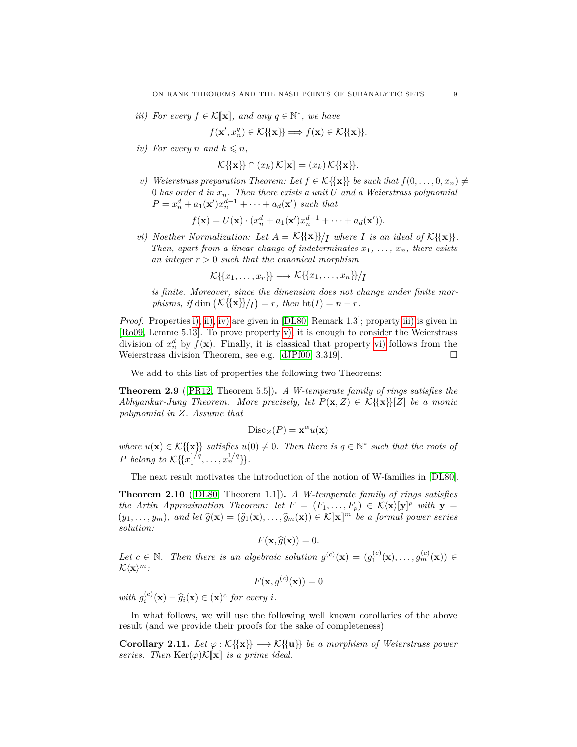*iii) For every $f \in \mathcal{K}[\![\mathbf{x}]\!]$, and any $q \in \mathbb{N}^*$, we have*

$$f(\mathbf{x}', x_n^q) \in \mathcal{K}\{\{\mathbf{x}\}\} \Longrightarrow f(\mathbf{x}) \in \mathcal{K}\{\{\mathbf{x}\}\}.$$

*iv) For every $n$ and $k \leqslant n$,*

$$\mathcal{K}\{\{\mathbf{x}\}\} \cap (x_k)\,\mathcal{K}[\![\mathbf{x}]\!] = (x_k)\,\mathcal{K}\{\{\mathbf{x}\}\}.$$

*v) Weierstrass preparation Theorem: Let $f \in \mathcal{K}\{\{\mathbf{x}\}\}$ be such that $f(0,\ldots,0,x_n) \neq 0$ has order $d$ in $x_n$. Then there exists a unit $U$ and a Weierstrass polynomial $P = x_n^d + a_1(\mathbf{x}')x_n^{d-1} + \cdots + a_d(\mathbf{x}')$ such that*

$$f(\mathbf{x}) = U(\mathbf{x}) \cdot (x_n^d + a_1(\mathbf{x}')x_n^{d-1} + \cdots + a_d(\mathbf{x}')).$$

*vi) Noether Normalization: Let $A = \mathcal{K}\{\{\mathbf{x}\}\}/_I$ where $I$ is an ideal of $\mathcal{K}\{\{\mathbf{x}\}\}$. Then, apart from a linear change of indeterminates $x_1, \ldots, x_n$, there exists an integer $r > 0$ such that the canonical morphism*

$$\mathcal{K}\{\{x_1,\ldots,x_r\}\} \longrightarrow \mathcal{K}\{\{x_1,\ldots,x_n\}\}/_I$$

*is finite. Moreover, since the dimension does not change under finite morphisms, if $\dim\left(\mathcal{K}\{\{\mathbf{x}\}\}/_I\right) = r$, then $\operatorname{ht}(I) = n - r$.*

*Proof.* Properties i), ii), iv) are given in [DL80, Remark 1.3]; property iii) is given in [Ro09, Lemme 5.13]. To prove property v), it is enough to consider the Weierstrass division of $x_n^d$ by $f(\mathbf{x})$. Finally, it is classical that property vi) follows from the Weierstrass division Theorem, see e.g. [dJPf00, 3.319]. □

We add to this list of properties the following two Theorems:

**Theorem 2.9** ([PR12, Theorem 5.5])**.** *A W-temperate family of rings satisfies the Abhyankar-Jung Theorem. More precisely, let $P(\mathbf{x}, Z) \in \mathcal{K}\{\{\mathbf{x}\}\}[Z]$ be a monic polynomial in $Z$. Assume that*

$$\operatorname{Disc}_Z(P) = \mathbf{x}^\alpha u(\mathbf{x})$$

*where $u(\mathbf{x}) \in \mathcal{K}\{\{\mathbf{x}\}\}$ satisfies $u(0) \neq 0$. Then there is $q \in \mathbb{N}^*$ such that the roots of $P$ belong to $\mathcal{K}\{\{x_1^{1/q}, \ldots, x_n^{1/q}\}\}$.*

The next result motivates the introduction of the notion of W-families in [DL80].

**Theorem 2.10** ([DL80, Theorem 1.1])**.** *A W-temperate family of rings satisfies the Artin Approximation Theorem: let $F = (F_1, \ldots, F_p) \in \mathcal{K}\langle\mathbf{x}\rangle[\mathbf{y}]^p$ with $\mathbf{y} = (y_1, \ldots, y_m)$, and let $\widehat{g}(\mathbf{x}) = (\widehat{g}_1(\mathbf{x}), \ldots, \widehat{g}_m(\mathbf{x})) \in \mathcal{K}[\![\mathbf{x}]\!]^m$ be a formal power series solution:*

$$F(\mathbf{x}, \widehat{g}(\mathbf{x})) = 0.$$

*Let $c \in \mathbb{N}$. Then there is an algebraic solution $g^{(c)}(\mathbf{x}) = (g_1^{(c)}(\mathbf{x}), \ldots, g_m^{(c)}(\mathbf{x})) \in \mathcal{K}\langle\mathbf{x}\rangle^m$:*

$$F(\mathbf{x}, g^{(c)}(\mathbf{x})) = 0$$

*with $g_i^{(c)}(\mathbf{x}) - \widehat{g}_i(\mathbf{x}) \in (\mathbf{x})^c$ for every $i$.*

In what follows, we will use the following well known corollaries of the above result (and we provide their proofs for the sake of completeness).

**Corollary 2.11.** *Let $\varphi : \mathcal{K}\{\{\mathbf{x}\}\} \longrightarrow \mathcal{K}\{\{\mathbf{u}\}\}$ be a morphism of Weierstrass power series. Then $\operatorname{Ker}(\varphi)\mathcal{K}[\![\mathbf{x}]\!]$ is a prime ideal.*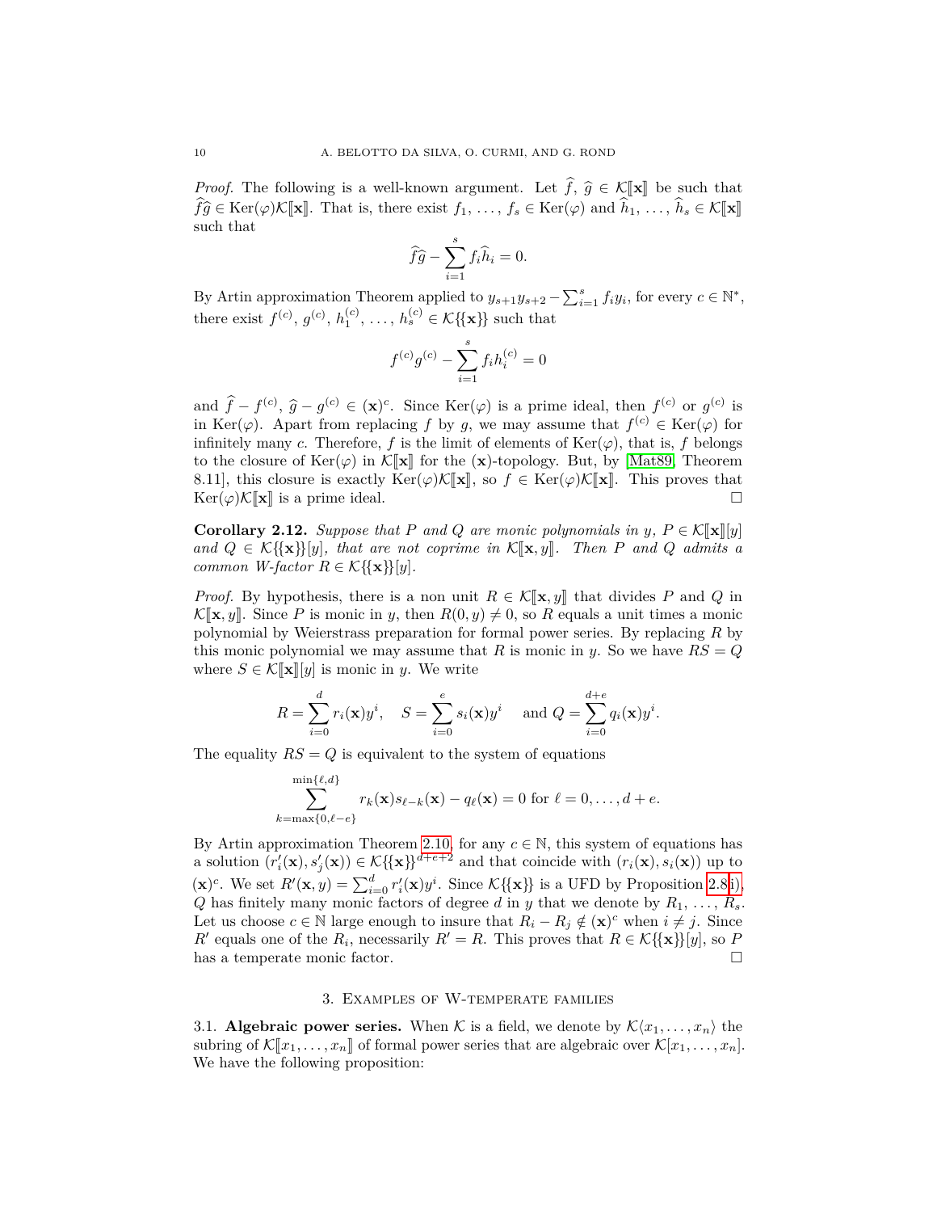*Proof.* The following is a well-known argument. Let $\widehat{f}$, $\widehat{g} \in \mathcal{K}[\![\mathbf{x}]\!]$ be such that $\widehat{f}\widehat{g} \in \operatorname{Ker}(\varphi)\mathcal{K}[\![\mathbf{x}]\!]$. That is, there exist $f_1, \ldots, f_s \in \operatorname{Ker}(\varphi)$ and $\widehat{h}_1, \ldots, \widehat{h}_s \in \mathcal{K}[\![\mathbf{x}]\!]$ such that

$$\widehat{f}\widehat{g} - \sum_{i=1}^{s} f_i \widehat{h}_i = 0.$$

By Artin approximation Theorem applied to $y_{s+1}y_{s+2} - \sum_{i=1}^{s} f_i y_i$, for every $c \in \mathbb{N}^*$, there exist $f^{(c)}, g^{(c)}, h_1^{(c)}, \ldots, h_s^{(c)} \in \mathcal{K}\{\{\mathbf{x}\}\}$ such that

$$f^{(c)}g^{(c)} - \sum_{i=1}^{s} f_i h_i^{(c)} = 0$$

and $\widehat{f} - f^{(c)}, \widehat{g} - g^{(c)} \in (\mathbf{x})^c$. Since $\operatorname{Ker}(\varphi)$ is a prime ideal, then $f^{(c)}$ or $g^{(c)}$ is in $\operatorname{Ker}(\varphi)$. Apart from replacing $f$ by $g$, we may assume that $f^{(c)} \in \operatorname{Ker}(\varphi)$ for infinitely many $c$. Therefore, $f$ is the limit of elements of $\operatorname{Ker}(\varphi)$, that is, $f$ belongs to the closure of $\operatorname{Ker}(\varphi)$ in $\mathcal{K}[\![\mathbf{x}]\!]$ for the $(\mathbf{x})$-topology. But, by [Mat89, Theorem 8.11], this closure is exactly $\operatorname{Ker}(\varphi)\mathcal{K}[\![\mathbf{x}]\!]$, so $f \in \operatorname{Ker}(\varphi)\mathcal{K}[\![\mathbf{x}]\!]$. This proves that $\operatorname{Ker}(\varphi)\mathcal{K}[\![\mathbf{x}]\!]$ is a prime ideal. □

**Corollary 2.12.** *Suppose that $P$ and $Q$ are monic polynomials in $y$, $P \in \mathcal{K}[\![\mathbf{x}]\!][y]$ and $Q \in \mathcal{K}\{\{\mathbf{x}\}\}[y]$, that are not coprime in $\mathcal{K}[\![\mathbf{x}, y]\!]$. Then $P$ and $Q$ admits a common W-factor $R \in \mathcal{K}\{\{\mathbf{x}\}\}[y]$.*

*Proof.* By hypothesis, there is a non unit $R \in \mathcal{K}[\![\mathbf{x}, y]\!]$ that divides $P$ and $Q$ in $\mathcal{K}[\![\mathbf{x}, y]\!]$. Since $P$ is monic in $y$, then $R(0, y) \neq 0$, so $R$ equals a unit times a monic polynomial by Weierstrass preparation for formal power series. By replacing $R$ by this monic polynomial we may assume that $R$ is monic in $y$. So we have $RS = Q$ where $S \in \mathcal{K}[\![\mathbf{x}]\!][y]$ is monic in $y$. We write

$$R = \sum_{i=0}^{d} r_i(\mathbf{x})y^i, \quad S = \sum_{i=0}^{e} s_i(\mathbf{x})y^i \quad \text{ and } Q = \sum_{i=0}^{d+e} q_i(\mathbf{x})y^i.$$

The equality $RS = Q$ is equivalent to the system of equations

$$\sum_{k=\max\{0,\ell-e\}}^{\min\{\ell,d\}} r_k(\mathbf{x})s_{\ell-k}(\mathbf{x}) - q_\ell(\mathbf{x}) = 0 \text{ for } \ell = 0, \ldots, d+e.$$

By Artin approximation Theorem 2.10, for any $c \in \mathbb{N}$, this system of equations has a solution $(r_i'(\mathbf{x}), s_j'(\mathbf{x})) \in \mathcal{K}\{\{\mathbf{x}\}\}^{d+e+2}$ and that coincide with $(r_i(\mathbf{x}), s_i(\mathbf{x}))$ up to $(\mathbf{x})^c$. We set $R'(\mathbf{x}, y) = \sum_{i=0}^{d} r_i'(\mathbf{x})y^i$. Since $\mathcal{K}\{\{\mathbf{x}\}\}$ is a UFD by Proposition 2.8i), $Q$ has finitely many monic factors of degree $d$ in $y$ that we denote by $R_1, \ldots, R_s$. Let us choose $c \in \mathbb{N}$ large enough to insure that $R_i - R_j \notin (\mathbf{x})^c$ when $i \neq j$. Since $R'$ equals one of the $R_i$, necessarily $R' = R$. This proves that $R \in \mathcal{K}\{\{\mathbf{x}\}\}[y]$, so $P$ has a temperate monic factor. □

## 3. Examples of W-temperate families

3.1. **Algebraic power series.** When $\mathcal{K}$ is a field, we denote by $\mathcal{K}\langle x_1, \ldots, x_n \rangle$ the subring of $\mathcal{K}[\![x_1, \ldots, x_n]\!]$ of formal power series that are algebraic over $\mathcal{K}[x_1, \ldots, x_n]$. We have the following proposition: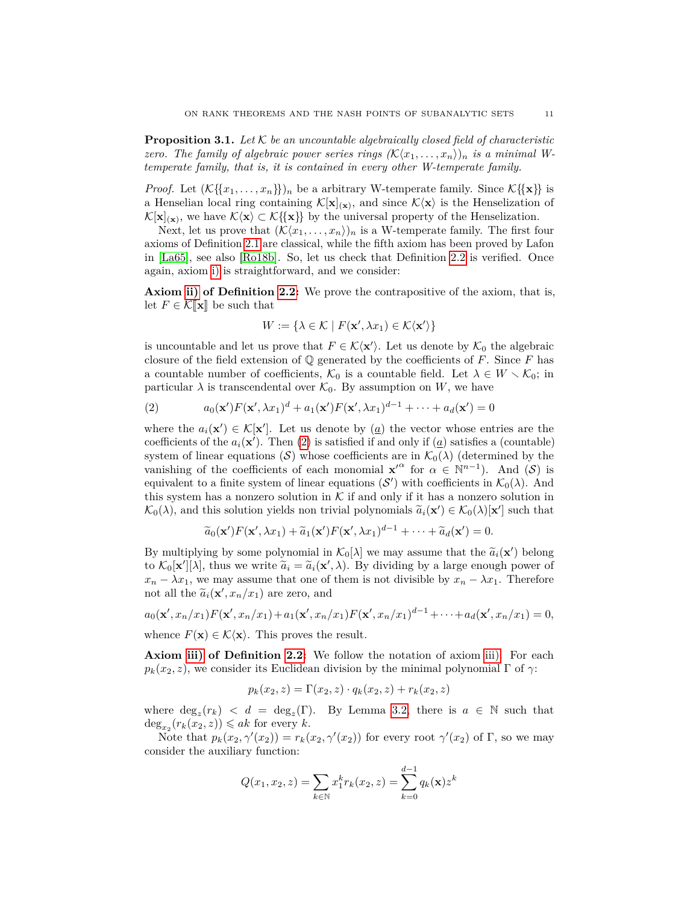**Proposition 3.1.** *Let $\mathcal{K}$ be an uncountable algebraically closed field of characteristic zero. The family of algebraic power series rings $(\mathcal{K}\langle x_1,\ldots,x_n\rangle)_n$ is a minimal W-temperate family, that is, it is contained in every other W-temperate family.*

*Proof.* Let $(\mathcal{K}\{\{x_1,\ldots,x_n\}\})_n$ be a arbitrary W-temperate family. Since $\mathcal{K}\{\{\mathbf{x}\}\}$ is a Henselian local ring containing $\mathcal{K}[\mathbf{x}]_{(\mathbf{x})}$, and since $\mathcal{K}\langle\mathbf{x}\rangle$ is the Henselization of $\mathcal{K}[\mathbf{x}]_{(\mathbf{x})}$, we have $\mathcal{K}\langle\mathbf{x}\rangle \subset \mathcal{K}\{\{\mathbf{x}\}\}$ by the universal property of the Henselization.

Next, let us prove that $(\mathcal{K}\langle x_1,\ldots,x_n\rangle)_n$ is a W-temperate family. The first four axioms of Definition 2.1 are classical, while the fifth axiom has been proved by Lafon in [La65], see also [Ro18b]. So, let us check that Definition 2.2 is verified. Once again, axiom i) is straightforward, and we consider:

**Axiom ii) of Definition 2.2:** We prove the contrapositive of the axiom, that is, let $F \in \mathcal{K}[\![\mathbf{x}]\!]$ be such that

$$W := \{\lambda \in \mathcal{K} \mid F(\mathbf{x}', \lambda x_1) \in \mathcal{K}\langle\mathbf{x}'\rangle\}$$

is uncountable and let us prove that $F \in \mathcal{K}\langle\mathbf{x}'\rangle$. Let us denote by $\mathcal{K}_0$ the algebraic closure of the field extension of $\mathbb{Q}$ generated by the coefficients of $F$. Since $F$ has a countable number of coefficients, $\mathcal{K}_0$ is a countable field. Let $\lambda \in W \setminus \mathcal{K}_0$; in particular $\lambda$ is transcendental over $\mathcal{K}_0$. By assumption on $W$, we have

$$a_0(\mathbf{x}')F(\mathbf{x}',\lambda x_1)^d + a_1(\mathbf{x}')F(\mathbf{x}',\lambda x_1)^{d-1} + \cdots + a_d(\mathbf{x}') = 0 \tag{2}$$

where the $a_i(\mathbf{x}') \in \mathcal{K}[\mathbf{x}']$. Let us denote by $(\underline{a})$ the vector whose entries are the coefficients of the $a_i(\mathbf{x}')$. Then (2) is satisfied if and only if $(\underline{a})$ satisfies a (countable) system of linear equations $(\mathcal{S})$ whose coefficients are in $\mathcal{K}_0(\lambda)$ (determined by the vanishing of the coefficients of each monomial ${\mathbf{x}'}^{\alpha}$ for $\alpha \in \mathbb{N}^{n-1}$). And $(\mathcal{S})$ is equivalent to a finite system of linear equations $(\mathcal{S}')$ with coefficients in $\mathcal{K}_0(\lambda)$. And this system has a nonzero solution in $\mathcal{K}$ if and only if it has a nonzero solution in $\mathcal{K}_0(\lambda)$, and this solution yields non trivial polynomials $\widetilde{a}_i(\mathbf{x}') \in \mathcal{K}_0(\lambda)[\mathbf{x}']$ such that

$$\widetilde{a}_0(\mathbf{x}')F(\mathbf{x}',\lambda x_1) + \widetilde{a}_1(\mathbf{x}')F(\mathbf{x}',\lambda x_1)^{d-1} + \cdots + \widetilde{a}_d(\mathbf{x}') = 0.$$

By multiplying by some polynomial in $\mathcal{K}_0[\lambda]$ we may assume that the $\widetilde{a}_i(\mathbf{x}')$ belong to $\mathcal{K}_0[\mathbf{x}'][\lambda]$, thus we write $\widetilde{a}_i = \widetilde{a}_i(\mathbf{x}',\lambda)$. By dividing by a large enough power of $x_n - \lambda x_1$, we may assume that one of them is not divisible by $x_n - \lambda x_1$. Therefore not all the $\widetilde{a}_i(\mathbf{x}', x_n/x_1)$ are zero, and

$$a_0(\mathbf{x}', x_n/x_1)F(\mathbf{x}', x_n/x_1) + a_1(\mathbf{x}', x_n/x_1)F(\mathbf{x}', x_n/x_1)^{d-1} + \cdots + a_d(\mathbf{x}', x_n/x_1) = 0,$$

whence $F(\mathbf{x}) \in \mathcal{K}\langle\mathbf{x}\rangle$. This proves the result.

**Axiom iii) of Definition 2.2:** We follow the notation of axiom iii). For each $p_k(x_2,z)$, we consider its Euclidean division by the minimal polynomial $\Gamma$ of $\gamma$:

$$p_k(x_2,z) = \Gamma(x_2,z)\cdot q_k(x_2,z) + r_k(x_2,z)$$

where $\deg_z(r_k) < d = \deg_z(\Gamma)$. By Lemma 3.2, there is $a \in \mathbb{N}$ such that $\deg_{x_2}(r_k(x_2,z)) \leqslant ak$ for every $k$.

Note that $p_k(x_2,\gamma'(x_2)) = r_k(x_2,\gamma'(x_2))$ for every root $\gamma'(x_2)$ of $\Gamma$, so we may consider the auxiliary function:

$$Q(x_1,x_2,z) = \sum_{k\in\mathbb{N}} x_1^k r_k(x_2,z) = \sum_{k=0}^{d-1} q_k(\mathbf{x})z^k$$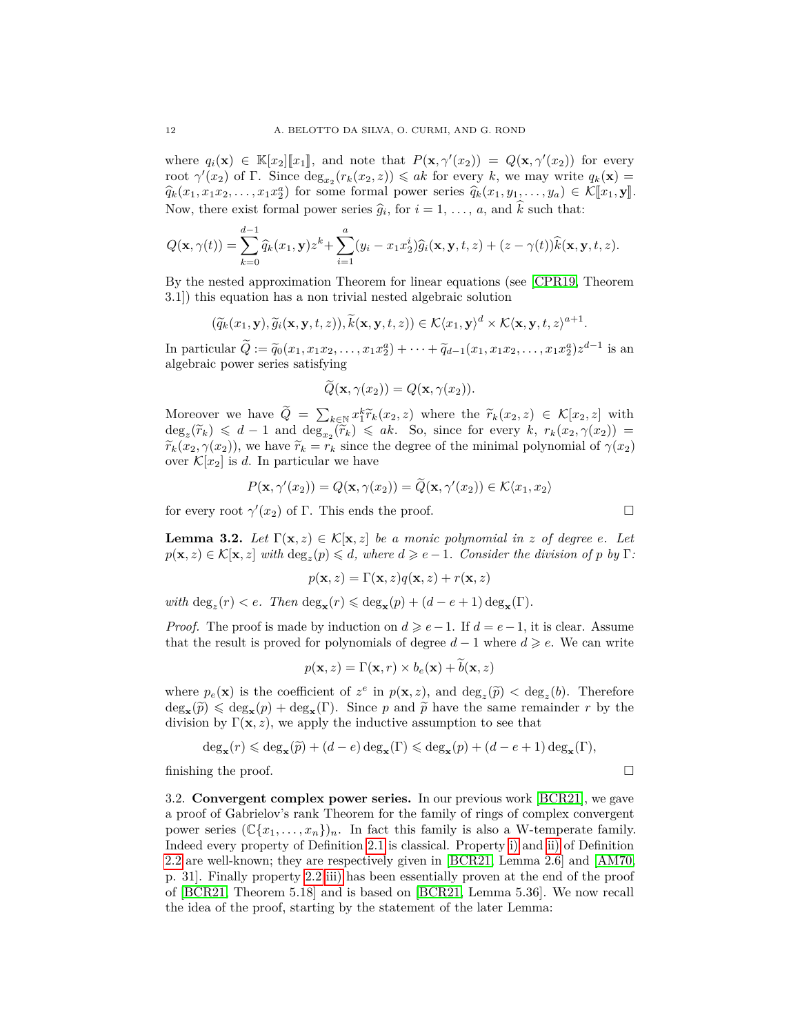where $q_i(\mathbf{x}) \in \mathbb{K}[x_2][\![x_1]\!]$, and note that $P(\mathbf{x},\gamma'(x_2)) = Q(\mathbf{x},\gamma'(x_2))$ for every root $\gamma'(x_2)$ of $\Gamma$. Since $\deg_{x_2}(r_k(x_2,z)) \leqslant ak$ for every $k$, we may write $q_k(\mathbf{x}) = \widehat{q}_k(x_1, x_1x_2, \ldots, x_1x_2^a)$ for some formal power series $\widehat{q}_k(x_1, y_1, \ldots, y_a) \in \mathcal{K}[\![x_1, \mathbf{y}]\!]$. Now, there exist formal power series $\widehat{g}_i$, for $i = 1, \ldots, a$, and $\widehat{k}$ such that:

$$Q(\mathbf{x},\gamma(t)) = \sum_{k=0}^{d-1} \widehat{q}_k(x_1,\mathbf{y})z^k + \sum_{i=1}^{a}(y_i - x_1x_2^i)\widehat{g}_i(\mathbf{x},\mathbf{y},t,z) + (z-\gamma(t))\widehat{k}(\mathbf{x},\mathbf{y},t,z).$$

By the nested approximation Theorem for linear equations (see [CPR19, Theorem 3.1]) this equation has a non trivial nested algebraic solution

$$(\widetilde{q}_k(x_1,\mathbf{y}), \widetilde{g}_i(\mathbf{x},\mathbf{y},t,z)), \widetilde{k}(\mathbf{x},\mathbf{y},t,z)) \in \mathcal{K}\langle x_1,\mathbf{y}\rangle^d \times \mathcal{K}\langle \mathbf{x},\mathbf{y},t,z\rangle^{a+1}.$$

In particular $\widetilde{Q} := \widetilde{q}_0(x_1, x_1x_2, \ldots, x_1x_2^a) + \cdots + \widetilde{q}_{d-1}(x_1, x_1x_2, \ldots, x_1x_2^a)z^{d-1}$ is an algebraic power series satisfying

$$\widetilde{Q}(\mathbf{x},\gamma(x_2)) = Q(\mathbf{x},\gamma(x_2)).$$

Moreover we have $\widetilde{Q} = \sum_{k\in\mathbb{N}} x_1^k \widetilde{r}_k(x_2,z)$ where the $\widetilde{r}_k(x_2,z) \in \mathcal{K}[x_2,z]$ with $\deg_z(\widetilde{r}_k) \leqslant d-1$ and $\deg_{x_2}(\widetilde{r}_k) \leqslant ak$. So, since for every $k$, $r_k(x_2,\gamma(x_2)) = \widetilde{r}_k(x_2,\gamma(x_2))$, we have $\widetilde{r}_k = r_k$ since the degree of the minimal polynomial of $\gamma(x_2)$ over $\mathcal{K}[x_2]$ is $d$. In particular we have

$$P(\mathbf{x},\gamma'(x_2)) = Q(\mathbf{x},\gamma(x_2)) = \widetilde{Q}(\mathbf{x},\gamma'(x_2)) \in \mathcal{K}\langle x_1,x_2\rangle$$

for every root $\gamma'(x_2)$ of $\Gamma$. This ends the proof. □

**Lemma 3.2.** *Let $\Gamma(\mathbf{x},z) \in \mathcal{K}[\mathbf{x},z]$ be a monic polynomial in $z$ of degree $e$. Let $p(\mathbf{x},z) \in \mathcal{K}[\mathbf{x},z]$ with $\deg_z(p) \leqslant d$, where $d \geqslant e-1$. Consider the division of $p$ by $\Gamma$:*

$$p(\mathbf{x},z) = \Gamma(\mathbf{x},z)q(\mathbf{x},z) + r(\mathbf{x},z)$$

*with $\deg_z(r) < e$. Then $\deg_{\mathbf{x}}(r) \leqslant \deg_{\mathbf{x}}(p) + (d-e+1)\deg_{\mathbf{x}}(\Gamma)$.*

*Proof.* The proof is made by induction on $d \geqslant e-1$. If $d = e-1$, it is clear. Assume that the result is proved for polynomials of degree $d-1$ where $d \geqslant e$. We can write

$$p(\mathbf{x},z) = \Gamma(\mathbf{x},r) \times b_e(\mathbf{x}) + \widetilde{b}(\mathbf{x},z)$$

where $p_e(\mathbf{x})$ is the coefficient of $z^e$ in $p(\mathbf{x},z)$, and $\deg_z(\widetilde{p}) < \deg_z(b)$. Therefore $\deg_{\mathbf{x}}(\widetilde{p}) \leqslant \deg_{\mathbf{x}}(p) + \deg_{\mathbf{x}}(\Gamma)$. Since $p$ and $\widetilde{p}$ have the same remainder $r$ by the division by $\Gamma(\mathbf{x},z)$, we apply the inductive assumption to see that

$$\deg_{\mathbf{x}}(r) \leqslant \deg_{\mathbf{x}}(\widetilde{p}) + (d-e)\deg_{\mathbf{x}}(\Gamma) \leqslant \deg_{\mathbf{x}}(p) + (d-e+1)\deg_{\mathbf{x}}(\Gamma),$$

finishing the proof. □

3.2. **Convergent complex power series.** In our previous work [BCR21], we gave a proof of Gabrielov's rank Theorem for the family of rings of complex convergent power series $(\mathbb{C}\{x_1,\ldots,x_n\})_n$. In fact this family is also a W-temperate family. Indeed every property of Definition 2.1 is classical. Property i) and ii) of Definition 2.2 are well-known; they are respectively given in [BCR21, Lemma 2.6] and [AM70, p. 31]. Finally property 2.2 iii) has been essentially proven at the end of the proof of [BCR21, Theorem 5.18] and is based on [BCR21, Lemma 5.36]. We now recall the idea of the proof, starting by the statement of the later Lemma: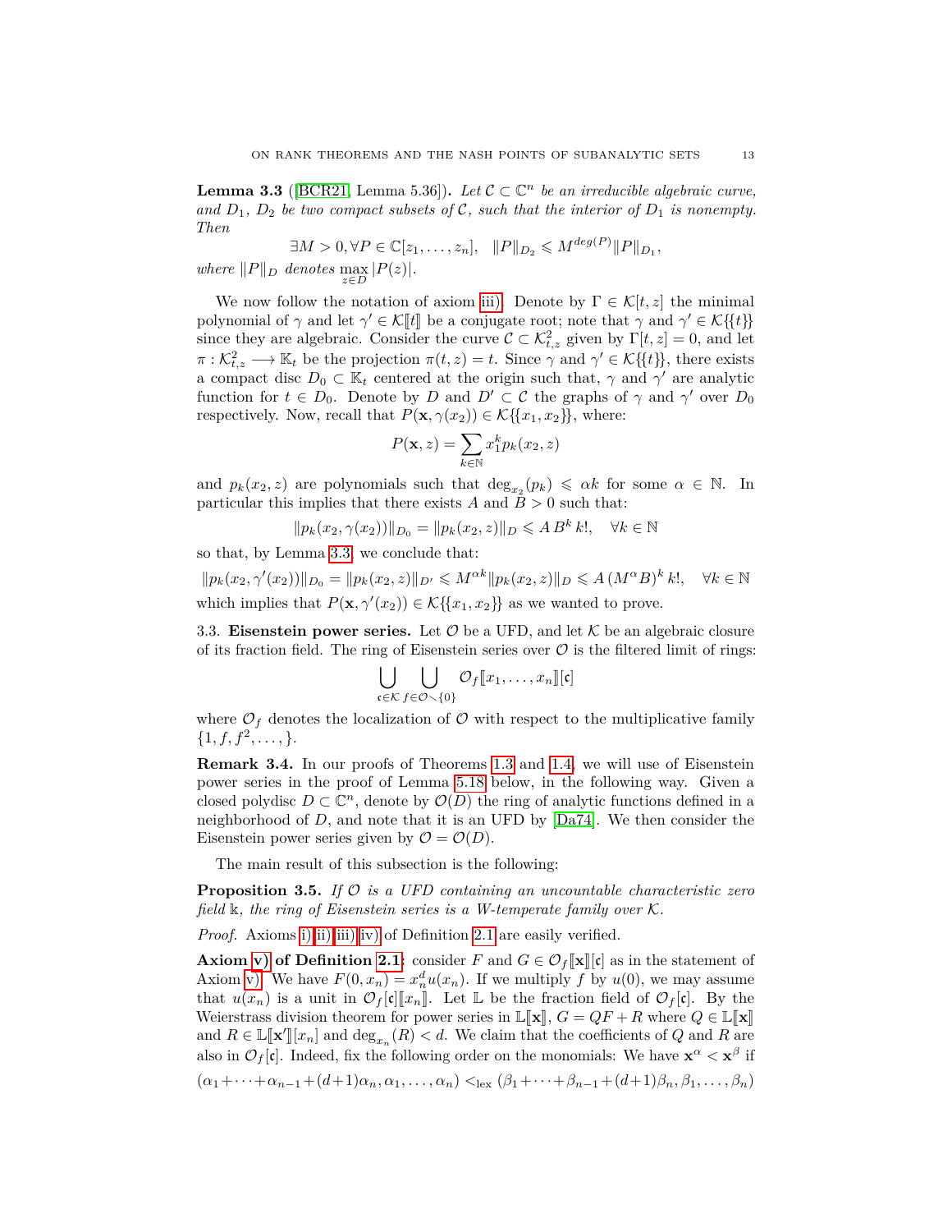**Lemma 3.3** ([BCR21, Lemma 5.36])**.** *Let $\mathcal{C} \subset \mathbb{C}^n$ be an irreducible algebraic curve, and $D_1$, $D_2$ be two compact subsets of $\mathcal{C}$, such that the interior of $D_1$ is nonempty. Then*

$$\exists M > 0, \forall P \in \mathbb{C}[z_1, \ldots, z_n], \quad \|P\|_{D_2} \leqslant M^{deg(P)} \|P\|_{D_1},$$

*where $\|P\|_D$ denotes $\max_{z \in D} |P(z)|$.*

We now follow the notation of axiom iii). Denote by $\Gamma \in \mathcal{K}[t, z]$ the minimal polynomial of $\gamma$ and let $\gamma' \in \mathcal{K}[\![t]\!]$ be a conjugate root; note that $\gamma$ and $\gamma' \in \mathcal{K}\{\{t\}\}$ since they are algebraic. Consider the curve $\mathcal{C} \subset \mathcal{K}^2_{t,z}$ given by $\Gamma[t, z] = 0$, and let $\pi : \mathcal{K}^2_{t,z} \longrightarrow \mathbb{K}_t$ be the projection $\pi(t, z) = t$. Since $\gamma$ and $\gamma' \in \mathcal{K}\{\{t\}\}$, there exists a compact disc $D_0 \subset \mathbb{K}_t$ centered at the origin such that, $\gamma$ and $\gamma'$ are analytic function for $t \in D_0$. Denote by $D$ and $D' \subset \mathcal{C}$ the graphs of $\gamma$ and $\gamma'$ over $D_0$ respectively. Now, recall that $P(\mathbf{x}, \gamma(x_2)) \in \mathcal{K}\{\{x_1, x_2\}\}$, where:

$$P(\mathbf{x}, z) = \sum_{k \in \mathbb{N}} x_1^k p_k(x_2, z)$$

and $p_k(x_2, z)$ are polynomials such that $\deg_{x_2}(p_k) \leqslant \alpha k$ for some $\alpha \in \mathbb{N}$. In particular this implies that there exists $A$ and $B > 0$ such that:

$$\|p_k(x_2, \gamma(x_2))\|_{D_0} = \|p_k(x_2, z)\|_D \leqslant A\, B^k\, k!, \quad \forall k \in \mathbb{N}$$

so that, by Lemma 3.3, we conclude that:

$$\|p_k(x_2, \gamma'(x_2))\|_{D_0} = \|p_k(x_2, z)\|_{D'} \leqslant M^{\alpha k} \|p_k(x_2, z)\|_D \leqslant A\, (M^\alpha B)^k\, k!, \quad \forall k \in \mathbb{N}$$

which implies that $P(\mathbf{x}, \gamma'(x_2)) \in \mathcal{K}\{\{x_1, x_2\}\}$ as we wanted to prove.

3.3. **Eisenstein power series.** Let $\mathcal{O}$ be a UFD, and let $\mathcal{K}$ be an algebraic closure of its fraction field. The ring of Eisenstein series over $\mathcal{O}$ is the filtered limit of rings:

$$\bigcup_{\mathfrak{c} \in \mathcal{K}} \bigcup_{f \in \mathcal{O} \smallsetminus \{0\}} \mathcal{O}_f[\![x_1, \ldots, x_n]\!][\mathfrak{c}]$$

where $\mathcal{O}_f$ denotes the localization of $\mathcal{O}$ with respect to the multiplicative family $\{1, f, f^2, \ldots, \}$.

**Remark 3.4.** In our proofs of Theorems 1.3 and 1.4, we will use of Eisenstein power series in the proof of Lemma 5.18 below, in the following way. Given a closed polydisc $D \subset \mathbb{C}^n$, denote by $\mathcal{O}(D)$ the ring of analytic functions defined in a neighborhood of $D$, and note that it is an UFD by [Da74]. We then consider the Eisenstein power series given by $\mathcal{O} = \mathcal{O}(D)$.

The main result of this subsection is the following:

**Proposition 3.5.** *If $\mathcal{O}$ is a UFD containing an uncountable characteristic zero field $\Bbbk$, the ring of Eisenstein series is a W-temperate family over $\mathcal{K}$.*

*Proof.* Axioms i) ii) iii) iv) of Definition 2.1 are easily verified.

**Axiom v) of Definition 2.1:** consider $F$ and $G \in \mathcal{O}_f[\![\mathbf{x}]\!][\mathfrak{c}]$ as in the statement of Axiom v). We have $F(0, x_n) = x_n^d u(x_n)$. If we multiply $f$ by $u(0)$, we may assume that $u(x_n)$ is a unit in $\mathcal{O}_f[\mathfrak{c}][\![x_n]\!]$. Let $\mathbb{L}$ be the fraction field of $\mathcal{O}_f[\mathfrak{c}]$. By the Weierstrass division theorem for power series in $\mathbb{L}[\![\mathbf{x}]\!]$, $G = QF + R$ where $Q \in \mathbb{L}[\![\mathbf{x}]\!]$ and $R \in \mathbb{L}[\![\mathbf{x}']\!][x_n]$ and $\deg_{x_n}(R) < d$. We claim that the coefficients of $Q$ and $R$ are also in $\mathcal{O}_f[\mathfrak{c}]$. Indeed, fix the following order on the monomials: We have $\mathbf{x}^\alpha < \mathbf{x}^\beta$ if

$$(\alpha_1 + \cdots + \alpha_{n-1} + (d+1)\alpha_n, \alpha_1, \ldots, \alpha_n) <_{\text{lex}} (\beta_1 + \cdots + \beta_{n-1} + (d+1)\beta_n, \beta_1, \ldots, \beta_n)$$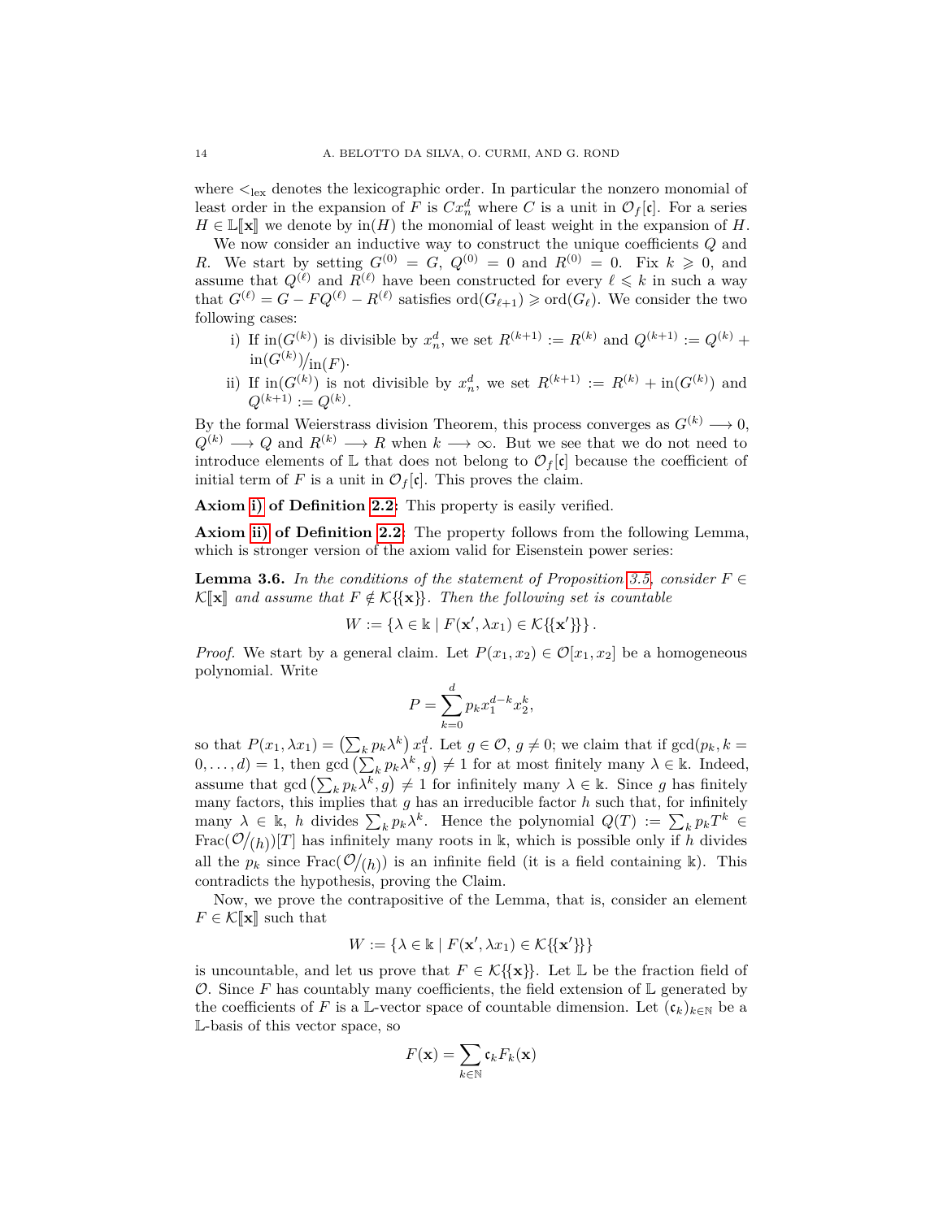where $<_{\text{lex}}$ denotes the lexicographic order. In particular the nonzero monomial of least order in the expansion of $F$ is $Cx_n^d$ where $C$ is a unit in $\mathcal{O}_f[\mathfrak{c}]$. For a series $H \in \mathbb{L}[\![\mathbf{x}]\!]$ we denote by $\text{in}(H)$ the monomial of least weight in the expansion of $H$.

We now consider an inductive way to construct the unique coefficients $Q$ and $R$. We start by setting $G^{(0)} = G$, $Q^{(0)} = 0$ and $R^{(0)} = 0$. Fix $k \geqslant 0$, and assume that $Q^{(\ell)}$ and $R^{(\ell)}$ have been constructed for every $\ell \leqslant k$ in such a way that $G^{(\ell)} = G - FQ^{(\ell)} - R^{(\ell)}$ satisfies $\text{ord}(G_{\ell+1}) \geqslant \text{ord}(G_\ell)$. We consider the two following cases:

i) If $\text{in}(G^{(k)})$ is divisible by $x_n^d$, we set $R^{(k+1)} := R^{(k)}$ and $Q^{(k+1)} := Q^{(k)} + \text{in}(G^{(k)})/\text{in}(F)$.

ii) If $\text{in}(G^{(k)})$ is not divisible by $x_n^d$, we set $R^{(k+1)} := R^{(k)} + \text{in}(G^{(k)})$ and $Q^{(k+1)} := Q^{(k)}$.

By the formal Weierstrass division Theorem, this process converges as $G^{(k)} \longrightarrow 0$, $Q^{(k)} \longrightarrow Q$ and $R^{(k)} \longrightarrow R$ when $k \longrightarrow \infty$. But we see that we do not need to introduce elements of $\mathbb{L}$ that does not belong to $\mathcal{O}_f[\mathfrak{c}]$ because the coefficient of initial term of $F$ is a unit in $\mathcal{O}_f[\mathfrak{c}]$. This proves the claim.

**Axiom i) of Definition 2.2:** This property is easily verified.

**Axiom ii) of Definition 2.2**: The property follows from the following Lemma, which is stronger version of the axiom valid for Eisenstein power series:

**Lemma 3.6.** *In the conditions of the statement of Proposition 3.5, consider $F \in \mathcal{K}[\![\mathbf{x}]\!]$ and assume that $F \notin \mathcal{K}\{\{\mathbf{x}\}\}$. Then the following set is countable*

$$W := \{\lambda \in \mathbb{k} \mid F(\mathbf{x}', \lambda x_1) \in \mathcal{K}\{\{\mathbf{x}'\}\}\}.$$

*Proof.* We start by a general claim. Let $P(x_1, x_2) \in \mathcal{O}[x_1, x_2]$ be a homogeneous polynomial. Write

$$P = \sum_{k=0}^{d} p_k x_1^{d-k} x_2^k,$$

so that $P(x_1, \lambda x_1) = \left(\sum_k p_k \lambda^k\right) x_1^d$. Let $g \in \mathcal{O}$, $g \neq 0$; we claim that if $\gcd(p_k, k = 0, \ldots, d) = 1$, then $\gcd\left(\sum_k p_k \lambda^k, g\right) \neq 1$ for at most finitely many $\lambda \in \mathbb{k}$. Indeed, assume that $\gcd\left(\sum_k p_k \lambda^k, g\right) \neq 1$ for infinitely many $\lambda \in \mathbb{k}$. Since $g$ has finitely many factors, this implies that $g$ has an irreducible factor $h$ such that, for infinitely many $\lambda \in \mathbb{k}$, $h$ divides $\sum_k p_k \lambda^k$. Hence the polynomial $Q(T) := \sum_k p_k T^k \in \text{Frac}(\mathcal{O}/(h))[T]$ has infinitely many roots in $\mathbb{k}$, which is possible only if $h$ divides all the $p_k$ since $\text{Frac}(\mathcal{O}/(h))$ is an infinite field (it is a field containing $\mathbb{k}$). This contradicts the hypothesis, proving the Claim.

Now, we prove the contrapositive of the Lemma, that is, consider an element $F \in \mathcal{K}[\![\mathbf{x}]\!]$ such that

$$W := \{\lambda \in \mathbb{k} \mid F(\mathbf{x}', \lambda x_1) \in \mathcal{K}\{\{\mathbf{x}'\}\}\}$$

is uncountable, and let us prove that $F \in \mathcal{K}\{\{\mathbf{x}\}\}$. Let $\mathbb{L}$ be the fraction field of $\mathcal{O}$. Since $F$ has countably many coefficients, the field extension of $\mathbb{L}$ generated by the coefficients of $F$ is a $\mathbb{L}$-vector space of countable dimension. Let $(\mathfrak{c}_k)_{k \in \mathbb{N}}$ be a $\mathbb{L}$-basis of this vector space, so

$$F(\mathbf{x}) = \sum_{k \in \mathbb{N}} \mathfrak{c}_k F_k(\mathbf{x})$$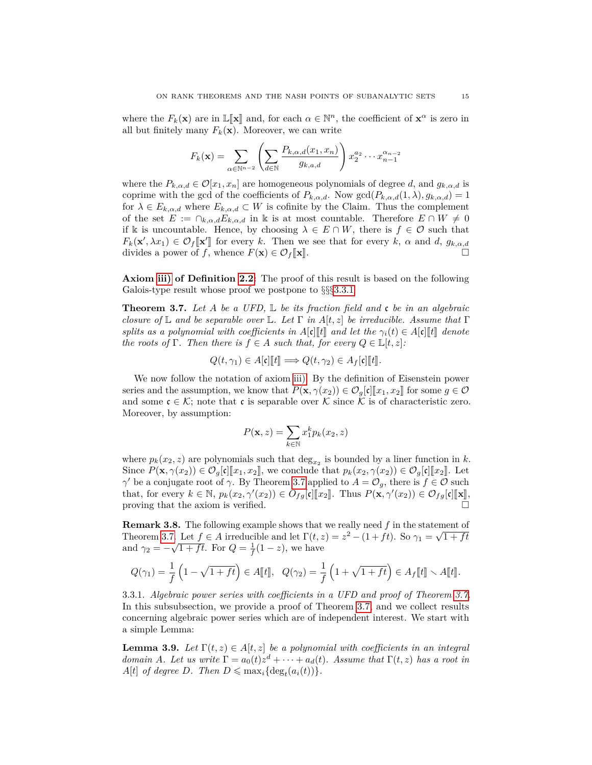where the $F_k(\mathbf{x})$ are in $\mathbb{L}[\![\mathbf{x}]\!]$ and, for each $\alpha \in \mathbb{N}^n$, the coefficient of $\mathbf{x}^\alpha$ is zero in all but finitely many $F_k(\mathbf{x})$. Moreover, we can write

$$F_k(\mathbf{x}) = \sum_{\alpha \in \mathbb{N}^{n-2}} \left( \sum_{d \in \mathbb{N}} \frac{P_{k,\alpha,d}(x_1, x_n)}{g_{k,a,d}} \right) x_2^{a_2} \cdots x_{n-1}^{\alpha_{n-2}}$$

where the $P_{k,\alpha,d} \in \mathcal{O}[x_1, x_n]$ are homogeneous polynomials of degree $d$, and $g_{k,\alpha,d}$ is coprime with the gcd of the coefficients of $P_{k,\alpha,d}$. Now $\gcd(P_{k,\alpha,d}(1,\lambda), g_{k,\alpha,d}) = 1$ for $\lambda \in E_{k,\alpha,d}$ where $E_{k,\alpha,d} \subset W$ is cofinite by the Claim. Thus the complement of the set $E := \cap_{k,\alpha,d} E_{k,\alpha,d}$ in $\mathbb{k}$ is at most countable. Therefore $E \cap W \neq 0$ if $\mathbb{k}$ is uncountable. Hence, by choosing $\lambda \in E \cap W$, there is $f \in \mathcal{O}$ such that $F_k(\mathbf{x}', \lambda x_1) \in \mathcal{O}_f[\![\mathbf{x}']\!]$ for every $k$. Then we see that for every $k$, $\alpha$ and $d$, $g_{k,\alpha,d}$ divides a power of $f$, whence $F(\mathbf{x}) \in \mathcal{O}_f[\![\mathbf{x}]\!]$. □

**Axiom iii) of Definition 2.2**: The proof of this result is based on the following Galois-type result whose proof we postpone to §§§3.3.1

**Theorem 3.7.** *Let $A$ be a UFD, $\mathbb{L}$ be its fraction field and $\mathfrak{c}$ be in an algebraic closure of $\mathbb{L}$ and be separable over $\mathbb{L}$. Let $\Gamma$ in $A[t,z]$ be irreducible. Assume that $\Gamma$ splits as a polynomial with coefficients in $A[\mathfrak{c}][\![t]\!]$ and let the $\gamma_i(t) \in A[\mathfrak{c}][\![t]\!]$ denote the roots of $\Gamma$. Then there is $f \in A$ such that, for every $Q \in \mathbb{L}[t,z]$:*

$$Q(t, \gamma_1) \in A[\mathfrak{c}][\![t]\!] \Longrightarrow Q(t, \gamma_2) \in A_f[\mathfrak{c}][\![t]\!].$$

We now follow the notation of axiom iii). By the definition of Eisenstein power series and the assumption, we know that $P(\mathbf{x}, \gamma(x_2)) \in \mathcal{O}_g[\mathfrak{c}][\![x_1, x_2]\!]$ for some $g \in \mathcal{O}$ and some $\mathfrak{c} \in \mathcal{K}$; note that $\mathfrak{c}$ is separable over $\mathcal{K}$ since $\mathcal{K}$ is of characteristic zero. Moreover, by assumption:

$$P(\mathbf{x}, z) = \sum_{k \in \mathbb{N}} x_1^k p_k(x_2, z)$$

where $p_k(x_2, z)$ are polynomials such that $\deg_{x_2}$ is bounded by a liner function in $k$. Since $P(\mathbf{x}, \gamma(x_2)) \in \mathcal{O}_g[\mathfrak{c}][\![x_1, x_2]\!]$, we conclude that $p_k(x_2, \gamma(x_2)) \in \mathcal{O}_g[\mathfrak{c}][\![x_2]\!]$. Let $\gamma'$ be a conjugate root of $\gamma$. By Theorem 3.7 applied to $A = \mathcal{O}_g$, there is $f \in \mathcal{O}$ such that, for every $k \in \mathbb{N}$, $p_k(x_2, \gamma'(x_2)) \in \mathcal{O}_{fg}[\mathfrak{c}][\![x_2]\!]$. Thus $P(\mathbf{x}, \gamma'(x_2)) \in \mathcal{O}_{fg}[\mathfrak{c}][\![\mathbf{x}]\!]$, proving that the axiom is verified. □

**Remark 3.8.** The following example shows that we really need $f$ in the statement of Theorem 3.7. Let $f \in A$ irreducible and let $\Gamma(t,z) = z^2 - (1 + ft)$. So $\gamma_1 = \sqrt{1 + ft}$ and $\gamma_2 = -\sqrt{1 + ft}$. For $Q = \frac{1}{f}(1 - z)$, we have

$$Q(\gamma_1) = \frac{1}{f}\left(1 - \sqrt{1 + ft}\right) \in A[\![t]\!], \quad Q(\gamma_2) = \frac{1}{f}\left(1 + \sqrt{1 + ft}\right) \in A_f[\![t]\!] \smallsetminus A[\![t]\!].$$

3.3.1. *Algebraic power series with coefficients in a UFD and proof of Theorem 3.7.* In this subsubsection, we provide a proof of Theorem 3.7, and we collect results concerning algebraic power series which are of independent interest. We start with a simple Lemma:

**Lemma 3.9.** *Let $\Gamma(t,z) \in A[t,z]$ be a polynomial with coefficients in an integral domain $A$. Let us write $\Gamma = a_0(t) z^d + \cdots + a_d(t)$. Assume that $\Gamma(t,z)$ has a root in $A[t]$ of degree $D$. Then $D \leqslant \max_i \{\deg_t(a_i(t))\}$.*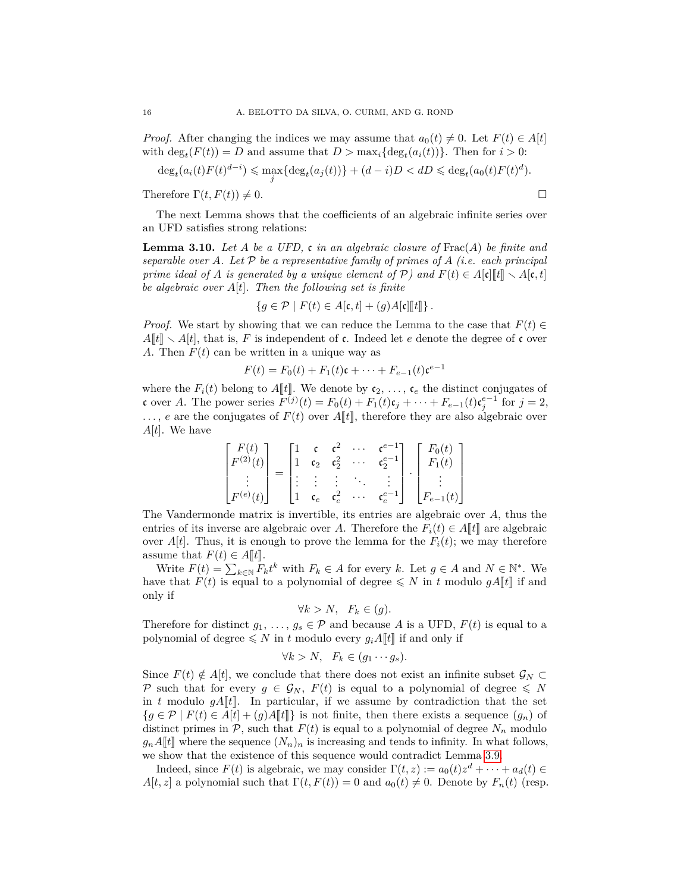*Proof.* After changing the indices we may assume that $a_0(t) \neq 0$. Let $F(t) \in A[t]$ with $\deg_t(F(t)) = D$ and assume that $D > \max_i\{\deg_t(a_i(t))\}$. Then for $i > 0$:

$$\deg_t(a_i(t)F(t)^{d-i}) \leqslant \max_j\{\deg_t(a_j(t))\} + (d-i)D < dD \leqslant \deg_t(a_0(t)F(t)^d).$$

Therefore $\Gamma(t, F(t)) \neq 0$. $\square$

The next Lemma shows that the coefficients of an algebraic infinite series over an UFD satisfies strong relations:

**Lemma 3.10.** *Let $A$ be a UFD, $\mathfrak{c}$ in an algebraic closure of $\mathrm{Frac}(A)$ be finite and separable over $A$. Let $\mathcal{P}$ be a representative family of primes of $A$ (i.e. each principal prime ideal of $A$ is generated by a unique element of $\mathcal{P}$) and $F(t) \in A[\mathfrak{c}][\![t]\!] \smallsetminus A[\mathfrak{c}, t]$ be algebraic over $A[t]$. Then the following set is finite*

$$\{g \in \mathcal{P} \mid F(t) \in A[\mathfrak{c}, t] + (g)A[\mathfrak{c}][\![t]\!]\}.$$

*Proof.* We start by showing that we can reduce the Lemma to the case that $F(t) \in A[\![t]\!] \smallsetminus A[t]$, that is, $F$ is independent of $\mathfrak{c}$. Indeed let $e$ denote the degree of $\mathfrak{c}$ over $A$. Then $F(t)$ can be written in a unique way as

$$F(t) = F_0(t) + F_1(t)\mathfrak{c} + \cdots + F_{e-1}(t)\mathfrak{c}^{e-1}$$

where the $F_i(t)$ belong to $A[\![t]\!]$. We denote by $\mathfrak{c}_2, \ldots, \mathfrak{c}_e$ the distinct conjugates of $\mathfrak{c}$ over $A$. The power series $F^{(j)}(t) = F_0(t) + F_1(t)\mathfrak{c}_j + \cdots + F_{e-1}(t)\mathfrak{c}_j^{e-1}$ for $j = 2, \ldots, e$ are the conjugates of $F(t)$ over $A[\![t]\!]$, therefore they are also algebraic over $A[t]$. We have

$$\begin{bmatrix} F(t) \\ F^{(2)}(t) \\ \vdots \\ F^{(e)}(t) \end{bmatrix} = \begin{bmatrix} 1 & \mathfrak{c} & \mathfrak{c}^2 & \cdots & \mathfrak{c}^{e-1} \\ 1 & \mathfrak{c}_2 & \mathfrak{c}_2^2 & \cdots & \mathfrak{c}_2^{e-1} \\ \vdots & \vdots & \vdots & \ddots & \vdots \\ 1 & \mathfrak{c}_e & \mathfrak{c}_e^2 & \cdots & \mathfrak{c}_e^{e-1} \end{bmatrix} \cdot \begin{bmatrix} F_0(t) \\ F_1(t) \\ \vdots \\ F_{e-1}(t) \end{bmatrix}$$

The Vandermonde matrix is invertible, its entries are algebraic over $A$, thus the entries of its inverse are algebraic over $A$. Therefore the $F_i(t) \in A[\![t]\!]$ are algebraic over $A[t]$. Thus, it is enough to prove the lemma for the $F_i(t)$; we may therefore assume that $F(t) \in A[\![t]\!]$.

Write $F(t) = \sum_{k \in \mathbb{N}} F_k t^k$ with $F_k \in A$ for every $k$. Let $g \in A$ and $N \in \mathbb{N}^*$. We have that $F(t)$ is equal to a polynomial of degree $\leqslant N$ in $t$ modulo $gA[\![t]\!]$ if and only if

$$\forall k > N, \quad F_k \in (g).$$

Therefore for distinct $g_1, \ldots, g_s \in \mathcal{P}$ and because $A$ is a UFD, $F(t)$ is equal to a polynomial of degree $\leqslant N$ in $t$ modulo every $g_i A[\![t]\!]$ if and only if

$$\forall k > N, \quad F_k \in (g_1 \cdots g_s).$$

Since $F(t) \notin A[t]$, we conclude that there does not exist an infinite subset $\mathcal{G}_N \subset \mathcal{P}$ such that for every $g \in \mathcal{G}_N$, $F(t)$ is equal to a polynomial of degree $\leqslant N$ in $t$ modulo $gA[\![t]\!]$. In particular, if we assume by contradiction that the set $\{g \in \mathcal{P} \mid F(t) \in A[t] + (g)A[\![t]\!]\}$ is not finite, then there exists a sequence $(g_n)$ of distinct primes in $\mathcal{P}$, such that $F(t)$ is equal to a polynomial of degree $N_n$ modulo $g_n A[\![t]\!]$ where the sequence $(N_n)_n$ is increasing and tends to infinity. In what follows, we show that the existence of this sequence would contradict Lemma 3.9.

Indeed, since $F(t)$ is algebraic, we may consider $\Gamma(t, z) := a_0(t)z^d + \cdots + a_d(t) \in A[t, z]$ a polynomial such that $\Gamma(t, F(t)) = 0$ and $a_0(t) \neq 0$. Denote by $F_n(t)$ (resp.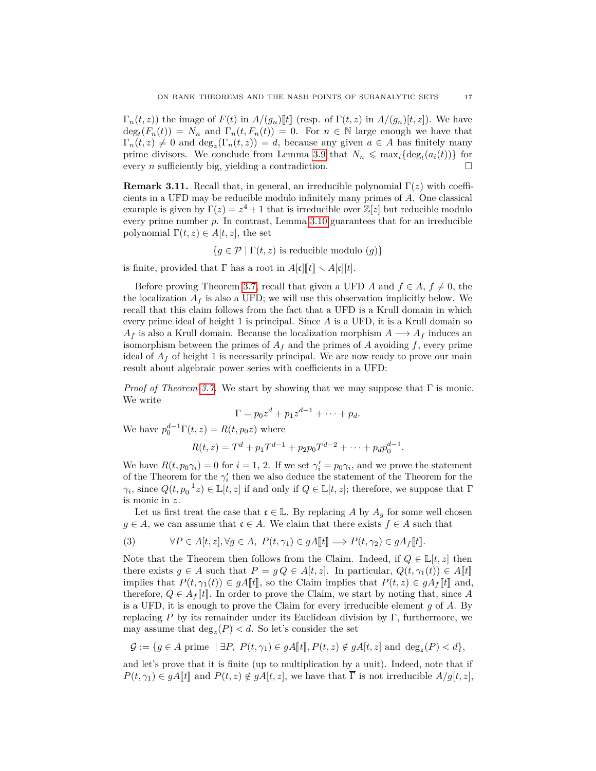$\Gamma_n(t,z)$) the image of $F(t)$ in $A/(g_n)[\![t]\!]$ (resp. of $\Gamma(t,z)$ in $A/(g_n)[t,z]$). We have $\deg_t(F_n(t)) = N_n$ and $\Gamma_n(t, F_n(t)) = 0$. For $n \in \mathbb{N}$ large enough we have that $\Gamma_n(t,z) \neq 0$ and $\deg_z(\Gamma_n(t,z)) = d$, because any given $a \in A$ has finitely many prime divisors. We conclude from Lemma 3.9 that $N_n \leqslant \max_i\{\deg_t(a_i(t))\}$ for every $n$ sufficiently big, yielding a contradiction. $\square$

**Remark 3.11.** Recall that, in general, an irreducible polynomial $\Gamma(z)$ with coefficients in a UFD may be reducible modulo infinitely many primes of $A$. One classical example is given by $\Gamma(z) = z^4 + 1$ that is irreducible over $\mathbb{Z}[z]$ but reducible modulo every prime number $p$. In contrast, Lemma 3.10 guarantees that for an irreducible polynomial $\Gamma(t,z) \in A[t,z]$, the set

$$\{g \in \mathcal{P} \mid \Gamma(t,z) \text{ is reducible modulo } (g)\}$$

is finite, provided that $\Gamma$ has a root in $A[\mathfrak{c}][\![t]\!] \smallsetminus A[\mathfrak{c}][t]$.

Before proving Theorem 3.7, recall that given a UFD $A$ and $f \in A$, $f \neq 0$, the the localization $A_f$ is also a UFD; we will use this observation implicitly below. We recall that this claim follows from the fact that a UFD is a Krull domain in which every prime ideal of height 1 is principal. Since $A$ is a UFD, it is a Krull domain so $A_f$ is also a Krull domain. Because the localization morphism $A \longrightarrow A_f$ induces an isomorphism between the primes of $A_f$ and the primes of $A$ avoiding $f$, every prime ideal of $A_f$ of height 1 is necessarily principal. We are now ready to prove our main result about algebraic power series with coefficients in a UFD:

*Proof of Theorem 3.7.* We start by showing that we may suppose that $\Gamma$ is monic. We write

$$\Gamma = p_0 z^d + p_1 z^{d-1} + \cdots + p_d.$$

We have $p_0^{d-1}\Gamma(t,z) = R(t, p_0 z)$ where

$$R(t,z) = T^d + p_1 T^{d-1} + p_2 p_0 T^{d-2} + \cdots + p_d p_0^{d-1}.$$

We have $R(t, p_0\gamma_i) = 0$ for $i = 1$, 2. If we set $\gamma_i' = p_0\gamma_i$, and we prove the statement of the Theorem for the $\gamma_i'$ then we also deduce the statement of the Theorem for the $\gamma_i$, since $Q(t, p_0^{-1}z) \in \mathbb{L}[t,z]$ if and only if $Q \in \mathbb{L}[t,z]$; therefore, we suppose that $\Gamma$ is monic in $z$.

Let us first treat the case that $\mathfrak{c} \in \mathbb{L}$. By replacing $A$ by $A_g$ for some well chosen $g \in A$, we can assume that $\mathfrak{c} \in A$. We claim that there exists $f \in A$ such that

$$\forall P \in A[t,z], \forall g \in A,\ P(t,\gamma_1) \in gA[\![t]\!] \Longrightarrow P(t,\gamma_2) \in gA_f[\![t]\!]. \tag{3}$$

Note that the Theorem then follows from the Claim. Indeed, if $Q \in \mathbb{L}[t,z]$ then there exists $g \in A$ such that $P = g\,Q \in A[t,z]$. In particular, $Q(t,\gamma_1(t)) \in A[\![t]\!]$ implies that $P(t,\gamma_1(t)) \in gA[\![t]\!]$, so the Claim implies that $P(t,z) \in gA_f[\![t]\!]$ and, therefore, $Q \in A_f[\![t]\!]$. In order to prove the Claim, we start by noting that, since $A$ is a UFD, it is enough to prove the Claim for every irreducible element $g$ of $A$. By replacing $P$ by its remainder under its Euclidean division by $\Gamma$, furthermore, we may assume that $\deg_z(P) < d$. So let's consider the set

$$\mathcal{G} := \{g \in A \text{ prime } \mid \exists P,\ P(t,\gamma_1) \in gA[\![t]\!], P(t,z) \notin gA[t,z] \text{ and } \deg_z(P) < d\},$$

and let's prove that it is finite (up to multiplication by a unit). Indeed, note that if $P(t,\gamma_1) \in gA[\![t]\!]$ and $P(t,z) \notin gA[t,z]$, we have that $\overline{\Gamma}$ is not irreducible $A/g[t,z]$,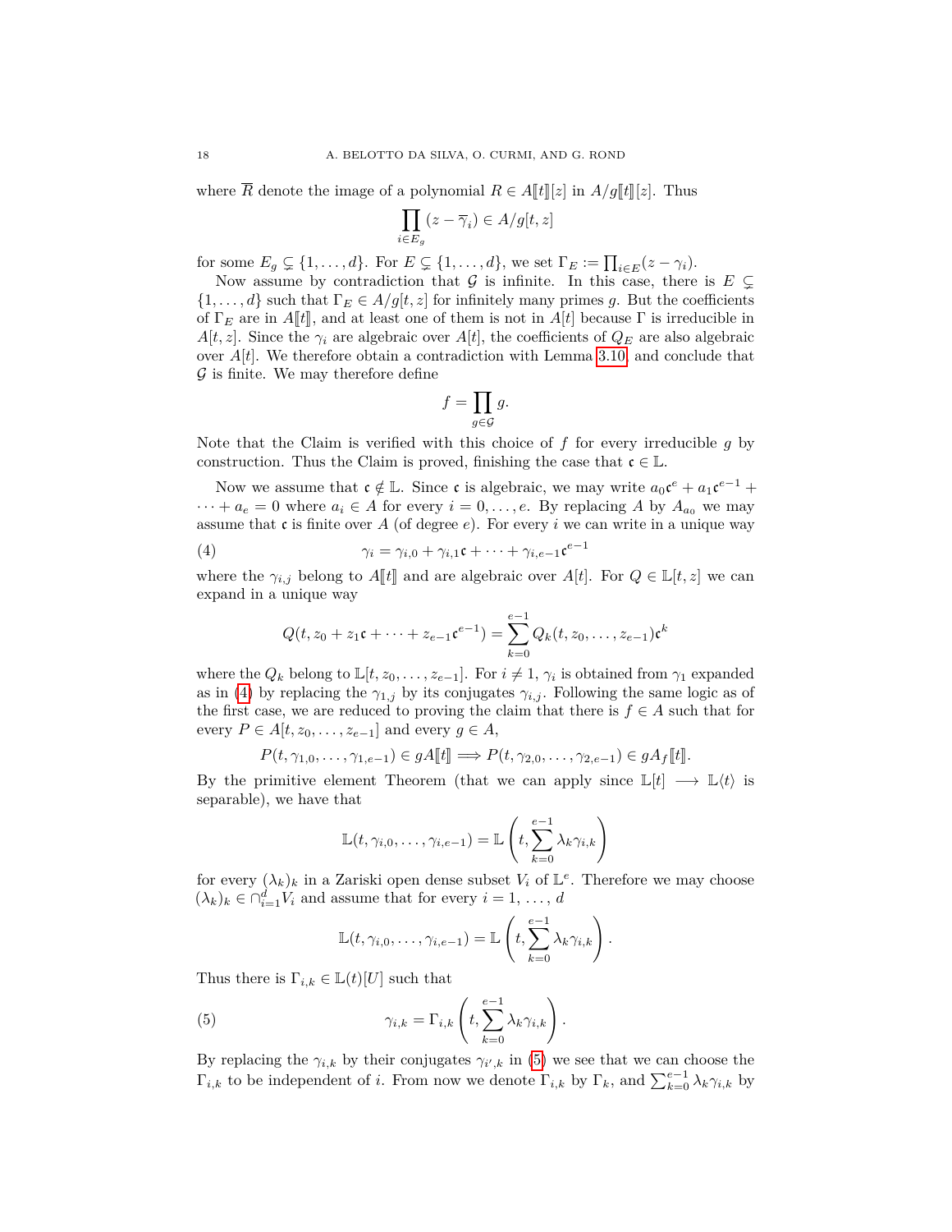where $\overline{R}$ denote the image of a polynomial $R \in A[\![t]\!][z]$ in $A/g[\![t]\!][z]$. Thus

$$\prod_{i\in E_g}(z-\overline{\gamma}_i) \in A/g[t,z]$$

for some $E_g \subsetneq \{1,\dots,d\}$. For $E \subsetneq \{1,\dots,d\}$, we set $\Gamma_E := \prod_{i\in E}(z-\gamma_i)$.

Now assume by contradiction that $\mathcal{G}$ is infinite. In this case, there is $E \subsetneq \{1,\dots,d\}$ such that $\Gamma_E \in A/g[t,z]$ for infinitely many primes $g$. But the coefficients of $\Gamma_E$ are in $A[\![t]\!]$, and at least one of them is not in $A[t]$ because $\Gamma$ is irreducible in $A[t,z]$. Since the $\gamma_i$ are algebraic over $A[t]$, the coefficients of $Q_E$ are also algebraic over $A[t]$. We therefore obtain a contradiction with Lemma 3.10, and conclude that $\mathcal{G}$ is finite. We may therefore define

$$f = \prod_{g\in\mathcal{G}} g.$$

Note that the Claim is verified with this choice of $f$ for every irreducible $g$ by construction. Thus the Claim is proved, finishing the case that $\mathfrak{c} \in \mathbb{L}$.

Now we assume that $\mathfrak{c} \notin \mathbb{L}$. Since $\mathfrak{c}$ is algebraic, we may write $a_0\mathfrak{c}^e + a_1\mathfrak{c}^{e-1} + \cdots + a_e = 0$ where $a_i \in A$ for every $i = 0,\dots,e$. By replacing $A$ by $A_{a_0}$ we may assume that $\mathfrak{c}$ is finite over $A$ (of degree $e$). For every $i$ we can write in a unique way

$$\gamma_i = \gamma_{i,0} + \gamma_{i,1}\mathfrak{c} + \cdots + \gamma_{i,e-1}\mathfrak{c}^{e-1} \tag{4}$$

where the $\gamma_{i,j}$ belong to $A[\![t]\!]$ and are algebraic over $A[t]$. For $Q \in \mathbb{L}[t,z]$ we can expand in a unique way

$$Q(t, z_0 + z_1\mathfrak{c} + \cdots + z_{e-1}\mathfrak{c}^{e-1}) = \sum_{k=0}^{e-1} Q_k(t, z_0,\dots,z_{e-1})\mathfrak{c}^k$$

where the $Q_k$ belong to $\mathbb{L}[t, z_0,\dots,z_{e-1}]$. For $i \neq 1$, $\gamma_i$ is obtained from $\gamma_1$ expanded as in (4) by replacing the $\gamma_{1,j}$ by its conjugates $\gamma_{i,j}$. Following the same logic as of the first case, we are reduced to proving the claim that there is $f \in A$ such that for every $P \in A[t, z_0,\dots,z_{e-1}]$ and every $g \in A$,

$$P(t,\gamma_{1,0},\dots,\gamma_{1,e-1}) \in gA[\![t]\!] \Longrightarrow P(t,\gamma_{2,0},\dots,\gamma_{2,e-1}) \in gA_f[\![t]\!].$$

By the primitive element Theorem (that we can apply since $\mathbb{L}[t] \longrightarrow \mathbb{L}\langle t\rangle$ is separable), we have that

$$\mathbb{L}(t,\gamma_{i,0},\dots,\gamma_{i,e-1}) = \mathbb{L}\left(t, \sum_{k=0}^{e-1}\lambda_k\gamma_{i,k}\right)$$

for every $(\lambda_k)_k$ in a Zariski open dense subset $V_i$ of $\mathbb{L}^e$. Therefore we may choose $(\lambda_k)_k \in \cap_{i=1}^d V_i$ and assume that for every $i = 1, \dots, d$

$$\mathbb{L}(t,\gamma_{i,0},\dots,\gamma_{i,e-1}) = \mathbb{L}\left(t, \sum_{k=0}^{e-1}\lambda_k\gamma_{i,k}\right).$$

Thus there is $\Gamma_{i,k} \in \mathbb{L}(t)[U]$ such that

$$\gamma_{i,k} = \Gamma_{i,k}\left(t, \sum_{k=0}^{e-1}\lambda_k\gamma_{i,k}\right). \tag{5}$$

By replacing the $\gamma_{i,k}$ by their conjugates $\gamma_{i',k}$ in (5) we see that we can choose the $\Gamma_{i,k}$ to be independent of $i$. From now we denote $\Gamma_{i,k}$ by $\Gamma_k$, and $\sum_{k=0}^{e-1}\lambda_k\gamma_{i,k}$ by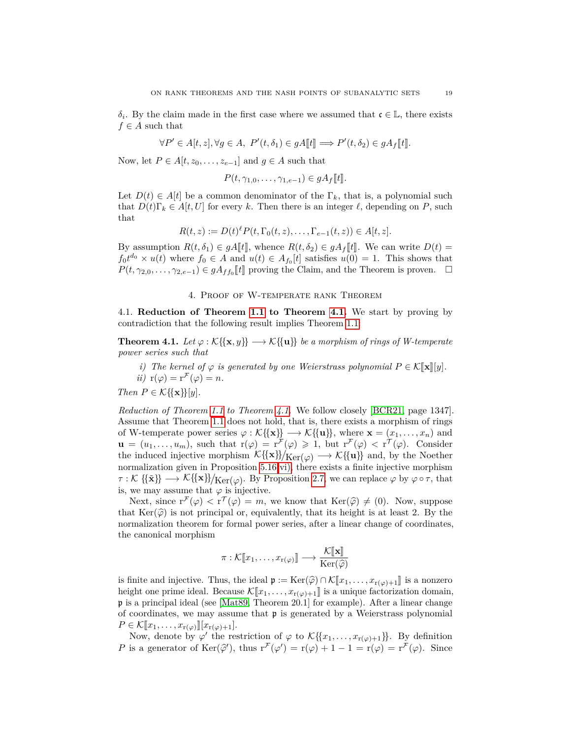$\delta_i$. By the claim made in the first case where we assumed that $\mathfrak{c} \in \mathbb{L}$, there exists $f \in A$ such that

$$\forall P' \in A[t,z], \forall g \in A,\ P'(t,\delta_1) \in gA[\![t]\!] \Longrightarrow P'(t,\delta_2) \in gA_f[\![t]\!].$$

Now, let $P \in A[t, z_0, \ldots, z_{e-1}]$ and $g \in A$ such that

$$P(t, \gamma_{1,0}, \ldots, \gamma_{1,e-1}) \in gA_f[\![t]\!].$$

Let $D(t) \in A[t]$ be a common denominator of the $\Gamma_k$, that is, a polynomial such that $D(t)\Gamma_k \in A[t, U]$ for every $k$. Then there is an integer $\ell$, depending on $P$, such that

$$R(t,z) := D(t)^\ell P(t, \Gamma_0(t,z), \ldots, \Gamma_{e-1}(t,z)) \in A[t,z].$$

By assumption $R(t,\delta_1) \in gA[\![t]\!]$, whence $R(t,\delta_2) \in gA_f[\![t]\!]$. We can write $D(t) = f_0 t^{d_0} \times u(t)$ where $f_0 \in A$ and $u(t) \in A_{f_0}[t]$ satisfies $u(0) = 1$. This shows that $P(t, \gamma_{2,0}, \ldots, \gamma_{2,e-1}) \in gA_{ff_0}[\![t]\!]$ proving the Claim, and the Theorem is proven. $\square$

## 4. Proof of W-temperate rank Theorem

**4.1. Reduction of Theorem 1.1 to Theorem 4.1.** We start by proving by contradiction that the following result implies Theorem 1.1:

**Theorem 4.1.** *Let $\varphi : \mathcal{K}\{\{\mathbf{x}, y\}\} \longrightarrow \mathcal{K}\{\{\mathbf{u}\}\}$ be a morphism of rings of W-temperate power series such that*

*i) The kernel of $\varphi$ is generated by one Weierstrass polynomial $P \in \mathcal{K}[\![\mathbf{x}]\!][y]$.*
*ii) $\mathrm{r}(\varphi) = \mathrm{r}^{\mathcal{F}}(\varphi) = n$.*

*Then $P \in \mathcal{K}\{\{\mathbf{x}\}\}[y]$.*

*Reduction of Theorem 1.1 to Theorem 4.1.* We follow closely [BCR21, page 1347]. Assume that Theorem 1.1 does not hold, that is, there exists a morphism of rings of W-temperate power series $\varphi : \mathcal{K}\{\{\mathbf{x}\}\} \longrightarrow \mathcal{K}\{\{\mathbf{u}\}\}$, where $\mathbf{x} = (x_1, \ldots, x_n)$ and $\mathbf{u} = (u_1, \ldots, u_m)$, such that $\mathrm{r}(\varphi) = \mathrm{r}^{\mathcal{F}}(\varphi) \geqslant 1$, but $\mathrm{r}^{\mathcal{F}}(\varphi) < \mathrm{r}^{\mathcal{T}}(\varphi)$. Consider the induced injective morphism $\mathcal{K}\{\{\mathbf{x}\}\}/\mathrm{Ker}(\varphi) \longrightarrow \mathcal{K}\{\{\mathbf{u}\}\}$ and, by the Noether normalization given in Proposition 5.16 vi), there exists a finite injective morphism $\tau : \mathcal{K}\ \{\{\tilde{\mathbf{x}}\}\} \longrightarrow \mathcal{K}\{\{\mathbf{x}\}\}/\mathrm{Ker}(\varphi)$. By Proposition 2.7, we can replace $\varphi$ by $\varphi \circ \tau$, that is, we may assume that $\varphi$ is injective.

Next, since $\mathrm{r}^{\mathcal{F}}(\varphi) < \mathrm{r}^{\mathcal{T}}(\varphi) = m$, we know that $\mathrm{Ker}(\widehat{\varphi}) \neq (0)$. Now, suppose that $\mathrm{Ker}(\widehat{\varphi})$ is not principal or, equivalently, that its height is at least 2. By the normalization theorem for formal power series, after a linear change of coordinates, the canonical morphism

$$\pi : \mathcal{K}[\![x_1, \ldots, x_{\mathrm{r}(\varphi)}]\!] \longrightarrow \frac{\mathcal{K}[\![\mathbf{x}]\!]}{\mathrm{Ker}(\widehat{\varphi})}$$

is finite and injective. Thus, the ideal $\mathfrak{p} := \mathrm{Ker}(\widehat{\varphi}) \cap \mathcal{K}[\![x_1, \ldots, x_{\mathrm{r}(\varphi)+1}]\!]$ is a nonzero height one prime ideal. Because $\mathcal{K}[\![x_1, \ldots, x_{\mathrm{r}(\varphi)+1}]\!]$ is a unique factorization domain, $\mathfrak{p}$ is a principal ideal (see [Mat89, Theorem 20.1] for example). After a linear change of coordinates, we may assume that $\mathfrak{p}$ is generated by a Weierstrass polynomial $P \in \mathcal{K}[\![x_1, \ldots, x_{\mathrm{r}(\varphi)}]\!][x_{\mathrm{r}(\varphi)+1}]$.

Now, denote by $\varphi'$ the restriction of $\varphi$ to $\mathcal{K}\{\{x_1, \ldots, x_{\mathrm{r}(\varphi)+1}\}\}$. By definition $P$ is a generator of $\mathrm{Ker}(\widehat{\varphi}')$, thus $\mathrm{r}^{\mathcal{F}}(\varphi') = \mathrm{r}(\varphi) + 1 - 1 = \mathrm{r}(\varphi) = \mathrm{r}^{\mathcal{F}}(\varphi)$. Since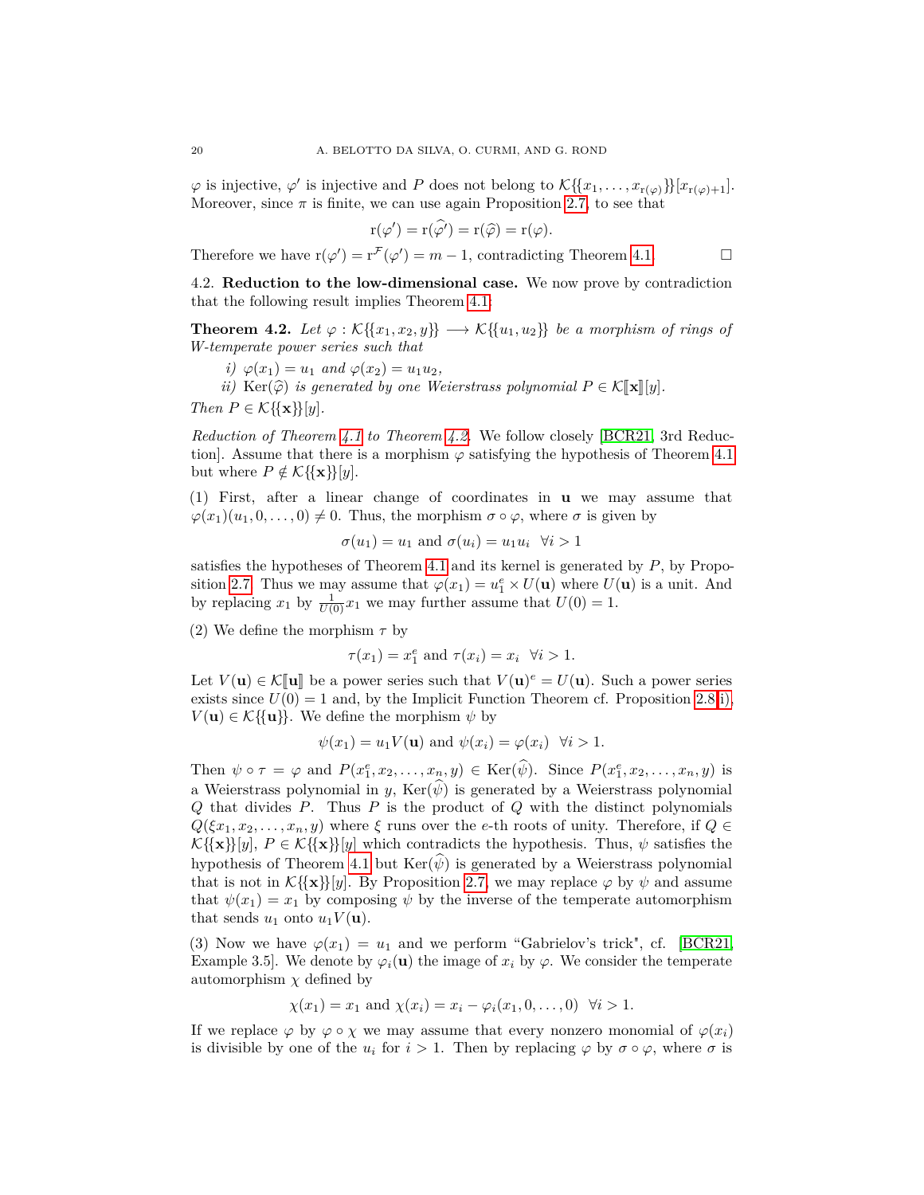$\varphi$ is injective, $\varphi'$ is injective and $P$ does not belong to $\mathcal{K}\{\{x_1,\ldots,x_{\mathrm{r}(\varphi)}\}\}[x_{\mathrm{r}(\varphi)+1}]$. Moreover, since $\pi$ is finite, we can use again Proposition 2.7, to see that

$$\mathrm{r}(\varphi') = \mathrm{r}(\widehat{\varphi'}) = \mathrm{r}(\widehat{\varphi}) = \mathrm{r}(\varphi).$$

Therefore we have $\mathrm{r}(\varphi') = \mathrm{r}^{\mathcal{F}}(\varphi') = m-1$, contradicting Theorem 4.1. $\square$

4.2. **Reduction to the low-dimensional case.** We now prove by contradiction that the following result implies Theorem 4.1:

**Theorem 4.2.** *Let $\varphi : \mathcal{K}\{\{x_1, x_2, y\}\} \longrightarrow \mathcal{K}\{\{u_1, u_2\}\}$ be a morphism of rings of W-temperate power series such that*

*i) $\varphi(x_1) = u_1$ and $\varphi(x_2) = u_1u_2$,*

*ii) $\mathrm{Ker}(\widehat{\varphi})$ is generated by one Weierstrass polynomial $P \in \mathcal{K}[\![\mathbf{x}]\!][y]$.*

*Then $P \in \mathcal{K}\{\{\mathbf{x}\}\}[y]$.*

*Reduction of Theorem 4.1 to Theorem 4.2.* We follow closely [BCR21, 3rd Reduction]. Assume that there is a morphism $\varphi$ satisfying the hypothesis of Theorem 4.1 but where $P \notin \mathcal{K}\{\{\mathbf{x}\}\}[y]$.

(1) First, after a linear change of coordinates in $\mathbf{u}$ we may assume that $\varphi(x_1)(u_1, 0, \ldots, 0) \neq 0$. Thus, the morphism $\sigma \circ \varphi$, where $\sigma$ is given by

$$\sigma(u_1) = u_1 \text{ and } \sigma(u_i) = u_1u_i \quad \forall i > 1$$

satisfies the hypotheses of Theorem 4.1 and its kernel is generated by $P$, by Proposition 2.7. Thus we may assume that $\varphi(x_1) = u_1^e \times U(\mathbf{u})$ where $U(\mathbf{u})$ is a unit. And by replacing $x_1$ by $\frac{1}{U(0)}x_1$ we may further assume that $U(0) = 1$.

(2) We define the morphism $\tau$ by

$$\tau(x_1) = x_1^e \text{ and } \tau(x_i) = x_i \quad \forall i > 1.$$

Let $V(\mathbf{u}) \in \mathcal{K}[\![\mathbf{u}]\!]$ be a power series such that $V(\mathbf{u})^e = U(\mathbf{u})$. Such a power series exists since $U(0) = 1$ and, by the Implicit Function Theorem cf. Proposition 2.8 i), $V(\mathbf{u}) \in \mathcal{K}\{\{\mathbf{u}\}\}$. We define the morphism $\psi$ by

$$\psi(x_1) = u_1V(\mathbf{u}) \text{ and } \psi(x_i) = \varphi(x_i) \quad \forall i > 1.$$

Then $\psi \circ \tau = \varphi$ and $P(x_1^e, x_2, \ldots, x_n, y) \in \mathrm{Ker}(\widehat{\psi})$. Since $P(x_1^e, x_2, \ldots, x_n, y)$ is a Weierstrass polynomial in $y$, $\mathrm{Ker}(\widehat{\psi})$ is generated by a Weierstrass polynomial $Q$ that divides $P$. Thus $P$ is the product of $Q$ with the distinct polynomials $Q(\xi x_1, x_2, \ldots, x_n, y)$ where $\xi$ runs over the $e$-th roots of unity. Therefore, if $Q \in \mathcal{K}\{\{\mathbf{x}\}\}[y]$, $P \in \mathcal{K}\{\{\mathbf{x}\}\}[y]$ which contradicts the hypothesis. Thus, $\psi$ satisfies the hypothesis of Theorem 4.1 but $\mathrm{Ker}(\widehat{\psi})$ is generated by a Weierstrass polynomial that is not in $\mathcal{K}\{\{\mathbf{x}\}\}[y]$. By Proposition 2.7, we may replace $\varphi$ by $\psi$ and assume that $\psi(x_1) = x_1$ by composing $\psi$ by the inverse of the temperate automorphism that sends $u_1$ onto $u_1V(\mathbf{u})$.

(3) Now we have $\varphi(x_1) = u_1$ and we perform "Gabrielov's trick", cf. [BCR21, Example 3.5]. We denote by $\varphi_i(\mathbf{u})$ the image of $x_i$ by $\varphi$. We consider the temperate automorphism $\chi$ defined by

$$\chi(x_1) = x_1 \text{ and } \chi(x_i) = x_i - \varphi_i(x_1, 0, \ldots, 0) \quad \forall i > 1.$$

If we replace $\varphi$ by $\varphi \circ \chi$ we may assume that every nonzero monomial of $\varphi(x_i)$ is divisible by one of the $u_i$ for $i > 1$. Then by replacing $\varphi$ by $\sigma \circ \varphi$, where $\sigma$ is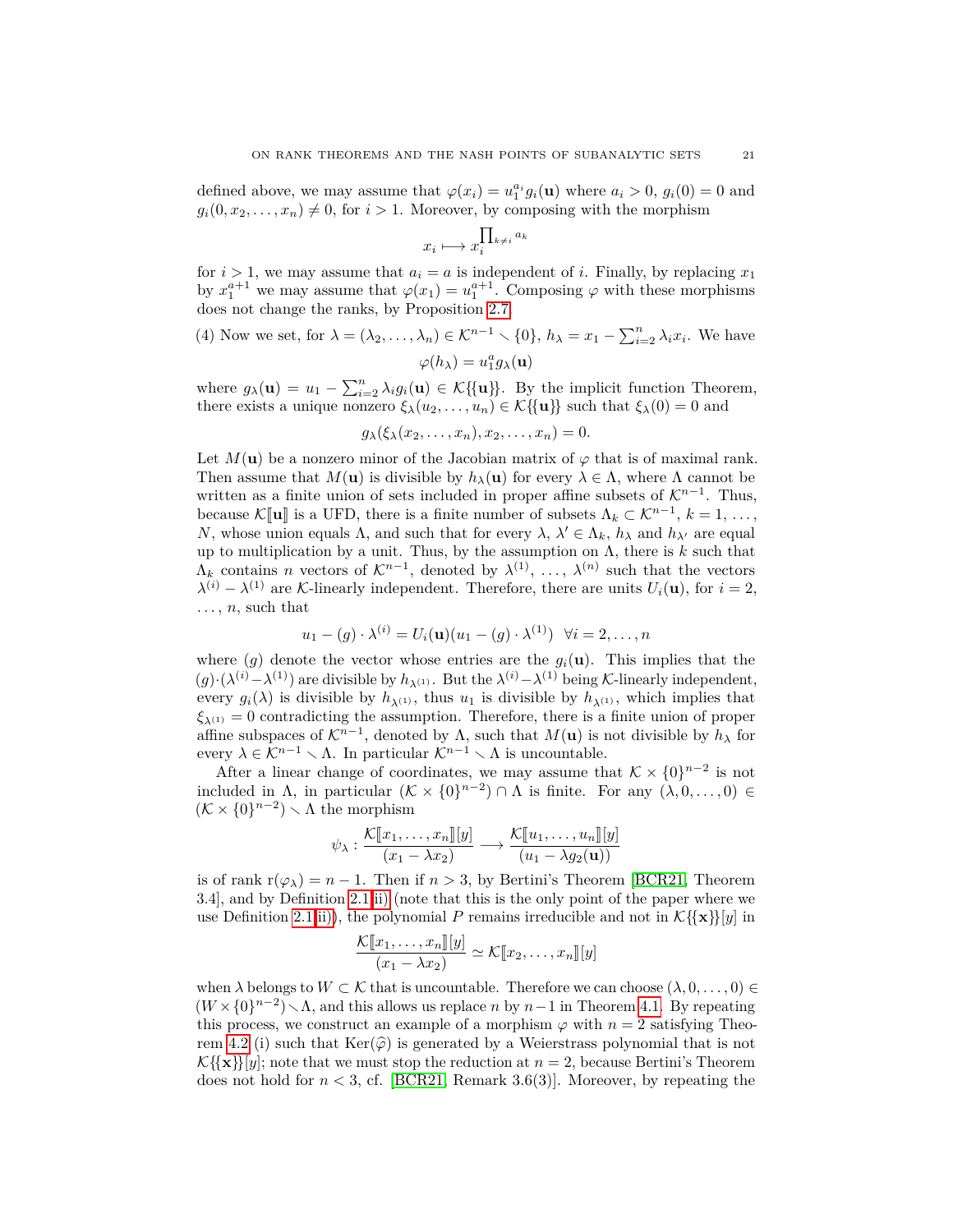defined above, we may assume that $\varphi(x_i) = u_1^{a_i} g_i(\mathbf{u})$ where $a_i > 0$, $g_i(0) = 0$ and $g_i(0, x_2, \ldots, x_n) \neq 0$, for $i > 1$. Moreover, by composing with the morphism

$$x_i \longmapsto x_i^{\prod_{k \neq i} a_k}$$

for $i > 1$, we may assume that $a_i = a$ is independent of $i$. Finally, by replacing $x_1$ by $x_1^{a+1}$ we may assume that $\varphi(x_1) = u_1^{a+1}$. Composing $\varphi$ with these morphisms does not change the ranks, by Proposition 2.7.

(4) Now we set, for $\lambda = (\lambda_2, \ldots, \lambda_n) \in \mathcal{K}^{n-1} \smallsetminus \{0\}$, $h_\lambda = x_1 - \sum_{i=2}^n \lambda_i x_i$. We have

$$\varphi(h_\lambda) = u_1^a g_\lambda(\mathbf{u})$$

where $g_\lambda(\mathbf{u}) = u_1 - \sum_{i=2}^n \lambda_i g_i(\mathbf{u}) \in \mathcal{K}\{\{\mathbf{u}\}\}$. By the implicit function Theorem, there exists a unique nonzero $\xi_\lambda(u_2, \ldots, u_n) \in \mathcal{K}\{\{\mathbf{u}\}\}$ such that $\xi_\lambda(0) = 0$ and

$$g_\lambda(\xi_\lambda(x_2, \ldots, x_n), x_2, \ldots, x_n) = 0.$$

Let $M(\mathbf{u})$ be a nonzero minor of the Jacobian matrix of $\varphi$ that is of maximal rank. Then assume that $M(\mathbf{u})$ is divisible by $h_\lambda(\mathbf{u})$ for every $\lambda \in \Lambda$, where $\Lambda$ cannot be written as a finite union of sets included in proper affine subsets of $\mathcal{K}^{n-1}$. Thus, because $\mathcal{K}[\![\mathbf{u}]\!]$ is a UFD, there is a finite number of subsets $\Lambda_k \subset \mathcal{K}^{n-1}$, $k = 1, \ldots, N$, whose union equals $\Lambda$, and such that for every $\lambda$, $\lambda' \in \Lambda_k$, $h_\lambda$ and $h_{\lambda'}$ are equal up to multiplication by a unit. Thus, by the assumption on $\Lambda$, there is $k$ such that $\Lambda_k$ contains $n$ vectors of $\mathcal{K}^{n-1}$, denoted by $\lambda^{(1)}, \ldots, \lambda^{(n)}$ such that the vectors $\lambda^{(i)} - \lambda^{(1)}$ are $\mathcal{K}$-linearly independent. Therefore, there are units $U_i(\mathbf{u})$, for $i = 2, \ldots, n$, such that

$$u_1 - (g) \cdot \lambda^{(i)} = U_i(\mathbf{u})(u_1 - (g) \cdot \lambda^{(1)}) \quad \forall i = 2, \ldots, n$$

where $(g)$ denote the vector whose entries are the $g_i(\mathbf{u})$. This implies that the $(g) \cdot (\lambda^{(i)} - \lambda^{(1)})$ are divisible by $h_{\lambda^{(1)}}$. But the $\lambda^{(i)} - \lambda^{(1)}$ being $\mathcal{K}$-linearly independent, every $g_i(\lambda)$ is divisible by $h_{\lambda^{(1)}}$, thus $u_1$ is divisible by $h_{\lambda^{(1)}}$, which implies that $\xi_{\lambda^{(1)}} = 0$ contradicting the assumption. Therefore, there is a finite union of proper affine subspaces of $\mathcal{K}^{n-1}$, denoted by $\Lambda$, such that $M(\mathbf{u})$ is not divisible by $h_\lambda$ for every $\lambda \in \mathcal{K}^{n-1} \smallsetminus \Lambda$. In particular $\mathcal{K}^{n-1} \smallsetminus \Lambda$ is uncountable.

After a linear change of coordinates, we may assume that $\mathcal{K} \times \{0\}^{n-2}$ is not included in $\Lambda$, in particular $(\mathcal{K} \times \{0\}^{n-2}) \cap \Lambda$ is finite. For any $(\lambda, 0, \ldots, 0) \in (\mathcal{K} \times \{0\}^{n-2}) \smallsetminus \Lambda$ the morphism

$$\psi_\lambda : \frac{\mathcal{K}[\![x_1, \ldots, x_n]\!][y]}{(x_1 - \lambda x_2)} \longrightarrow \frac{\mathcal{K}[\![u_1, \ldots, u_n]\!][y]}{(u_1 - \lambda g_2(\mathbf{u}))}$$

is of rank $\mathrm{r}(\varphi_\lambda) = n - 1$. Then if $n > 3$, by Bertini's Theorem [BCR21, Theorem 3.4], and by Definition 2.1 ii) (note that this is the only point of the paper where we use Definition 2.1 ii)), the polynomial $P$ remains irreducible and not in $\mathcal{K}\{\{\mathbf{x}\}\}[y]$ in

$$\frac{\mathcal{K}[\![x_1, \ldots, x_n]\!][y]}{(x_1 - \lambda x_2)} \simeq \mathcal{K}[\![x_2, \ldots, x_n]\!][y]$$

when $\lambda$ belongs to $W \subset \mathcal{K}$ that is uncountable. Therefore we can choose $(\lambda, 0, \ldots, 0) \in (W \times \{0\}^{n-2}) \smallsetminus \Lambda$, and this allows us replace $n$ by $n-1$ in Theorem 4.1. By repeating this process, we construct an example of a morphism $\varphi$ with $n = 2$ satisfying Theorem 4.2 (i) such that $\mathrm{Ker}(\widehat{\varphi})$ is generated by a Weierstrass polynomial that is not $\mathcal{K}\{\{\mathbf{x}\}\}[y]$; note that we must stop the reduction at $n = 2$, because Bertini's Theorem does not hold for $n < 3$, cf. [BCR21, Remark 3.6(3)]. Moreover, by repeating the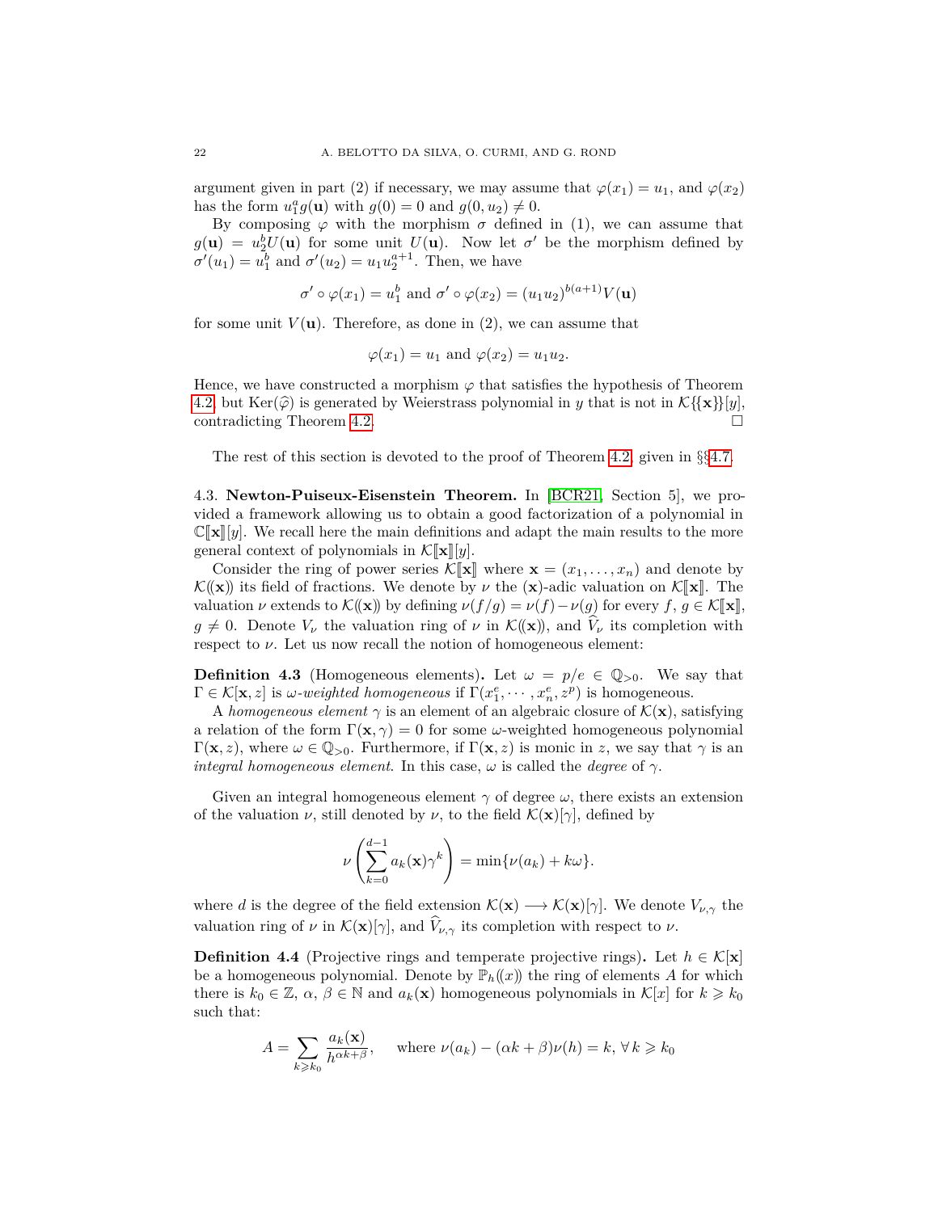argument given in part (2) if necessary, we may assume that $\varphi(x_1) = u_1$, and $\varphi(x_2)$ has the form $u_1^a g(\mathbf{u})$ with $g(0) = 0$ and $g(0, u_2) \neq 0$.

By composing $\varphi$ with the morphism $\sigma$ defined in (1), we can assume that $g(\mathbf{u}) = u_2^b U(\mathbf{u})$ for some unit $U(\mathbf{u})$. Now let $\sigma'$ be the morphism defined by $\sigma'(u_1) = u_1^b$ and $\sigma'(u_2) = u_1 u_2^{a+1}$. Then, we have

$$\sigma' \circ \varphi(x_1) = u_1^b \text{ and } \sigma' \circ \varphi(x_2) = (u_1 u_2)^{b(a+1)} V(\mathbf{u})$$

for some unit $V(\mathbf{u})$. Therefore, as done in (2), we can assume that

$$\varphi(x_1) = u_1 \text{ and } \varphi(x_2) = u_1 u_2.$$

Hence, we have constructed a morphism $\varphi$ that satisfies the hypothesis of Theorem 4.2, but $\operatorname{Ker}(\widehat{\varphi})$ is generated by Weierstrass polynomial in $y$ that is not in $\mathcal{K}\{\{\mathbf{x}\}\}[y]$, contradicting Theorem 4.2. □

The rest of this section is devoted to the proof of Theorem 4.2, given in §§4.7.

4.3. **Newton-Puiseux-Eisenstein Theorem.** In [BCR21, Section 5], we provided a framework allowing us to obtain a good factorization of a polynomial in $\mathbb{C}[\![\mathbf{x}]\!][y]$. We recall here the main definitions and adapt the main results to the more general context of polynomials in $\mathcal{K}[\![\mathbf{x}]\!][y]$.

Consider the ring of power series $\mathcal{K}[\![\mathbf{x}]\!]$ where $\mathbf{x} = (x_1, \ldots, x_n)$ and denote by $\mathcal{K}(\!(\mathbf{x})\!)$ its field of fractions. We denote by $\nu$ the $(\mathbf{x})$-adic valuation on $\mathcal{K}[\![\mathbf{x}]\!]$. The valuation $\nu$ extends to $\mathcal{K}(\!(\mathbf{x})\!)$ by defining $\nu(f/g) = \nu(f) - \nu(g)$ for every $f$, $g \in \mathcal{K}[\![\mathbf{x}]\!]$, $g \neq 0$. Denote $V_\nu$ the valuation ring of $\nu$ in $\mathcal{K}(\!(\mathbf{x})\!)$, and $\widehat{V}_\nu$ its completion with respect to $\nu$. Let us now recall the notion of homogeneous element:

**Definition 4.3** (Homogeneous elements)**.** Let $\omega = p/e \in \mathbb{Q}_{>0}$. We say that $\Gamma \in \mathcal{K}[\mathbf{x}, z]$ is *$\omega$-weighted homogeneous* if $\Gamma(x_1^e, \cdots, x_n^e, z^p)$ is homogeneous.

A *homogeneous element* $\gamma$ is an element of an algebraic closure of $\mathcal{K}(\mathbf{x})$, satisfying a relation of the form $\Gamma(\mathbf{x}, \gamma) = 0$ for some $\omega$-weighted homogeneous polynomial $\Gamma(\mathbf{x}, z)$, where $\omega \in \mathbb{Q}_{>0}$. Furthermore, if $\Gamma(\mathbf{x}, z)$ is monic in $z$, we say that $\gamma$ is an *integral homogeneous element*. In this case, $\omega$ is called the *degree* of $\gamma$.

Given an integral homogeneous element $\gamma$ of degree $\omega$, there exists an extension of the valuation $\nu$, still denoted by $\nu$, to the field $\mathcal{K}(\mathbf{x})[\gamma]$, defined by

$$\nu\left(\sum_{k=0}^{d-1} a_k(\mathbf{x})\gamma^k\right) = \min\{\nu(a_k) + k\omega\}.$$

where $d$ is the degree of the field extension $\mathcal{K}(\mathbf{x}) \longrightarrow \mathcal{K}(\mathbf{x})[\gamma]$. We denote $V_{\nu,\gamma}$ the valuation ring of $\nu$ in $\mathcal{K}(\mathbf{x})[\gamma]$, and $\widehat{V}_{\nu,\gamma}$ its completion with respect to $\nu$.

**Definition 4.4** (Projective rings and temperate projective rings)**.** Let $h \in \mathcal{K}[\mathbf{x}]$ be a homogeneous polynomial. Denote by $\mathbb{P}_h(\!(x)\!)$ the ring of elements $A$ for which there is $k_0 \in \mathbb{Z}$, $\alpha$, $\beta \in \mathbb{N}$ and $a_k(\mathbf{x})$ homogeneous polynomials in $\mathcal{K}[x]$ for $k \geqslant k_0$ such that:

$$A = \sum_{k \geqslant k_0} \frac{a_k(\mathbf{x})}{h^{\alpha k + \beta}}, \quad \text{ where } \nu(a_k) - (\alpha k + \beta)\nu(h) = k, \; \forall\, k \geqslant k_0$$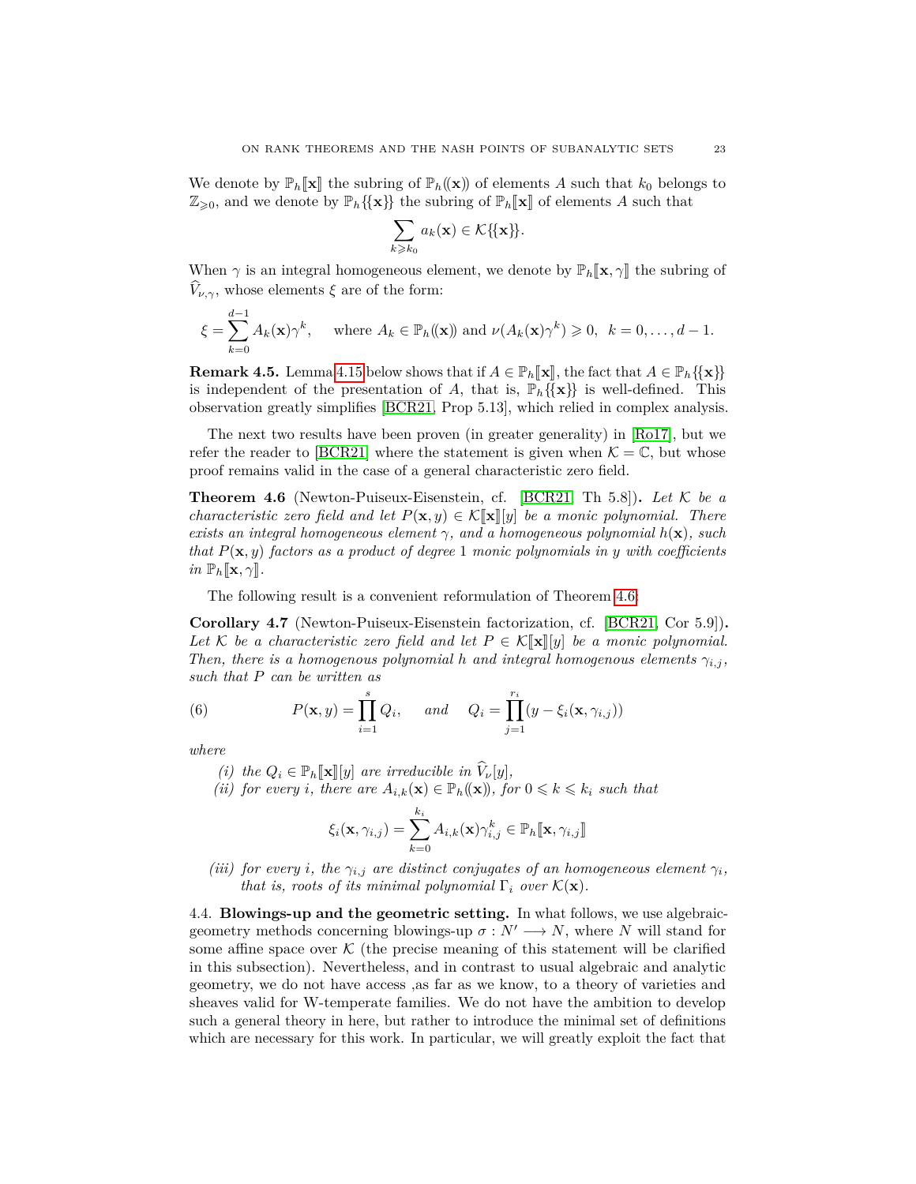We denote by $\mathbb{P}_h[\![\mathbf{x}]\!]$ the subring of $\mathbb{P}_h(\!(\mathbf{x})\!)$ of elements $A$ such that $k_0$ belongs to $\mathbb{Z}_{\geqslant 0}$, and we denote by $\mathbb{P}_h\{\{\mathbf{x}\}\}$ the subring of $\mathbb{P}_h[\![\mathbf{x}]\!]$ of elements $A$ such that

$$\sum_{k\geqslant k_0} a_k(\mathbf{x}) \in \mathcal{K}\{\{\mathbf{x}\}\}.$$

When $\gamma$ is an integral homogeneous element, we denote by $\mathbb{P}_h[\![\mathbf{x},\gamma]\!]$ the subring of $\widehat{V}_{\nu,\gamma}$, whose elements $\xi$ are of the form:

$$\xi = \sum_{k=0}^{d-1} A_k(\mathbf{x})\gamma^k, \quad \text{where } A_k \in \mathbb{P}_h(\!(\mathbf{x})\!) \text{ and } \nu(A_k(\mathbf{x})\gamma^k) \geqslant 0, \ \ k=0,\ldots,d-1.$$

**Remark 4.5.** Lemma 4.15 below shows that if $A \in \mathbb{P}_h[\![\mathbf{x}]\!]$, the fact that $A \in \mathbb{P}_h\{\{\mathbf{x}\}\}$ is independent of the presentation of $A$, that is, $\mathbb{P}_h\{\{\mathbf{x}\}\}$ is well-defined. This observation greatly simplifies [BCR21, Prop 5.13], which relied in complex analysis.

The next two results have been proven (in greater generality) in [Ro17], but we refer the reader to [BCR21] where the statement is given when $\mathcal{K} = \mathbb{C}$, but whose proof remains valid in the case of a general characteristic zero field.

**Theorem 4.6** (Newton-Puiseux-Eisenstein, cf. [BCR21, Th 5.8])**.** *Let $\mathcal{K}$ be a characteristic zero field and let $P(\mathbf{x},y) \in \mathcal{K}[\![\mathbf{x}]\!][y]$ be a monic polynomial. There exists an integral homogeneous element $\gamma$, and a homogeneous polynomial $h(\mathbf{x})$, such that $P(\mathbf{x},y)$ factors as a product of degree $1$ monic polynomials in $y$ with coefficients in $\mathbb{P}_h[\![\mathbf{x},\gamma]\!]$.*

The following result is a convenient reformulation of Theorem 4.6:

**Corollary 4.7** (Newton-Puiseux-Eisenstein factorization, cf. [BCR21, Cor 5.9])**.** *Let $\mathcal{K}$ be a characteristic zero field and let $P \in \mathcal{K}[\![\mathbf{x}]\!][y]$ be a monic polynomial. Then, there is a homogenous polynomial $h$ and integral homogenous elements $\gamma_{i,j}$, such that $P$ can be written as*

$$P(\mathbf{x},y) = \prod_{i=1}^{s} Q_i, \quad \text{and} \quad Q_i = \prod_{j=1}^{r_i}(y - \xi_i(\mathbf{x},\gamma_{i,j})) \tag{6}$$

*where*

*(i) the $Q_i \in \mathbb{P}_h[\![\mathbf{x}]\!][y]$ are irreducible in $\widehat{V}_\nu[y]$,*

*(ii) for every $i$, there are $A_{i,k}(\mathbf{x}) \in \mathbb{P}_h(\!(\mathbf{x})\!)$, for $0 \leqslant k \leqslant k_i$ such that*

$$\xi_i(\mathbf{x},\gamma_{i,j}) = \sum_{k=0}^{k_i} A_{i,k}(\mathbf{x})\gamma_{i,j}^k \in \mathbb{P}_h[\![\mathbf{x},\gamma_{i,j}]\!]$$

*(iii) for every $i$, the $\gamma_{i,j}$ are distinct conjugates of an homogeneous element $\gamma_i$, that is, roots of its minimal polynomial $\Gamma_i$ over $\mathcal{K}(\mathbf{x})$.*

4.4. **Blowings-up and the geometric setting.** In what follows, we use algebraic-geometry methods concerning blowings-up $\sigma : N' \longrightarrow N$, where $N$ will stand for some affine space over $\mathcal{K}$ (the precise meaning of this statement will be clarified in this subsection). Nevertheless, and in contrast to usual algebraic and analytic geometry, we do not have access ,as far as we know, to a theory of varieties and sheaves valid for W-temperate families. We do not have the ambition to develop such a general theory in here, but rather to introduce the minimal set of definitions which are necessary for this work. In particular, we will greatly exploit the fact that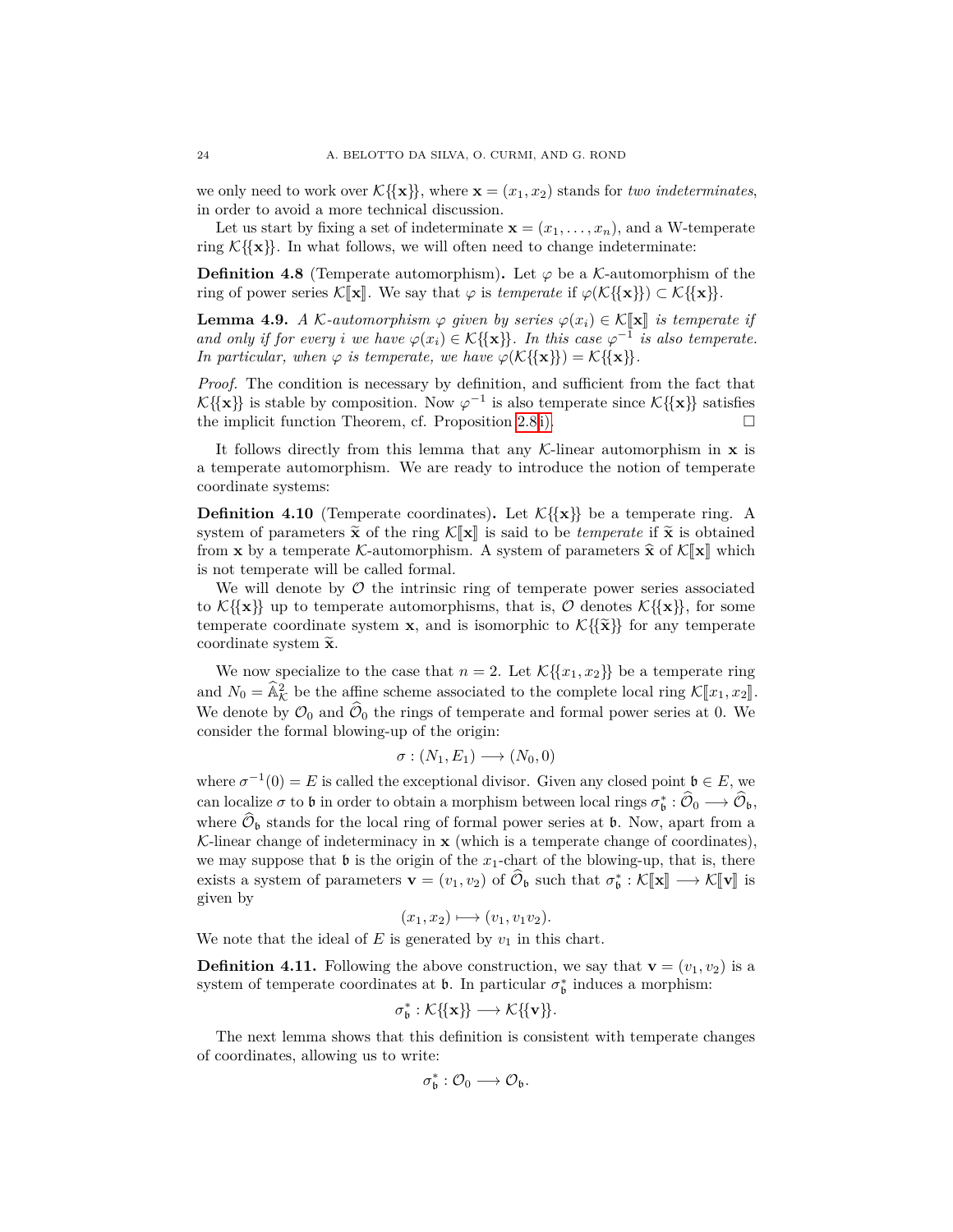we only need to work over $\mathcal{K}\{\{\mathbf{x}\}\}$, where $\mathbf{x} = (x_1, x_2)$ stands for *two indeterminates*, in order to avoid a more technical discussion.

Let us start by fixing a set of indeterminate $\mathbf{x} = (x_1, \dots, x_n)$, and a W-temperate ring $\mathcal{K}\{\{\mathbf{x}\}\}$. In what follows, we will often need to change indeterminate:

**Definition 4.8** (Temperate automorphism)**.** Let $\varphi$ be a $\mathcal{K}$-automorphism of the ring of power series $\mathcal{K}[\![\mathbf{x}]\!]$. We say that $\varphi$ is *temperate* if $\varphi(\mathcal{K}\{\{\mathbf{x}\}\}) \subset \mathcal{K}\{\{\mathbf{x}\}\}$.

**Lemma 4.9.** *A $\mathcal{K}$-automorphism $\varphi$ given by series $\varphi(x_i) \in \mathcal{K}[\![\mathbf{x}]\!]$ is temperate if and only if for every $i$ we have $\varphi(x_i) \in \mathcal{K}\{\{\mathbf{x}\}\}$. In this case $\varphi^{-1}$ is also temperate. In particular, when $\varphi$ is temperate, we have $\varphi(\mathcal{K}\{\{\mathbf{x}\}\}) = \mathcal{K}\{\{\mathbf{x}\}\}$.*

*Proof.* The condition is necessary by definition, and sufficient from the fact that $\mathcal{K}\{\{\mathbf{x}\}\}$ is stable by composition. Now $\varphi^{-1}$ is also temperate since $\mathcal{K}\{\{\mathbf{x}\}\}$ satisfies the implicit function Theorem, cf. Proposition 2.8i). □

It follows directly from this lemma that any $\mathcal{K}$-linear automorphism in $\mathbf{x}$ is a temperate automorphism. We are ready to introduce the notion of temperate coordinate systems:

**Definition 4.10** (Temperate coordinates)**.** Let $\mathcal{K}\{\{\mathbf{x}\}\}$ be a temperate ring. A system of parameters $\widetilde{\mathbf{x}}$ of the ring $\mathcal{K}[\![\mathbf{x}]\!]$ is said to be *temperate* if $\widetilde{\mathbf{x}}$ is obtained from $\mathbf{x}$ by a temperate $\mathcal{K}$-automorphism. A system of parameters $\widehat{\mathbf{x}}$ of $\mathcal{K}[\![\mathbf{x}]\!]$ which is not temperate will be called formal.

We will denote by $\mathcal{O}$ the intrinsic ring of temperate power series associated to $\mathcal{K}\{\{\mathbf{x}\}\}$ up to temperate automorphisms, that is, $\mathcal{O}$ denotes $\mathcal{K}\{\{\mathbf{x}\}\}$, for some temperate coordinate system $\mathbf{x}$, and is isomorphic to $\mathcal{K}\{\{\widetilde{\mathbf{x}}\}\}$ for any temperate coordinate system $\widetilde{\mathbf{x}}$.

We now specialize to the case that $n = 2$. Let $\mathcal{K}\{\{x_1, x_2\}\}$ be a temperate ring and $N_0 = \widehat{\mathbb{A}}^2_{\mathcal{K}}$ be the affine scheme associated to the complete local ring $\mathcal{K}[\![x_1, x_2]\!]$. We denote by $\mathcal{O}_0$ and $\widehat{\mathcal{O}}_0$ the rings of temperate and formal power series at 0. We consider the formal blowing-up of the origin:

$$\sigma : (N_1, E_1) \longrightarrow (N_0, 0)$$

where $\sigma^{-1}(0) = E$ is called the exceptional divisor. Given any closed point $\mathfrak{b} \in E$, we can localize $\sigma$ to $\mathfrak{b}$ in order to obtain a morphism between local rings $\sigma^*_{\mathfrak{b}} : \widehat{\mathcal{O}}_0 \longrightarrow \widehat{\mathcal{O}}_{\mathfrak{b}}$, where $\widehat{\mathcal{O}}_{\mathfrak{b}}$ stands for the local ring of formal power series at $\mathfrak{b}$. Now, apart from a $\mathcal{K}$-linear change of indeterminacy in $\mathbf{x}$ (which is a temperate change of coordinates), we may suppose that $\mathfrak{b}$ is the origin of the $x_1$-chart of the blowing-up, that is, there exists a system of parameters $\mathbf{v} = (v_1, v_2)$ of $\widehat{\mathcal{O}}_{\mathfrak{b}}$ such that $\sigma^*_{\mathfrak{b}} : \mathcal{K}[\![\mathbf{x}]\!] \longrightarrow \mathcal{K}[\![\mathbf{v}]\!]$ is given by

$$(x_1, x_2) \longmapsto (v_1, v_1 v_2).$$

We note that the ideal of $E$ is generated by $v_1$ in this chart.

**Definition 4.11.** Following the above construction, we say that $\mathbf{v} = (v_1, v_2)$ is a system of temperate coordinates at $\mathfrak{b}$. In particular $\sigma^*_{\mathfrak{b}}$ induces a morphism:

$$\sigma^*_{\mathfrak{b}} : \mathcal{K}\{\{\mathbf{x}\}\} \longrightarrow \mathcal{K}\{\{\mathbf{v}\}\}.$$

The next lemma shows that this definition is consistent with temperate changes of coordinates, allowing us to write:

$$\sigma^*_{\mathfrak{b}} : \mathcal{O}_0 \longrightarrow \mathcal{O}_{\mathfrak{b}}.$$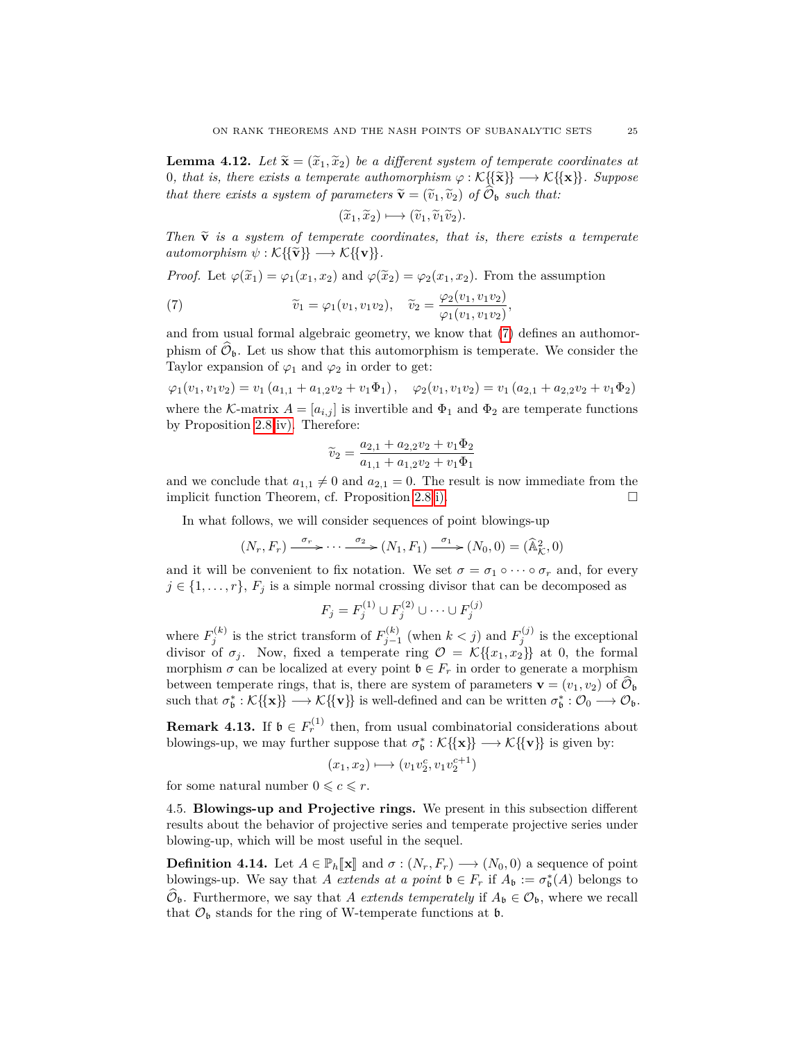**Lemma 4.12.** *Let $\widetilde{\mathbf{x}} = (\widetilde{x}_1, \widetilde{x}_2)$ be a different system of temperate coordinates at 0, that is, there exists a temperate authomorphism $\varphi : \mathcal{K}\{\{\widetilde{\mathbf{x}}\}\} \longrightarrow \mathcal{K}\{\{\mathbf{x}\}\}$. Suppose that there exists a system of parameters $\widetilde{\mathbf{v}} = (\widetilde{v}_1, \widetilde{v}_2)$ of $\widehat{\mathcal{O}}_{\mathfrak{b}}$ such that:*

$$(\widetilde{x}_1, \widetilde{x}_2) \longmapsto (\widetilde{v}_1, \widetilde{v}_1 \widetilde{v}_2).$$

*Then $\widetilde{\mathbf{v}}$ is a system of temperate coordinates, that is, there exists a temperate automorphism $\psi : \mathcal{K}\{\{\widetilde{\mathbf{v}}\}\} \longrightarrow \mathcal{K}\{\{\mathbf{v}\}\}$.*

*Proof.* Let $\varphi(\widetilde{x}_1) = \varphi_1(x_1, x_2)$ and $\varphi(\widetilde{x}_2) = \varphi_2(x_1, x_2)$. From the assumption

$$\widetilde{v}_1 = \varphi_1(v_1, v_1 v_2), \quad \widetilde{v}_2 = \frac{\varphi_2(v_1, v_1 v_2)}{\varphi_1(v_1, v_1 v_2)}, \tag{7}$$

and from usual formal algebraic geometry, we know that (7) defines an authomorphism of $\widehat{\mathcal{O}}_{\mathfrak{b}}$. Let us show that this automorphism is temperate. We consider the Taylor expansion of $\varphi_1$ and $\varphi_2$ in order to get:

$$\varphi_1(v_1, v_1 v_2) = v_1 \left(a_{1,1} + a_{1,2} v_2 + v_1 \Phi_1\right), \quad \varphi_2(v_1, v_1 v_2) = v_1 \left(a_{2,1} + a_{2,2} v_2 + v_1 \Phi_2\right)$$

where the $\mathcal{K}$-matrix $A = [a_{i,j}]$ is invertible and $\Phi_1$ and $\Phi_2$ are temperate functions by Proposition 2.8 iv). Therefore:

$$\widetilde{v}_2 = \frac{a_{2,1} + a_{2,2} v_2 + v_1 \Phi_2}{a_{1,1} + a_{1,2} v_2 + v_1 \Phi_1}$$

and we conclude that $a_{1,1} \neq 0$ and $a_{2,1} = 0$. The result is now immediate from the implicit function Theorem, cf. Proposition 2.8 i). $\square$

In what follows, we will consider sequences of point blowings-up

$$(N_r, F_r) \xrightarrow{\sigma_r} \cdots \xrightarrow{\sigma_2} (N_1, F_1) \xrightarrow{\sigma_1} (N_0, 0) = (\widehat{\mathbb{A}}^2_{\mathcal{K}}, 0)$$

and it will be convenient to fix notation. We set $\sigma = \sigma_1 \circ \cdots \circ \sigma_r$ and, for every $j \in \{1, \ldots, r\}$, $F_j$ is a simple normal crossing divisor that can be decomposed as

$$F_j = F_j^{(1)} \cup F_j^{(2)} \cup \cdots \cup F_j^{(j)}$$

where $F_j^{(k)}$ is the strict transform of $F_{j-1}^{(k)}$ (when $k < j$) and $F_j^{(j)}$ is the exceptional divisor of $\sigma_j$. Now, fixed a temperate ring $\mathcal{O} = \mathcal{K}\{\{x_1, x_2\}\}$ at 0, the formal morphism $\sigma$ can be localized at every point $\mathfrak{b} \in F_r$ in order to generate a morphism between temperate rings, that is, there are system of parameters $\mathbf{v} = (v_1, v_2)$ of $\widehat{\mathcal{O}}_{\mathfrak{b}}$ such that $\sigma_{\mathfrak{b}}^* : \mathcal{K}\{\{\mathbf{x}\}\} \longrightarrow \mathcal{K}\{\{\mathbf{v}\}\}$ is well-defined and can be written $\sigma_{\mathfrak{b}}^* : \mathcal{O}_0 \longrightarrow \mathcal{O}_{\mathfrak{b}}$.

**Remark 4.13.** If $\mathfrak{b} \in F_r^{(1)}$ then, from usual combinatorial considerations about blowings-up, we may further suppose that $\sigma_{\mathfrak{b}}^* : \mathcal{K}\{\{\mathbf{x}\}\} \longrightarrow \mathcal{K}\{\{\mathbf{v}\}\}$ is given by:

$$(x_1, x_2) \longmapsto (v_1 v_2^c, v_1 v_2^{c+1})$$

for some natural number $0 \leqslant c \leqslant r$.

## 4.5. Blowings-up and Projective rings.

We present in this subsection different results about the behavior of projective series and temperate projective series under blowing-up, which will be most useful in the sequel.

**Definition 4.14.** Let $A \in \mathbb{P}_h[\![\mathbf{x}]\!]$ and $\sigma : (N_r, F_r) \longrightarrow (N_0, 0)$ a sequence of point blowings-up. We say that $A$ *extends at a point* $\mathfrak{b} \in F_r$ if $A_{\mathfrak{b}} := \sigma_{\mathfrak{b}}^*(A)$ belongs to $\widehat{\mathcal{O}}_{\mathfrak{b}}$. Furthermore, we say that $A$ *extends temperately* if $A_{\mathfrak{b}} \in \mathcal{O}_{\mathfrak{b}}$, where we recall that $\mathcal{O}_{\mathfrak{b}}$ stands for the ring of W-temperate functions at $\mathfrak{b}$.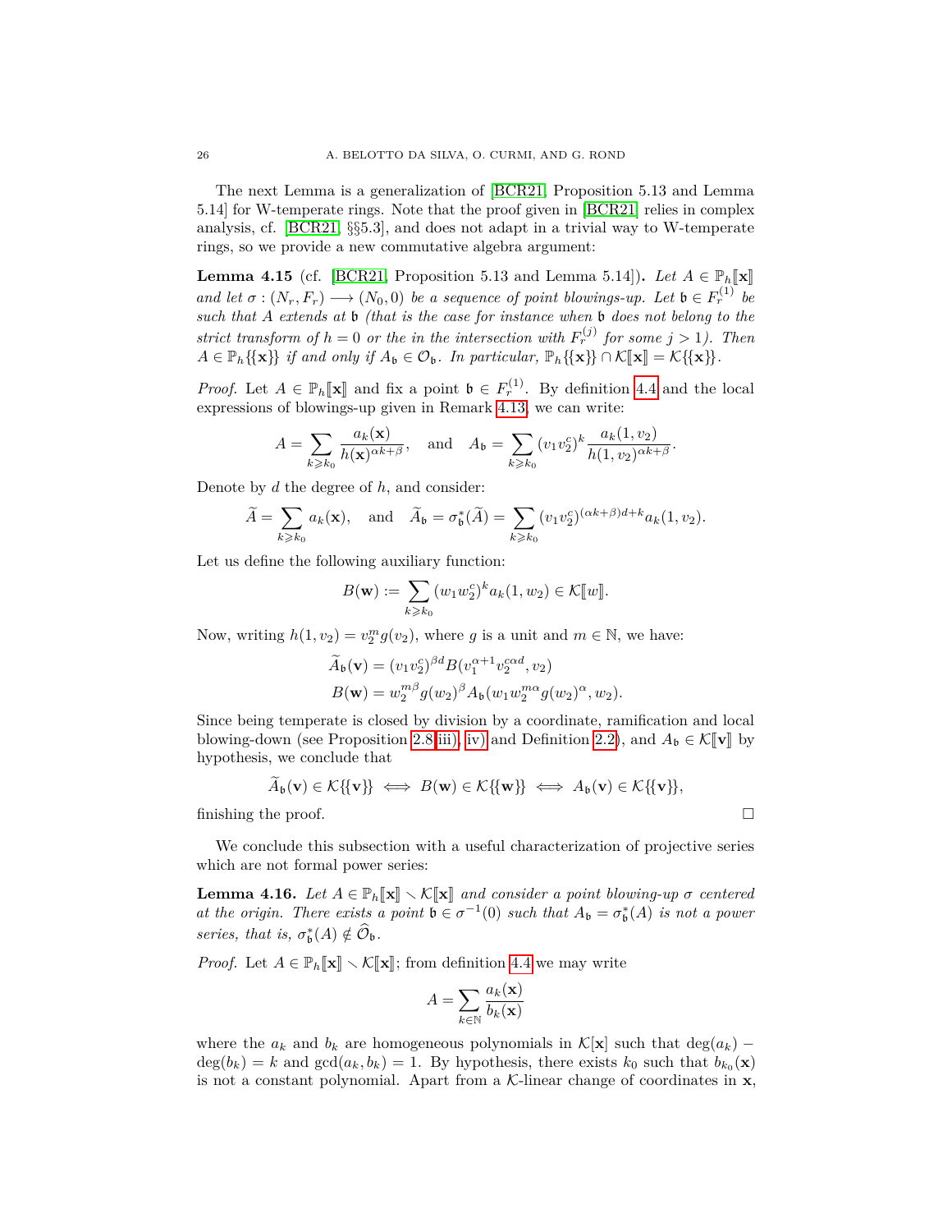The next Lemma is a generalization of [BCR21, Proposition 5.13 and Lemma 5.14] for W-temperate rings. Note that the proof given in [BCR21] relies in complex analysis, cf. [BCR21, §§5.3], and does not adapt in a trivial way to W-temperate rings, so we provide a new commutative algebra argument:

**Lemma 4.15** (cf. [BCR21, Proposition 5.13 and Lemma 5.14])**.** *Let $A \in \mathbb{P}_h[\![\mathbf{x}]\!]$ and let $\sigma : (N_r, F_r) \longrightarrow (N_0, 0)$ be a sequence of point blowings-up. Let $\mathfrak{b} \in F_r^{(1)}$ be such that $A$ extends at $\mathfrak{b}$ (that is the case for instance when $\mathfrak{b}$ does not belong to the strict transform of $h = 0$ or the in the intersection with $F_r^{(j)}$ for some $j > 1$). Then $A \in \mathbb{P}_h\{\{\mathbf{x}\}\}$ if and only if $A_\mathfrak{b} \in \mathcal{O}_\mathfrak{b}$. In particular, $\mathbb{P}_h\{\{\mathbf{x}\}\} \cap \mathcal{K}[\![\mathbf{x}]\!] = \mathcal{K}\{\{\mathbf{x}\}\}$.*

*Proof.* Let $A \in \mathbb{P}_h[\![\mathbf{x}]\!]$ and fix a point $\mathfrak{b} \in F_r^{(1)}$. By definition 4.4 and the local expressions of blowings-up given in Remark 4.13, we can write:

$$A = \sum_{k \geqslant k_0} \frac{a_k(\mathbf{x})}{h(\mathbf{x})^{\alpha k+\beta}}, \quad \text{and} \quad A_\mathfrak{b} = \sum_{k \geqslant k_0} (v_1 v_2^c)^k \frac{a_k(1, v_2)}{h(1, v_2)^{\alpha k+\beta}}.$$

Denote by $d$ the degree of $h$, and consider:

$$\widetilde{A} = \sum_{k \geqslant k_0} a_k(\mathbf{x}), \quad \text{and} \quad \widetilde{A}_\mathfrak{b} = \sigma_\mathfrak{b}^*(\widetilde{A}) = \sum_{k \geqslant k_0} (v_1 v_2^c)^{(\alpha k+\beta)d+k} a_k(1, v_2).$$

Let us define the following auxiliary function:

$$B(\mathbf{w}) := \sum_{k \geqslant k_0} (w_1 w_2^c)^k a_k(1, w_2) \in \mathcal{K}[\![w]\!].$$

Now, writing $h(1, v_2) = v_2^m g(v_2)$, where $g$ is a unit and $m \in \mathbb{N}$, we have:

$$\widetilde{A}_\mathfrak{b}(\mathbf{v}) = (v_1 v_2^c)^{\beta d} B(v_1^{\alpha+1} v_2^{c\alpha d}, v_2)$$
$$B(\mathbf{w}) = w_2^{m\beta} g(w_2)^\beta A_\mathfrak{b}(w_1 w_2^{m\alpha} g(w_2)^\alpha, w_2).$$

Since being temperate is closed by division by a coordinate, ramification and local blowing-down (see Proposition 2.8 iii), iv) and Definition 2.2), and $A_\mathfrak{b} \in \mathcal{K}[\![\mathbf{v}]\!]$ by hypothesis, we conclude that

$$\widetilde{A}_\mathfrak{b}(\mathbf{v}) \in \mathcal{K}\{\{\mathbf{v}\}\} \iff B(\mathbf{w}) \in \mathcal{K}\{\{\mathbf{w}\}\} \iff A_\mathfrak{b}(\mathbf{v}) \in \mathcal{K}\{\{\mathbf{v}\}\},$$

finishing the proof. $\square$

We conclude this subsection with a useful characterization of projective series which are not formal power series:

**Lemma 4.16.** *Let $A \in \mathbb{P}_h[\![\mathbf{x}]\!] \setminus \mathcal{K}[\![\mathbf{x}]\!]$ and consider a point blowing-up $\sigma$ centered at the origin. There exists a point $\mathfrak{b} \in \sigma^{-1}(0)$ such that $A_\mathfrak{b} = \sigma_\mathfrak{b}^*(A)$ is not a power series, that is, $\sigma_\mathfrak{b}^*(A) \notin \widehat{\mathcal{O}}_\mathfrak{b}$.*

*Proof.* Let $A \in \mathbb{P}_h[\![\mathbf{x}]\!] \setminus \mathcal{K}[\![\mathbf{x}]\!]$; from definition 4.4 we may write

$$A = \sum_{k \in \mathbb{N}} \frac{a_k(\mathbf{x})}{b_k(\mathbf{x})}$$

where the $a_k$ and $b_k$ are homogeneous polynomials in $\mathcal{K}[\mathbf{x}]$ such that $\deg(a_k) - \deg(b_k) = k$ and $\gcd(a_k, b_k) = 1$. By hypothesis, there exists $k_0$ such that $b_{k_0}(\mathbf{x})$ is not a constant polynomial. Apart from a $\mathcal{K}$-linear change of coordinates in $\mathbf{x}$,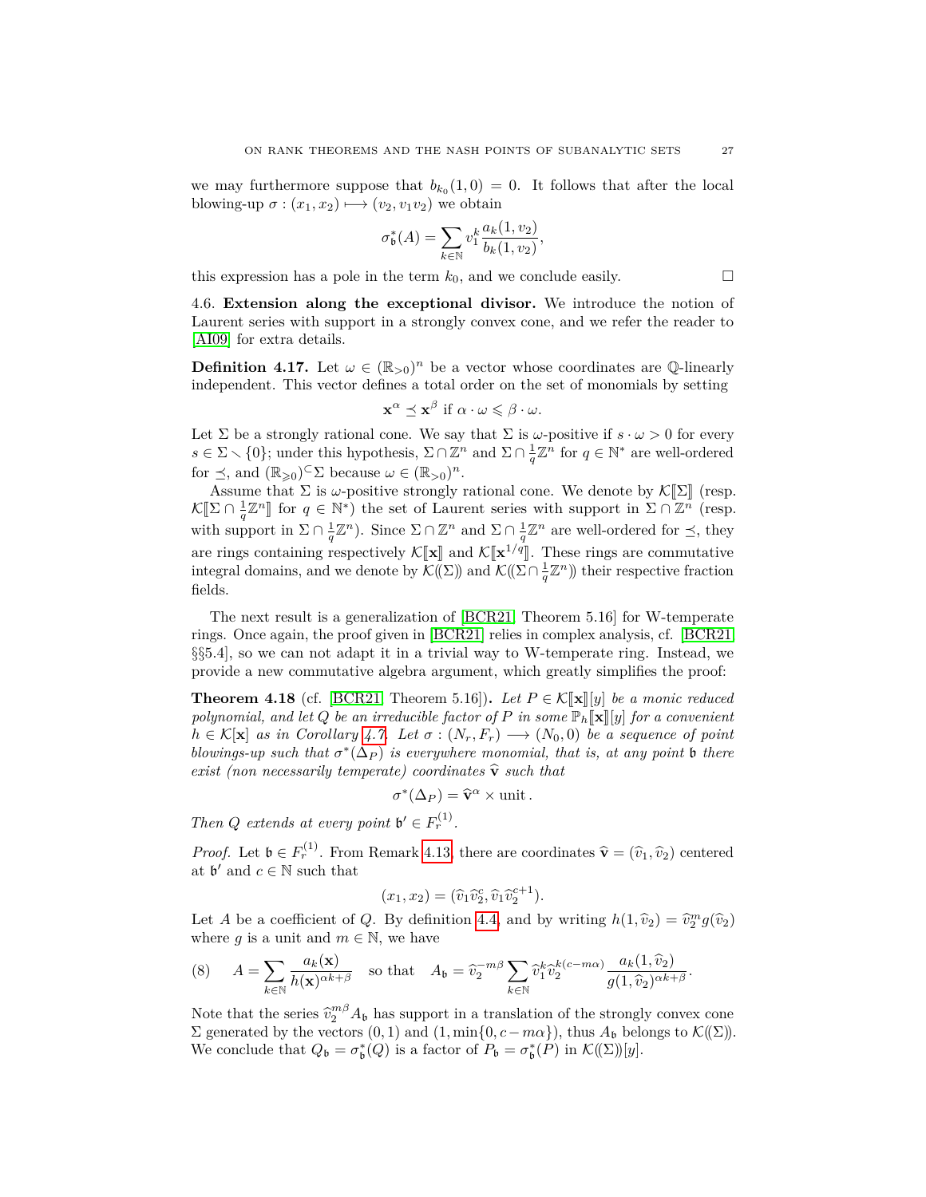we may furthermore suppose that $b_{k_0}(1,0) = 0$. It follows that after the local blowing-up $\sigma : (x_1, x_2) \longmapsto (v_2, v_1 v_2)$ we obtain

$$\sigma_{\mathfrak{b}}^*(A) = \sum_{k\in\mathbb{N}} v_1^k \frac{a_k(1,v_2)}{b_k(1,v_2)},$$

this expression has a pole in the term $k_0$, and we conclude easily. $\square$

4.6. **Extension along the exceptional divisor.** We introduce the notion of Laurent series with support in a strongly convex cone, and we refer the reader to [AI09] for extra details.

**Definition 4.17.** Let $\omega \in (\mathbb{R}_{>0})^n$ be a vector whose coordinates are $\mathbb{Q}$-linearly independent. This vector defines a total order on the set of monomials by setting

$$\mathbf{x}^\alpha \preceq \mathbf{x}^\beta \text{ if } \alpha \cdot \omega \leqslant \beta \cdot \omega.$$

Let $\Sigma$ be a strongly rational cone. We say that $\Sigma$ is $\omega$-positive if $s \cdot \omega > 0$ for every $s \in \Sigma \smallsetminus \{0\}$; under this hypothesis, $\Sigma \cap \mathbb{Z}^n$ and $\Sigma \cap \frac{1}{q}\mathbb{Z}^n$ for $q \in \mathbb{N}^*$ are well-ordered for $\preceq$, and $(\mathbb{R}_{\geqslant 0})^{\subset}\Sigma$ because $\omega \in (\mathbb{R}_{>0})^n$.

Assume that $\Sigma$ is $\omega$-positive strongly rational cone. We denote by $\mathcal{K}[\![\Sigma]\!]$ (resp. $\mathcal{K}[\![\Sigma \cap \frac{1}{q}\mathbb{Z}^n]\!]$ for $q \in \mathbb{N}^*$) the set of Laurent series with support in $\Sigma \cap \mathbb{Z}^n$ (resp. with support in $\Sigma \cap \frac{1}{q}\mathbb{Z}^n$). Since $\Sigma \cap \mathbb{Z}^n$ and $\Sigma \cap \frac{1}{q}\mathbb{Z}^n$ are well-ordered for $\preceq$, they are rings containing respectively $\mathcal{K}[\![\mathbf{x}]\!]$ and $\mathcal{K}[\![\mathbf{x}^{1/q}]\!]$. These rings are commutative integral domains, and we denote by $\mathcal{K}(\!(\Sigma)\!)$ and $\mathcal{K}(\!(\Sigma \cap \frac{1}{q}\mathbb{Z}^n)\!)$ their respective fraction fields.

The next result is a generalization of [BCR21, Theorem 5.16] for W-temperate rings. Once again, the proof given in [BCR21] relies in complex analysis, cf. [BCR21, §§5.4], so we can not adapt it in a trivial way to W-temperate ring. Instead, we provide a new commutative algebra argument, which greatly simplifies the proof:

**Theorem 4.18** (cf. [BCR21, Theorem 5.16])**.** *Let $P \in \mathcal{K}[\![\mathbf{x}]\!][y]$ be a monic reduced polynomial, and let $Q$ be an irreducible factor of $P$ in some $\mathbb{P}_h[\![\mathbf{x}]\!][y]$ for a convenient $h \in \mathcal{K}[\mathbf{x}]$ as in Corollary 4.7. Let $\sigma : (N_r, F_r) \longrightarrow (N_0, 0)$ be a sequence of point blowings-up such that $\sigma^*(\Delta_P)$ is everywhere monomial, that is, at any point $\mathfrak{b}$ there exist (non necessarily temperate) coordinates $\widehat{\mathbf{v}}$ such that*

$$\sigma^*(\Delta_P) = \widehat{\mathbf{v}}^\alpha \times \text{unit}\,.$$

*Then $Q$ extends at every point $\mathfrak{b}' \in F_r^{(1)}$.*

*Proof.* Let $\mathfrak{b} \in F_r^{(1)}$. From Remark 4.13, there are coordinates $\widehat{\mathbf{v}} = (\widehat{v}_1, \widehat{v}_2)$ centered at $\mathfrak{b}'$ and $c \in \mathbb{N}$ such that

$$(x_1, x_2) = (\widehat{v}_1 \widehat{v}_2^c, \widehat{v}_1 \widehat{v}_2^{c+1}).$$

Let $A$ be a coefficient of $Q$. By definition 4.4, and by writing $h(1, \widehat{v}_2) = \widehat{v}_2^m g(\widehat{v}_2)$ where $g$ is a unit and $m \in \mathbb{N}$, we have

$$(8) \qquad A = \sum_{k\in\mathbb{N}} \frac{a_k(\mathbf{x})}{h(\mathbf{x})^{\alpha k+\beta}} \quad \text{so that} \quad A_{\mathfrak{b}} = \widehat{v}_2^{-m\beta} \sum_{k\in\mathbb{N}} \widehat{v}_1^k \widehat{v}_2^{k(c-m\alpha)} \frac{a_k(1,\widehat{v}_2)}{g(1,\widehat{v}_2)^{\alpha k+\beta}}.$$

Note that the series $\widehat{v}_2^{m\beta} A_{\mathfrak{b}}$ has support in a translation of the strongly convex cone $\Sigma$ generated by the vectors $(0,1)$ and $(1, \min\{0, c - m\alpha\})$, thus $A_{\mathfrak{b}}$ belongs to $\mathcal{K}(\!(\Sigma)\!)$. We conclude that $Q_{\mathfrak{b}} = \sigma_{\mathfrak{b}}^*(Q)$ is a factor of $P_{\mathfrak{b}} = \sigma_{\mathfrak{b}}^*(P)$ in $\mathcal{K}(\!(\Sigma)\!)[y]$.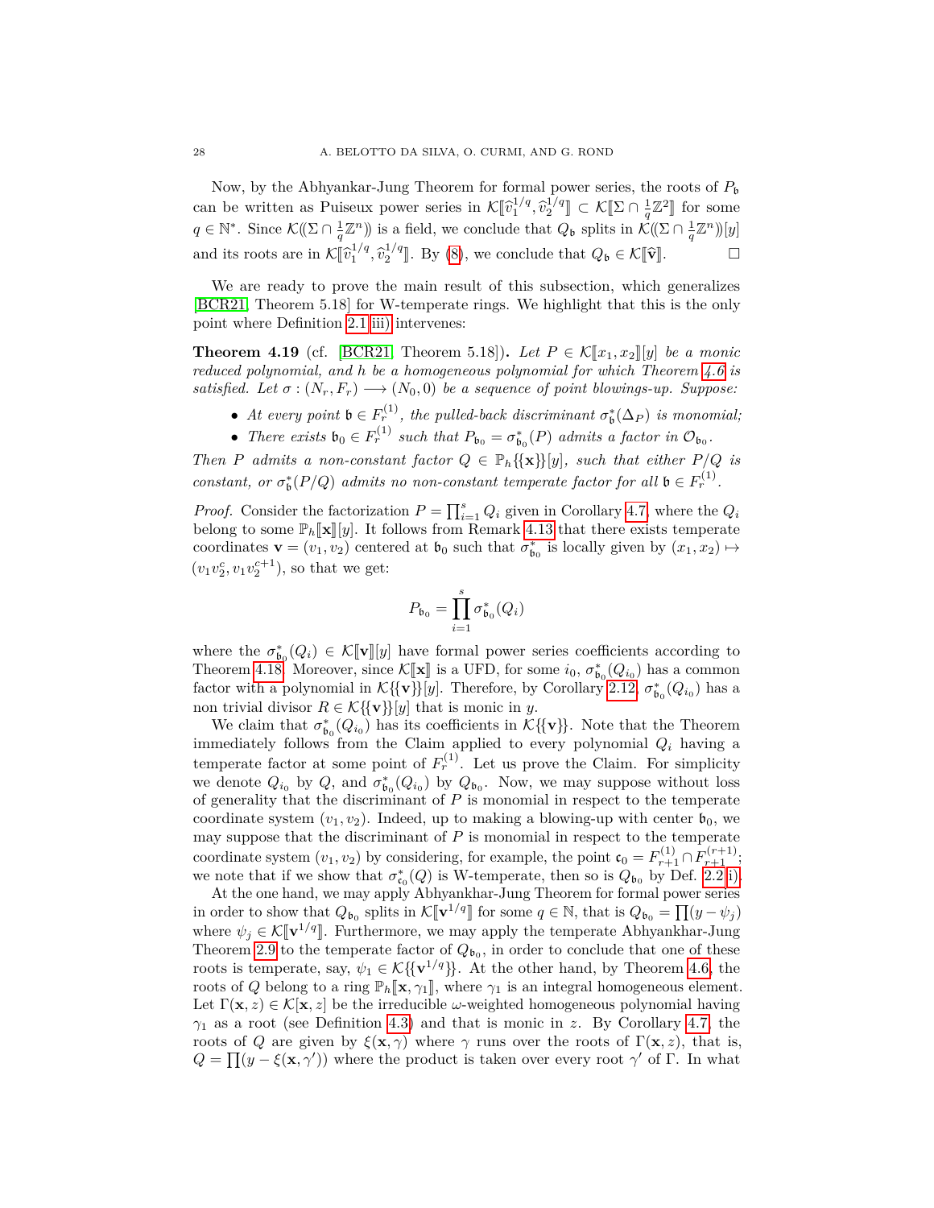Now, by the Abhyankar-Jung Theorem for formal power series, the roots of $P_{\mathfrak{b}}$ can be written as Puiseux power series in $\mathcal{K}[\![\widehat{v}_1^{1/q},\widehat{v}_2^{1/q}]\!] \subset \mathcal{K}[\![\Sigma \cap \frac{1}{q}\mathbb{Z}^2]\!]$ for some $q \in \mathbb{N}^*$. Since $\mathcal{K}(\!(\Sigma \cap \frac{1}{q}\mathbb{Z}^n)\!)$ is a field, we conclude that $Q_{\mathfrak{b}}$ splits in $\mathcal{K}(\!(\Sigma \cap \frac{1}{q}\mathbb{Z}^n)\!)[y]$ and its roots are in $\mathcal{K}[\![\widehat{v}_1^{1/q},\widehat{v}_2^{1/q}]\!]$. By (8), we conclude that $Q_{\mathfrak{b}} \in \mathcal{K}[\![\widehat{\mathbf{v}}]\!]$. □

We are ready to prove the main result of this subsection, which generalizes [BCR21, Theorem 5.18] for W-temperate rings. We highlight that this is the only point where Definition 2.1 iii) intervenes:

**Theorem 4.19** (cf. [BCR21, Theorem 5.18])**.** *Let $P \in \mathcal{K}[\![x_1,x_2]\!][y]$ be a monic reduced polynomial, and $h$ be a homogeneous polynomial for which Theorem 4.6 is satisfied. Let $\sigma : (N_r, F_r) \longrightarrow (N_0, 0)$ be a sequence of point blowings-up. Suppose:*

- *At every point $\mathfrak{b} \in F_r^{(1)}$, the pulled-back discriminant $\sigma_{\mathfrak{b}}^*(\Delta_P)$ is monomial;*
- *There exists $\mathfrak{b}_0 \in F_r^{(1)}$ such that $P_{\mathfrak{b}_0} = \sigma_{\mathfrak{b}_0}^*(P)$ admits a factor in $\mathcal{O}_{\mathfrak{b}_0}$.*

*Then $P$ admits a non-constant factor $Q \in \mathbb{P}_h\{\{\mathbf{x}\}\}[y]$, such that either $P/Q$ is constant, or $\sigma_{\mathfrak{b}}^*(P/Q)$ admits no non-constant temperate factor for all $\mathfrak{b} \in F_r^{(1)}$.*

*Proof.* Consider the factorization $P = \prod_{i=1}^s Q_i$ given in Corollary 4.7, where the $Q_i$ belong to some $\mathbb{P}_h[\![\mathbf{x}]\!][y]$. It follows from Remark 4.13 that there exists temperate coordinates $\mathbf{v} = (v_1, v_2)$ centered at $\mathfrak{b}_0$ such that $\sigma_{\mathfrak{b}_0}^*$ is locally given by $(x_1,x_2) \mapsto (v_1v_2^c, v_1v_2^{c+1})$, so that we get:

$$P_{\mathfrak{b}_0} = \prod_{i=1}^s \sigma_{\mathfrak{b}_0}^*(Q_i)$$

where the $\sigma_{\mathfrak{b}_0}^*(Q_i) \in \mathcal{K}[\![\mathbf{v}]\!][y]$ have formal power series coefficients according to Theorem 4.18. Moreover, since $\mathcal{K}[\![\mathbf{x}]\!]$ is a UFD, for some $i_0$, $\sigma_{\mathfrak{b}_0}^*(Q_{i_0})$ has a common factor with a polynomial in $\mathcal{K}\{\{\mathbf{v}\}\}[y]$. Therefore, by Corollary 2.12, $\sigma_{\mathfrak{b}_0}^*(Q_{i_0})$ has a non trivial divisor $R \in \mathcal{K}\{\{\mathbf{v}\}\}[y]$ that is monic in $y$.

We claim that $\sigma_{\mathfrak{b}_0}^*(Q_{i_0})$ has its coefficients in $\mathcal{K}\{\{\mathbf{v}\}\}$. Note that the Theorem immediately follows from the Claim applied to every polynomial $Q_i$ having a temperate factor at some point of $F_r^{(1)}$. Let us prove the Claim. For simplicity we denote $Q_{i_0}$ by $Q$, and $\sigma_{\mathfrak{b}_0}^*(Q_{i_0})$ by $Q_{\mathfrak{b}_0}$. Now, we may suppose without loss of generality that the discriminant of $P$ is monomial in respect to the temperate coordinate system $(v_1,v_2)$. Indeed, up to making a blowing-up with center $\mathfrak{b}_0$, we may suppose that the discriminant of $P$ is monomial in respect to the temperate coordinate system $(v_1,v_2)$ by considering, for example, the point $\mathfrak{c}_0 = F_{r+1}^{(1)} \cap F_{r+1}^{(r+1)}$; we note that if we show that $\sigma_{\mathfrak{c}_0}^*(Q)$ is W-temperate, then so is $Q_{\mathfrak{b}_0}$ by Def. 2.2 i).

At the one hand, we may apply Abhyankhar-Jung Theorem for formal power series in order to show that $Q_{\mathfrak{b}_0}$ splits in $\mathcal{K}[\![\mathbf{v}^{1/q}]\!]$ for some $q \in \mathbb{N}$, that is $Q_{\mathfrak{b}_0} = \prod(y - \psi_j)$ where $\psi_j \in \mathcal{K}[\![\mathbf{v}^{1/q}]\!]$. Furthermore, we may apply the temperate Abhyankhar-Jung Theorem 2.9 to the temperate factor of $Q_{\mathfrak{b}_0}$, in order to conclude that one of these roots is temperate, say, $\psi_1 \in \mathcal{K}\{\{\mathbf{v}^{1/q}\}\}$. At the other hand, by Theorem 4.6, the roots of $Q$ belong to a ring $\mathbb{P}_h[\![\mathbf{x},\gamma_1]\!]$, where $\gamma_1$ is an integral homogeneous element. Let $\Gamma(\mathbf{x},z) \in \mathcal{K}[\mathbf{x},z]$ be the irreducible $\omega$-weighted homogeneous polynomial having $\gamma_1$ as a root (see Definition 4.3) and that is monic in $z$. By Corollary 4.7, the roots of $Q$ are given by $\xi(\mathbf{x},\gamma)$ where $\gamma$ runs over the roots of $\Gamma(\mathbf{x},z)$, that is, $Q = \prod(y - \xi(\mathbf{x},\gamma'))$ where the product is taken over every root $\gamma'$ of $\Gamma$. In what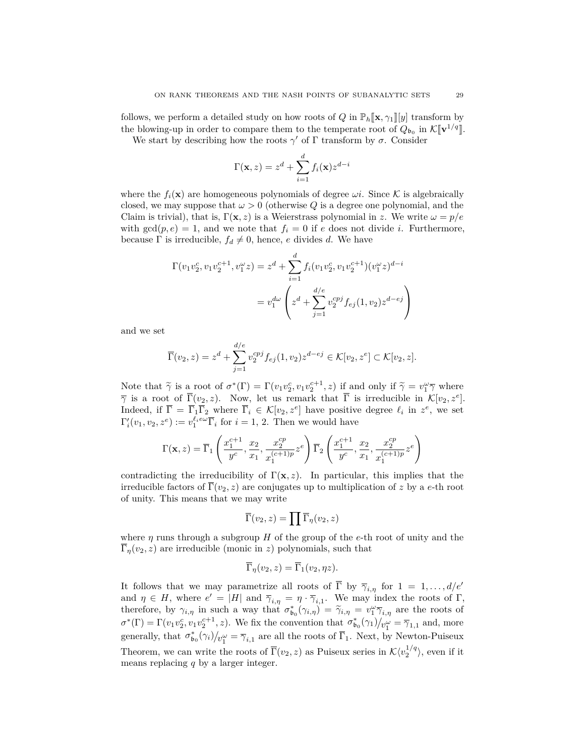follows, we perform a detailed study on how roots of $Q$ in $\mathbb{P}_h[\![\mathbf{x}, \gamma_1]\!][y]$ transform by the blowing-up in order to compare them to the temperate root of $Q_{\mathfrak{b}_0}$ in $\mathcal{K}[\![\mathbf{v}^{1/q}]\!]$.

We start by describing how the roots $\gamma'$ of $\Gamma$ transform by $\sigma$. Consider

$$\Gamma(\mathbf{x}, z) = z^d + \sum_{i=1}^{d} f_i(\mathbf{x}) z^{d-i}$$

where the $f_i(\mathbf{x})$ are homogeneous polynomials of degree $\omega i$. Since $\mathcal{K}$ is algebraically closed, we may suppose that $\omega > 0$ (otherwise $Q$ is a degree one polynomial, and the Claim is trivial), that is, $\Gamma(\mathbf{x}, z)$ is a Weierstrass polynomial in $z$. We write $\omega = p/e$ with $\gcd(p, e) = 1$, and we note that $f_i = 0$ if $e$ does not divide $i$. Furthermore, because $\Gamma$ is irreducible, $f_d \neq 0$, hence, $e$ divides $d$. We have

$$\begin{aligned}
\Gamma(v_1 v_2^c, v_1 v_2^{c+1}, v_1^{\omega} z) &= z^d + \sum_{i=1}^{d} f_i(v_1 v_2^c, v_1 v_2^{c+1})(v_1^{\omega} z)^{d-i} \\
&= v_1^{d\omega} \left( z^d + \sum_{j=1}^{d/e} v_2^{cpj} f_{ej}(1, v_2) z^{d-ej} \right)
\end{aligned}$$

and we set

$$\overline{\Gamma}(v_2, z) = z^d + \sum_{j=1}^{d/e} v_2^{cpj} f_{ej}(1, v_2) z^{d-ej} \in \mathcal{K}[v_2, z^e] \subset \mathcal{K}[v_2, z].$$

Note that $\widetilde{\gamma}$ is a root of $\sigma^*(\Gamma) = \Gamma(v_1 v_2^c, v_1 v_2^{c+1}, z)$ if and only if $\widetilde{\gamma} = v_1^{\omega} \overline{\gamma}$ where $\overline{\gamma}$ is a root of $\overline{\Gamma}(v_2, z)$. Now, let us remark that $\overline{\Gamma}$ is irreducible in $\mathcal{K}[v_2, z^e]$. Indeed, if $\overline{\Gamma} = \overline{\Gamma}_1 \overline{\Gamma}_2$ where $\overline{\Gamma}_i \in \mathcal{K}[v_2, z^e]$ have positive degree $\ell_i$ in $z^e$, we set $\Gamma_i'(v_1, v_2, z^e) := v_1^{\ell_i e \omega} \overline{\Gamma}_i$ for $i = 1, 2$. Then we would have

$$\Gamma(\mathbf{x}, z) = \overline{\Gamma}_1 \left( \frac{x_1^{c+1}}{y^c}, \frac{x_2}{x_1}, \frac{x_2^{cp}}{x_1^{(c+1)p}} z^e \right) \overline{\Gamma}_2 \left( \frac{x_1^{c+1}}{y^c}, \frac{x_2}{x_1}, \frac{x_2^{cp}}{x_1^{(c+1)p}} z^e \right)$$

contradicting the irreducibility of $\Gamma(\mathbf{x}, z)$. In particular, this implies that the irreducible factors of $\overline{\Gamma}(v_2, z)$ are conjugates up to multiplication of $z$ by a $e$-th root of unity. This means that we may write

$$\overline{\Gamma}(v_2, z) = \prod \overline{\Gamma}_{\eta}(v_2, z)$$

where $\eta$ runs through a subgroup $H$ of the group of the $e$-th root of unity and the $\overline{\Gamma}_{\eta}(v_2, z)$ are irreducible (monic in $z$) polynomials, such that

$$\overline{\Gamma}_{\eta}(v_2, z) = \overline{\Gamma}_1(v_2, \eta z).$$

It follows that we may parametrize all roots of $\overline{\Gamma}$ by $\overline{\gamma}_{i,\eta}$ for $1 = 1, \dots, d/e'$ and $\eta \in H$, where $e' = |H|$ and $\overline{\gamma}_{i,\eta} = \eta \cdot \overline{\gamma}_{i,1}$. We may index the roots of $\Gamma$, therefore, by $\gamma_{i,\eta}$ in such a way that $\sigma_{\mathfrak{b}_0}^*(\gamma_{i,\eta}) = \widetilde{\gamma}_{i,\eta} = v_1^{\omega} \overline{\gamma}_{i,\eta}$ are the roots of $\sigma^*(\Gamma) = \Gamma(v_1 v_2^c, v_1 v_2^{c+1}, z)$. We fix the convention that $\sigma_{\mathfrak{b}_0}^*(\gamma_1) / v_1^{\omega} = \overline{\gamma}_{1,1}$ and, more generally, that $\sigma_{\mathfrak{b}_0}^*(\gamma_i) / v_1^{\omega} = \overline{\gamma}_{i,1}$ are all the roots of $\overline{\Gamma}_1$. Next, by Newton-Puiseux Theorem, we can write the roots of $\overline{\Gamma}(v_2, z)$ as Puiseux series in $\mathcal{K}\langle v_2^{1/q} \rangle$, even if it means replacing $q$ by a larger integer.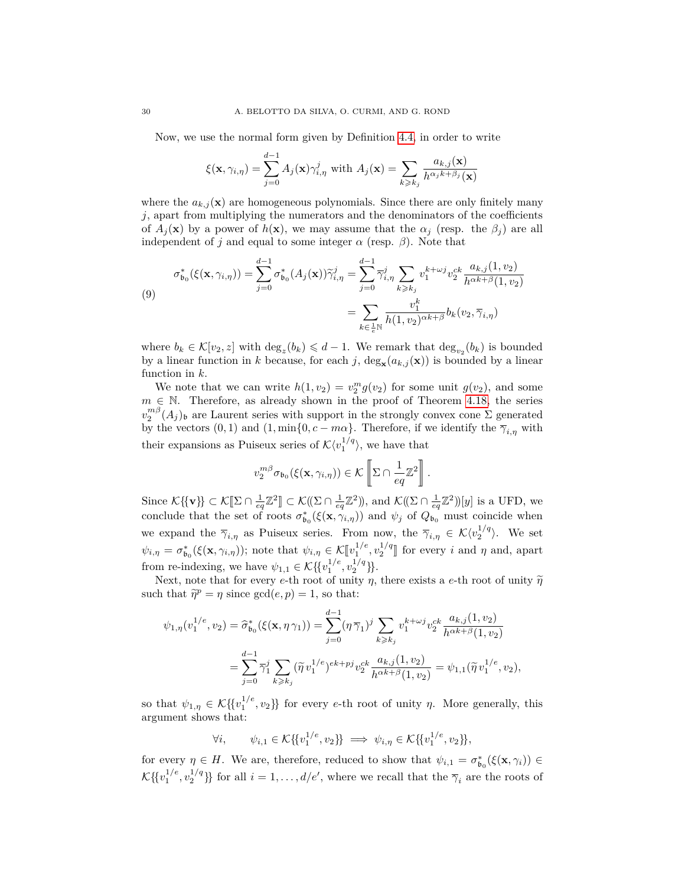Now, we use the normal form given by Definition 4.4, in order to write

$$\xi(\mathbf{x},\gamma_{i,\eta}) = \sum_{j=0}^{d-1} A_j(\mathbf{x})\gamma_{i,\eta}^j \text{ with } A_j(\mathbf{x}) = \sum_{k\geqslant k_j} \frac{a_{k,j}(\mathbf{x})}{h^{\alpha_j k+\beta_j}(\mathbf{x})}$$

where the $a_{k,j}(\mathbf{x})$ are homogeneous polynomials. Since there are only finitely many $j$, apart from multiplying the numerators and the denominators of the coefficients of $A_j(\mathbf{x})$ by a power of $h(\mathbf{x})$, we may assume that the $\alpha_j$ (resp. the $\beta_j$) are all independent of $j$ and equal to some integer $\alpha$ (resp. $\beta$). Note that

$$\begin{aligned}
\sigma_{\mathfrak{b}_0}^*(\xi(\mathbf{x},\gamma_{i,\eta})) = \sum_{j=0}^{d-1}\sigma_{\mathfrak{b}_0}^*(A_j(\mathbf{x}))\widetilde{\gamma}_{i,\eta}^j &= \sum_{j=0}^{d-1}\overline{\gamma}_{i,\eta}^j \sum_{k\geqslant k_j} v_1^{k+\omega j}v_2^{ck}\frac{a_{k,j}(1,v_2)}{h^{\alpha k+\beta}(1,v_2)} \\
&= \sum_{k\in\frac{1}{e}\mathbb{N}} \frac{v_1^k}{h(1,v_2)^{\alpha k+\beta}} b_k(v_2,\overline{\gamma}_{i,\eta})
\end{aligned} \tag{9}$$

where $b_k \in \mathcal{K}[v_2, z]$ with $\deg_z(b_k) \leqslant d-1$. We remark that $\deg_{v_2}(b_k)$ is bounded by a linear function in $k$ because, for each $j$, $\deg_{\mathbf{x}}(a_{k,j}(\mathbf{x}))$ is bounded by a linear function in $k$.

We note that we can write $h(1,v_2) = v_2^m g(v_2)$ for some unit $g(v_2)$, and some $m \in \mathbb{N}$. Therefore, as already shown in the proof of Theorem 4.18, the series $v_2^{m\beta}(A_j)_{\mathfrak{b}}$ are Laurent series with support in the strongly convex cone $\Sigma$ generated by the vectors $(0,1)$ and $(1,\min\{0, c-m\alpha\}$. Therefore, if we identify the $\overline{\gamma}_{i,\eta}$ with their expansions as Puiseux series of $\mathcal{K}\langle v_1^{1/q}\rangle$, we have that

$$v_2^{m\beta}\sigma_{\mathfrak{b}_0}(\xi(\mathbf{x},\gamma_{i,\eta})) \in \mathcal{K}\left[\!\!\left[\Sigma \cap \frac{1}{eq}\mathbb{Z}^2\right]\!\!\right].$$

Since $\mathcal{K}\{\{\mathbf{v}\}\} \subset \mathcal{K}[\![\Sigma\cap\frac{1}{eq}\mathbb{Z}^2]\!] \subset \mathcal{K}(\!(\Sigma\cap\frac{1}{eq}\mathbb{Z}^2)\!)$, and $\mathcal{K}(\!(\Sigma\cap\frac{1}{eq}\mathbb{Z}^2)\!)[y]$ is a UFD, we conclude that the set of roots $\sigma_{\mathfrak{b}_0}^*(\xi(\mathbf{x},\gamma_{i,\eta}))$ and $\psi_j$ of $Q_{\mathfrak{b}_0}$ must coincide when we expand the $\overline{\gamma}_{i,\eta}$ as Puiseux series. From now, the $\overline{\gamma}_{i,\eta} \in \mathcal{K}\langle v_2^{1/q}\rangle$. We set $\psi_{i,\eta} = \sigma_{\mathfrak{b}_0}^*(\xi(\mathbf{x},\gamma_{i,\eta}))$; note that $\psi_{i,\eta} \in \mathcal{K}[\![v_1^{1/e}, v_2^{1/q}]\!]$ for every $i$ and $\eta$ and, apart from re-indexing, we have $\psi_{1,1} \in \mathcal{K}\{\{v_1^{1/e}, v_2^{1/q}\}\}$.

Next, note that for every $e$-th root of unity $\eta$, there exists a $e$-th root of unity $\widetilde{\eta}$ such that $\widetilde{\eta}^p = \eta$ since $\gcd(e,p)=1$, so that:

$$\begin{aligned}
\psi_{1,\eta}(v_1^{1/e}, v_2) = \widehat{\sigma}_{\mathfrak{b}_0}^*(\xi(\mathbf{x},\eta\gamma_1)) &= \sum_{j=0}^{d-1}(\eta\overline{\gamma}_1)^j \sum_{k\geqslant k_j} v_1^{k+\omega j}v_2^{ck}\frac{a_{k,j}(1,v_2)}{h^{\alpha k+\beta}(1,v_2)} \\
&= \sum_{j=0}^{d-1}\overline{\gamma}_1^j \sum_{k\geqslant k_j}(\widetilde{\eta}\, v_1^{1/e})^{ek+pj} v_2^{ck}\frac{a_{k,j}(1,v_2)}{h^{\alpha k+\beta}(1,v_2)} = \psi_{1,1}(\widetilde{\eta}\, v_1^{1/e}, v_2),
\end{aligned}$$

so that $\psi_{1,\eta} \in \mathcal{K}\{\{v_1^{1/e}, v_2\}\}$ for every $e$-th root of unity $\eta$. More generally, this argument shows that:

$$\forall i, \qquad \psi_{i,1} \in \mathcal{K}\{\{v_1^{1/e}, v_2\}\} \implies \psi_{i,\eta} \in \mathcal{K}\{\{v_1^{1/e}, v_2\}\},$$

for every $\eta \in H$. We are, therefore, reduced to show that $\psi_{i,1} = \sigma_{\mathfrak{b}_0}^*(\xi(\mathbf{x},\gamma_i)) \in \mathcal{K}\{\{v_1^{1/e}, v_2^{1/q}\}\}$ for all $i = 1,\ldots,d/e'$, where we recall that the $\overline{\gamma}_i$ are the roots of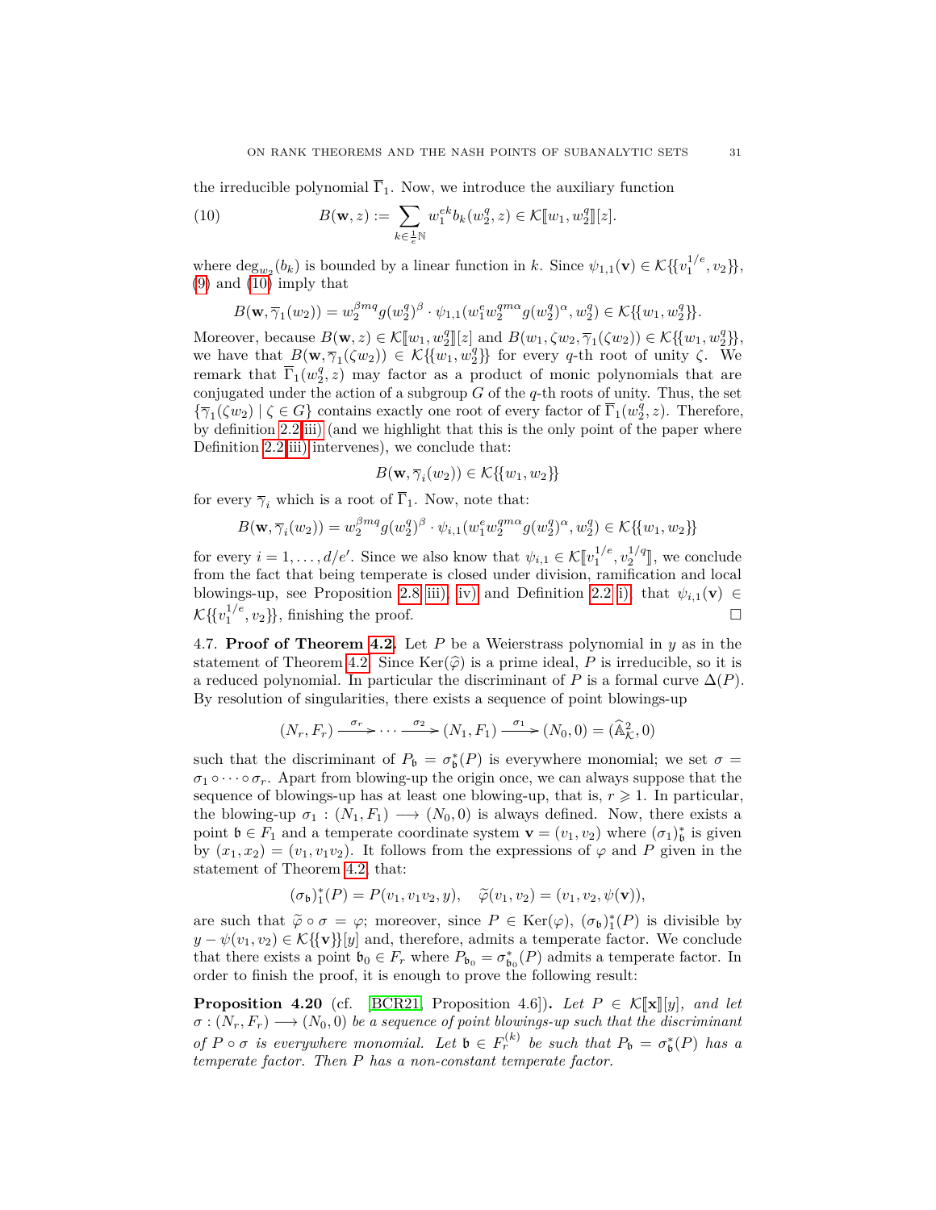the irreducible polynomial $\overline{\Gamma}_1$. Now, we introduce the auxiliary function

$$B(\mathbf{w}, z) := \sum_{k \in \frac{1}{e}\mathbb{N}} w_1^{ek} b_k(w_2^q, z) \in \mathcal{K}[\![w_1, w_2^q]\!][z]. \tag{10}$$

where $\deg_{w_2}(b_k)$ is bounded by a linear function in $k$. Since $\psi_{1,1}(\mathbf{v}) \in \mathcal{K}\{\{v_1^{1/e}, v_2\}\}$, (9) and (10) imply that

$$B(\mathbf{w}, \overline{\gamma}_1(w_2)) = w_2^{\beta m q} g(w_2^q)^{\beta} \cdot \psi_{1,1}(w_1^e w_2^{qm\alpha} g(w_2^q)^{\alpha}, w_2^q) \in \mathcal{K}\{\{w_1, w_2^q\}\}.$$

Moreover, because $B(\mathbf{w}, z) \in \mathcal{K}[\![w_1, w_2^q]\!][z]$ and $B(w_1, \zeta w_2, \overline{\gamma}_1(\zeta w_2)) \in \mathcal{K}\{\{w_1, w_2^q\}\}$, we have that $B(\mathbf{w}, \overline{\gamma}_1(\zeta w_2)) \in \mathcal{K}\{\{w_1, w_2^q\}\}$ for every $q$-th root of unity $\zeta$. We remark that $\overline{\Gamma}_1(w_2^q, z)$ may factor as a product of monic polynomials that are conjugated under the action of a subgroup $G$ of the $q$-th roots of unity. Thus, the set $\{\overline{\gamma}_1(\zeta w_2) \mid \zeta \in G\}$ contains exactly one root of every factor of $\overline{\Gamma}_1(w_2^q, z)$. Therefore, by definition 2.2 iii) (and we highlight that this is the only point of the paper where Definition 2.2 iii) intervenes), we conclude that:

$$B(\mathbf{w}, \overline{\gamma}_i(w_2)) \in \mathcal{K}\{\{w_1, w_2\}\}$$

for every $\overline{\gamma}_i$ which is a root of $\overline{\Gamma}_1$. Now, note that:

$$B(\mathbf{w}, \overline{\gamma}_i(w_2)) = w_2^{\beta m q} g(w_2^q)^{\beta} \cdot \psi_{i,1}(w_1^e w_2^{qm\alpha} g(w_2^q)^{\alpha}, w_2^q) \in \mathcal{K}\{\{w_1, w_2\}\}$$

for every $i = 1, \ldots, d/e'$. Since we also know that $\psi_{i,1} \in \mathcal{K}[\![v_1^{1/e}, v_2^{1/q}]\!]$, we conclude from the fact that being temperate is closed under division, ramification and local blowings-up, see Proposition 2.8 iii), iv) and Definition 2.2 i), that $\psi_{i,1}(\mathbf{v}) \in \mathcal{K}\{\{v_1^{1/e}, v_2\}\}$, finishing the proof. □

4.7. **Proof of Theorem 4.2.** Let $P$ be a Weierstrass polynomial in $y$ as in the statement of Theorem 4.2. Since $\mathrm{Ker}(\widehat{\varphi})$ is a prime ideal, $P$ is irreducible, so it is a reduced polynomial. In particular the discriminant of $P$ is a formal curve $\Delta(P)$. By resolution of singularities, there exists a sequence of point blowings-up

$$(N_r, F_r) \xrightarrow{\sigma_r} \cdots \xrightarrow{\sigma_2} (N_1, F_1) \xrightarrow{\sigma_1} (N_0, 0) = (\widehat{\mathbb{A}}^2_{\mathcal{K}}, 0)$$

such that the discriminant of $P_{\mathfrak{b}} = \sigma_{\mathfrak{b}}^*(P)$ is everywhere monomial; we set $\sigma = \sigma_1 \circ \cdots \circ \sigma_r$. Apart from blowing-up the origin once, we can always suppose that the sequence of blowings-up has at least one blowing-up, that is, $r \geqslant 1$. In particular, the blowing-up $\sigma_1 : (N_1, F_1) \longrightarrow (N_0, 0)$ is always defined. Now, there exists a point $\mathfrak{b} \in F_1$ and a temperate coordinate system $\mathbf{v} = (v_1, v_2)$ where $(\sigma_1)_{\mathfrak{b}}^*$ is given by $(x_1, x_2) = (v_1, v_1 v_2)$. It follows from the expressions of $\varphi$ and $P$ given in the statement of Theorem 4.2, that:

$$(\sigma_{\mathfrak{b}})_1^*(P) = P(v_1, v_1 v_2, y), \quad \widetilde{\varphi}(v_1, v_2) = (v_1, v_2, \psi(\mathbf{v})),$$

are such that $\widetilde{\varphi} \circ \sigma = \varphi$; moreover, since $P \in \mathrm{Ker}(\varphi)$, $(\sigma_{\mathfrak{b}})_1^*(P)$ is divisible by $y - \psi(v_1, v_2) \in \mathcal{K}\{\{\mathbf{v}\}\}[y]$ and, therefore, admits a temperate factor. We conclude that there exists a point $\mathfrak{b}_0 \in F_r$ where $P_{\mathfrak{b}_0} = \sigma_{\mathfrak{b}_0}^*(P)$ admits a temperate factor. In order to finish the proof, it is enough to prove the following result:

**Proposition 4.20** (cf. [BCR21, Proposition 4.6])**.** *Let $P \in \mathcal{K}[\![\mathbf{x}]\!][y]$, and let $\sigma : (N_r, F_r) \longrightarrow (N_0, 0)$ be a sequence of point blowings-up such that the discriminant of $P \circ \sigma$ is everywhere monomial. Let $\mathfrak{b} \in F_r^{(k)}$ be such that $P_{\mathfrak{b}} = \sigma_{\mathfrak{b}}^*(P)$ has a temperate factor. Then $P$ has a non-constant temperate factor.*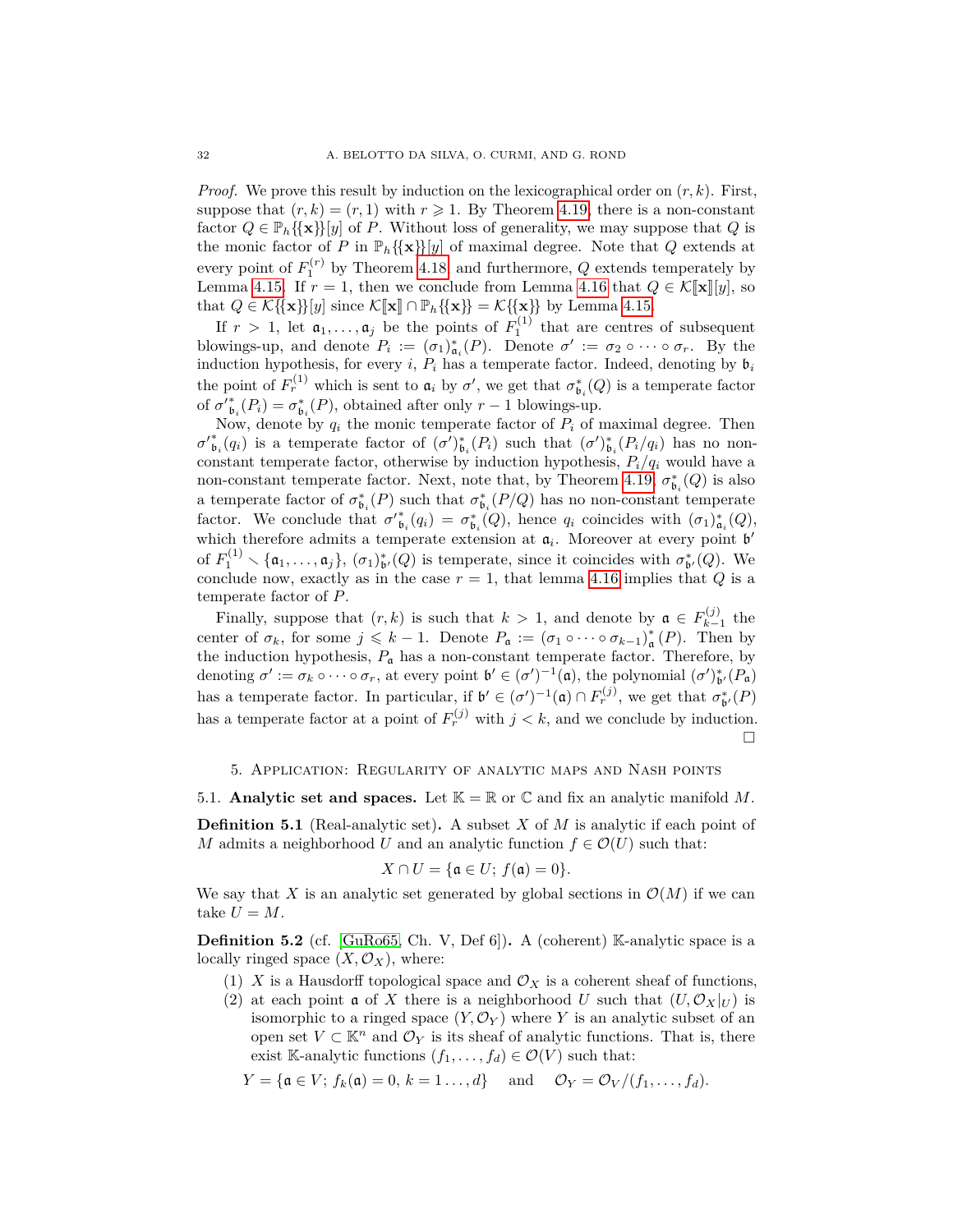*Proof.* We prove this result by induction on the lexicographical order on $(r,k)$. First, suppose that $(r,k)=(r,1)$ with $r\geqslant 1$. By Theorem 4.19, there is a non-constant factor $Q\in\mathbb{P}_h\{\{\mathbf{x}\}\}[y]$ of $P$. Without loss of generality, we may suppose that $Q$ is the monic factor of $P$ in $\mathbb{P}_h\{\{\mathbf{x}\}\}[y]$ of maximal degree. Note that $Q$ extends at every point of $F_1^{(r)}$ by Theorem 4.18 and furthermore, $Q$ extends temperately by Lemma 4.15. If $r=1$, then we conclude from Lemma 4.16 that $Q\in\mathcal{K}[\![\mathbf{x}]\!][y]$, so that $Q\in\mathcal{K}\{\{\mathbf{x}\}\}[y]$ since $\mathcal{K}[\![\mathbf{x}]\!]\cap\mathbb{P}_h\{\{\mathbf{x}\}\}=\mathcal{K}\{\{\mathbf{x}\}\}$ by Lemma 4.15.

If $r>1$, let $\mathfrak{a}_1,\ldots,\mathfrak{a}_j$ be the points of $F_1^{(1)}$ that are centres of subsequent blowings-up, and denote $P_i:=(\sigma_1)^*_{\mathfrak{a}_i}(P)$. Denote $\sigma':=\sigma_2\circ\cdots\circ\sigma_r$. By the induction hypothesis, for every $i$, $P_i$ has a temperate factor. Indeed, denoting by $\mathfrak{b}_i$ the point of $F_r^{(1)}$ which is sent to $\mathfrak{a}_i$ by $\sigma'$, we get that $\sigma^*_{\mathfrak{b}_i}(Q)$ is a temperate factor of ${\sigma'}^*_{\mathfrak{b}_i}(P_i)=\sigma^*_{\mathfrak{b}_i}(P)$, obtained after only $r-1$ blowings-up.

Now, denote by $q_i$ the monic temperate factor of $P_i$ of maximal degree. Then ${\sigma'}^*_{\mathfrak{b}_i}(q_i)$ is a temperate factor of $(\sigma')^*_{\mathfrak{b}_i}(P_i)$ such that $(\sigma')^*_{\mathfrak{b}_i}(P_i/q_i)$ has no non-constant temperate factor, otherwise by induction hypothesis, $P_i/q_i$ would have a non-constant temperate factor. Next, note that, by Theorem 4.19, $\sigma^*_{\mathfrak{b}_i}(Q)$ is also a temperate factor of $\sigma^*_{\mathfrak{b}_i}(P)$ such that $\sigma^*_{\mathfrak{b}_i}(P/Q)$ has no non-constant temperate factor. We conclude that ${\sigma'}^*_{\mathfrak{b}_i}(q_i)=\sigma^*_{\mathfrak{b}_i}(Q)$, hence $q_i$ coincides with $(\sigma_1)^*_{\mathfrak{a}_i}(Q)$, which therefore admits a temperate extension at $\mathfrak{a}_i$. Moreover at every point $\mathfrak{b}'$ of $F_1^{(1)}\setminus\{\mathfrak{a}_1,\ldots,\mathfrak{a}_j\}$, $(\sigma_1)^*_{\mathfrak{b}'}(Q)$ is temperate, since it coincides with $\sigma^*_{\mathfrak{b}'}(Q)$. We conclude now, exactly as in the case $r=1$, that lemma 4.16 implies that $Q$ is a temperate factor of $P$.

Finally, suppose that $(r,k)$ is such that $k>1$, and denote by $\mathfrak{a}\in F_{k-1}^{(j)}$ the center of $\sigma_k$, for some $j\leqslant k-1$. Denote $P_{\mathfrak{a}}:=(\sigma_1\circ\cdots\circ\sigma_{k-1})^*_{\mathfrak{a}}(P)$. Then by the induction hypothesis, $P_{\mathfrak{a}}$ has a non-constant temperate factor. Therefore, by denoting $\sigma':=\sigma_k\circ\cdots\circ\sigma_r$, at every point $\mathfrak{b}'\in(\sigma')^{-1}(\mathfrak{a})$, the polynomial $(\sigma')^*_{\mathfrak{b}'}(P_{\mathfrak{a}})$ has a temperate factor. In particular, if $\mathfrak{b}'\in(\sigma')^{-1}(\mathfrak{a})\cap F_r^{(j)}$, we get that $\sigma^*_{\mathfrak{b}'}(P)$ has a temperate factor at a point of $F_r^{(j)}$ with $j<k$, and we conclude by induction. □

## 5. Application: Regularity of analytic maps and Nash points

### 5.1. Analytic set and spaces.

Let $\mathbb{K}=\mathbb{R}$ or $\mathbb{C}$ and fix an analytic manifold $M$.

**Definition 5.1** (Real-analytic set)**.** A subset $X$ of $M$ is analytic if each point of $M$ admits a neighborhood $U$ and an analytic function $f\in\mathcal{O}(U)$ such that:

$$X\cap U=\{\mathfrak{a}\in U;\ f(\mathfrak{a})=0\}.$$

We say that $X$ is an analytic set generated by global sections in $\mathcal{O}(M)$ if we can take $U=M$.

**Definition 5.2** (cf. [GuRo65, Ch. V, Def 6])**.** A (coherent) $\mathbb{K}$-analytic space is a locally ringed space $(X,\mathcal{O}_X)$, where:

1. $X$ is a Hausdorff topological space and $\mathcal{O}_X$ is a coherent sheaf of functions,
2. at each point $\mathfrak{a}$ of $X$ there is a neighborhood $U$ such that $(U,\mathcal{O}_X|_U)$ is isomorphic to a ringed space $(Y,\mathcal{O}_Y)$ where $Y$ is an analytic subset of an open set $V\subset\mathbb{K}^n$ and $\mathcal{O}_Y$ is its sheaf of analytic functions. That is, there exist $\mathbb{K}$-analytic functions $(f_1,\ldots,f_d)\in\mathcal{O}(V)$ such that:

$$Y=\{\mathfrak{a}\in V;\ f_k(\mathfrak{a})=0,\ k=1\ldots,d\}\quad\text{ and }\quad\mathcal{O}_Y=\mathcal{O}_V/(f_1,\ldots,f_d).$$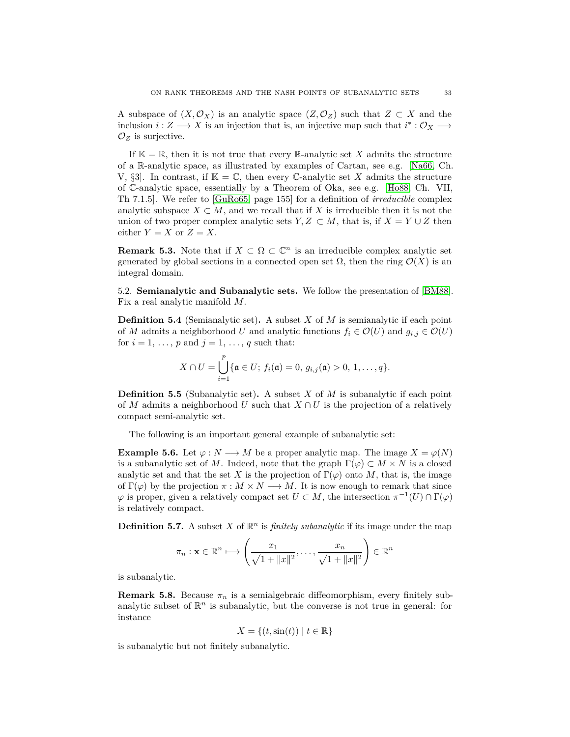A subspace of $(X, \mathcal{O}_X)$ is an analytic space $(Z, \mathcal{O}_Z)$ such that $Z \subset X$ and the inclusion $i : Z \longrightarrow X$ is an injection that is, an injective map such that $i^* : \mathcal{O}_X \longrightarrow \mathcal{O}_Z$ is surjective.

If $\mathbb{K} = \mathbb{R}$, then it is not true that every $\mathbb{R}$-analytic set $X$ admits the structure of a $\mathbb{R}$-analytic space, as illustrated by examples of Cartan, see e.g. [Na66, Ch. V, §3]. In contrast, if $\mathbb{K} = \mathbb{C}$, then every $\mathbb{C}$-analytic set $X$ admits the structure of $\mathbb{C}$-analytic space, essentially by a Theorem of Oka, see e.g. [Ho88, Ch. VII, Th 7.1.5]. We refer to [GuRo65, page 155] for a definition of *irreducible* complex analytic subspace $X \subset M$, and we recall that if $X$ is irreducible then it is not the union of two proper complex analytic sets $Y, Z \subset M$, that is, if $X = Y \cup Z$ then either $Y = X$ or $Z = X$.

**Remark 5.3.** Note that if $X \subset \Omega \subset \mathbb{C}^n$ is an irreducible complex analytic set generated by global sections in a connected open set $\Omega$, then the ring $\mathcal{O}(X)$ is an integral domain.

5.2. **Semianalytic and Subanalytic sets.** We follow the presentation of [BM88]. Fix a real analytic manifold $M$.

**Definition 5.4** (Semianalytic set)**.** A subset $X$ of $M$ is semianalytic if each point of $M$ admits a neighborhood $U$ and analytic functions $f_i \in \mathcal{O}(U)$ and $g_{i,j} \in \mathcal{O}(U)$ for $i = 1, \ldots, p$ and $j = 1, \ldots, q$ such that:

$$X \cap U = \bigcup_{i=1}^{p} \{\mathfrak{a} \in U;\, f_i(\mathfrak{a}) = 0,\, g_{i,j}(\mathfrak{a}) > 0,\, 1, \ldots, q\}.$$

**Definition 5.5** (Subanalytic set)**.** A subset $X$ of $M$ is subanalytic if each point of $M$ admits a neighborhood $U$ such that $X \cap U$ is the projection of a relatively compact semi-analytic set.

The following is an important general example of subanalytic set:

**Example 5.6.** Let $\varphi : N \longrightarrow M$ be a proper analytic map. The image $X = \varphi(N)$ is a subanalytic set of $M$. Indeed, note that the graph $\Gamma(\varphi) \subset M \times N$ is a closed analytic set and that the set $X$ is the projection of $\Gamma(\varphi)$ onto $M$, that is, the image of $\Gamma(\varphi)$ by the projection $\pi : M \times N \longrightarrow M$. It is now enough to remark that since $\varphi$ is proper, given a relatively compact set $U \subset M$, the intersection $\pi^{-1}(U) \cap \Gamma(\varphi)$ is relatively compact.

**Definition 5.7.** A subset $X$ of $\mathbb{R}^n$ is *finitely subanalytic* if its image under the map

$$\pi_n : \mathbf{x} \in \mathbb{R}^n \longmapsto \left( \frac{x_1}{\sqrt{1 + \|x\|^2}}, \ldots, \frac{x_n}{\sqrt{1 + \|x\|^2}} \right) \in \mathbb{R}^n$$

is subanalytic.

**Remark 5.8.** Because $\pi_n$ is a semialgebraic diffeomorphism, every finitely subanalytic subset of $\mathbb{R}^n$ is subanalytic, but the converse is not true in general: for instance

$$X = \{(t, \sin(t)) \mid t \in \mathbb{R}\}$$

is subanalytic but not finitely subanalytic.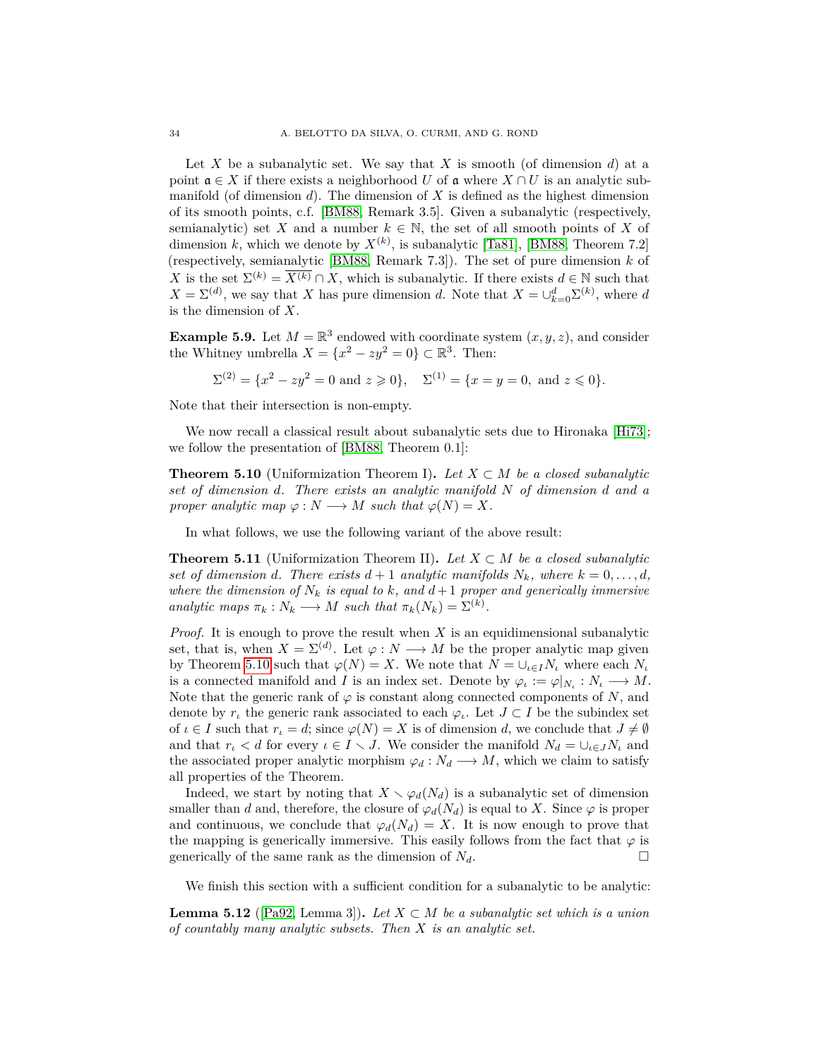Let $X$ be a subanalytic set. We say that $X$ is smooth (of dimension $d$) at a point $\mathfrak{a} \in X$ if there exists a neighborhood $U$ of $\mathfrak{a}$ where $X \cap U$ is an analytic submanifold (of dimension $d$). The dimension of $X$ is defined as the highest dimension of its smooth points, c.f. [BM88, Remark 3.5]. Given a subanalytic (respectively, semianalytic) set $X$ and a number $k \in \mathbb{N}$, the set of all smooth points of $X$ of dimension $k$, which we denote by $X^{(k)}$, is subanalytic [Ta81], [BM88, Theorem 7.2] (respectively, semianalytic [BM88, Remark 7.3]). The set of pure dimension $k$ of $X$ is the set $\Sigma^{(k)} = \overline{X^{(k)}} \cap X$, which is subanalytic. If there exists $d \in \mathbb{N}$ such that $X = \Sigma^{(d)}$, we say that $X$ has pure dimension $d$. Note that $X = \cup_{k=0}^{d} \Sigma^{(k)}$, where $d$ is the dimension of $X$.

**Example 5.9.** Let $M = \mathbb{R}^3$ endowed with coordinate system $(x, y, z)$, and consider the Whitney umbrella $X = \{x^2 - zy^2 = 0\} \subset \mathbb{R}^3$. Then:

$$\Sigma^{(2)} = \{x^2 - zy^2 = 0 \text{ and } z \geqslant 0\}, \quad \Sigma^{(1)} = \{x = y = 0, \text{ and } z \leqslant 0\}.$$

Note that their intersection is non-empty.

We now recall a classical result about subanalytic sets due to Hironaka [Hi73]; we follow the presentation of [BM88, Theorem 0.1]:

**Theorem 5.10** (Uniformization Theorem I)**.** *Let $X \subset M$ be a closed subanalytic set of dimension $d$. There exists an analytic manifold $N$ of dimension $d$ and a proper analytic map $\varphi : N \longrightarrow M$ such that $\varphi(N) = X$.*

In what follows, we use the following variant of the above result:

**Theorem 5.11** (Uniformization Theorem II)**.** *Let $X \subset M$ be a closed subanalytic set of dimension $d$. There exists $d+1$ analytic manifolds $N_k$, where $k = 0, \ldots, d$, where the dimension of $N_k$ is equal to $k$, and $d+1$ proper and generically immersive analytic maps $\pi_k : N_k \longrightarrow M$ such that $\pi_k(N_k) = \Sigma^{(k)}$.*

*Proof.* It is enough to prove the result when $X$ is an equidimensional subanalytic set, that is, when $X = \Sigma^{(d)}$. Let $\varphi : N \longrightarrow M$ be the proper analytic map given by Theorem 5.10 such that $\varphi(N) = X$. We note that $N = \cup_{\iota \in I} N_\iota$ where each $N_\iota$ is a connected manifold and $I$ is an index set. Denote by $\varphi_\iota := \varphi|_{N_\iota} : N_\iota \longrightarrow M$. Note that the generic rank of $\varphi$ is constant along connected components of $N$, and denote by $r_\iota$ the generic rank associated to each $\varphi_\iota$. Let $J \subset I$ be the subindex set of $\iota \in I$ such that $r_\iota = d$; since $\varphi(N) = X$ is of dimension $d$, we conclude that $J \neq \emptyset$ and that $r_\iota < d$ for every $\iota \in I \setminus J$. We consider the manifold $N_d = \cup_{\iota \in J} N_\iota$ and the associated proper analytic morphism $\varphi_d : N_d \longrightarrow M$, which we claim to satisfy all properties of the Theorem.

Indeed, we start by noting that $X \setminus \varphi_d(N_d)$ is a subanalytic set of dimension smaller than $d$ and, therefore, the closure of $\varphi_d(N_d)$ is equal to $X$. Since $\varphi$ is proper and continuous, we conclude that $\varphi_d(N_d) = X$. It is now enough to prove that the mapping is generically immersive. This easily follows from the fact that $\varphi$ is generically of the same rank as the dimension of $N_d$. □

We finish this section with a sufficient condition for a subanalytic to be analytic:

**Lemma 5.12** ([Pa92, Lemma 3])**.** *Let $X \subset M$ be a subanalytic set which is a union of countably many analytic subsets. Then $X$ is an analytic set.*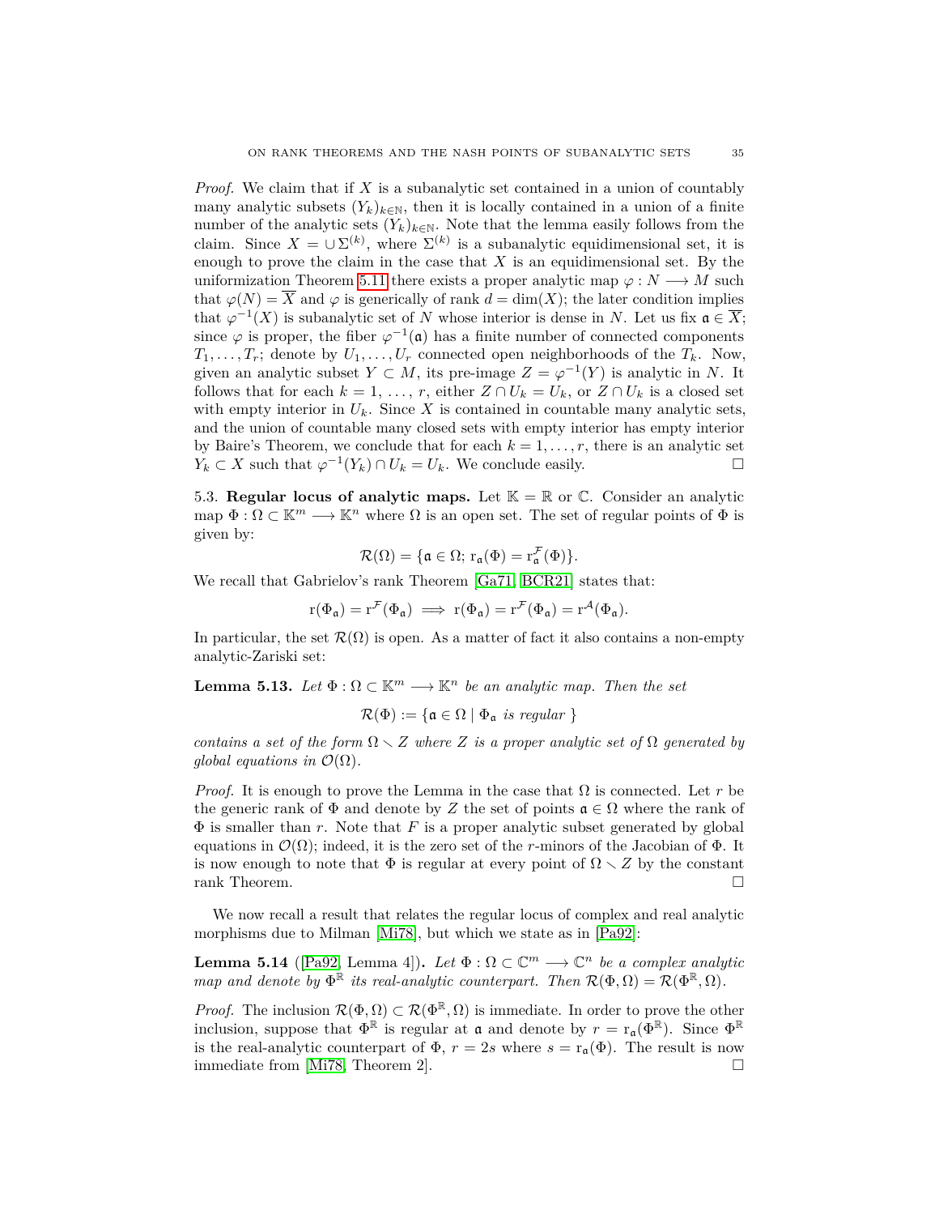*Proof.* We claim that if $X$ is a subanalytic set contained in a union of countably many analytic subsets $(Y_k)_{k\in\mathbb{N}}$, then it is locally contained in a union of a finite number of the analytic sets $(Y_k)_{k\in\mathbb{N}}$. Note that the lemma easily follows from the claim. Since $X = \cup\Sigma^{(k)}$, where $\Sigma^{(k)}$ is a subanalytic equidimensional set, it is enough to prove the claim in the case that $X$ is an equidimensional set. By the uniformization Theorem 5.11 there exists a proper analytic map $\varphi : N \longrightarrow M$ such that $\varphi(N) = \overline{X}$ and $\varphi$ is generically of rank $d = \dim(X)$; the later condition implies that $\varphi^{-1}(X)$ is subanalytic set of $N$ whose interior is dense in $N$. Let us fix $\mathfrak{a} \in \overline{X}$; since $\varphi$ is proper, the fiber $\varphi^{-1}(\mathfrak{a})$ has a finite number of connected components $T_1, \ldots, T_r$; denote by $U_1, \ldots, U_r$ connected open neighborhoods of the $T_k$. Now, given an analytic subset $Y \subset M$, its pre-image $Z = \varphi^{-1}(Y)$ is analytic in $N$. It follows that for each $k = 1, \ldots, r$, either $Z \cap U_k = U_k$, or $Z \cap U_k$ is a closed set with empty interior in $U_k$. Since $X$ is contained in countable many analytic sets, and the union of countable many closed sets with empty interior has empty interior by Baire's Theorem, we conclude that for each $k = 1, \ldots, r$, there is an analytic set $Y_k \subset X$ such that $\varphi^{-1}(Y_k) \cap U_k = U_k$. We conclude easily. $\square$

5.3. **Regular locus of analytic maps.** Let $\mathbb{K} = \mathbb{R}$ or $\mathbb{C}$. Consider an analytic map $\Phi : \Omega \subset \mathbb{K}^m \longrightarrow \mathbb{K}^n$ where $\Omega$ is an open set. The set of regular points of $\Phi$ is given by:

$$\mathcal{R}(\Omega) = \{\mathfrak{a} \in \Omega;\ \mathrm{r}_{\mathfrak{a}}(\Phi) = \mathrm{r}^{\mathcal{F}}_{\mathfrak{a}}(\Phi)\}.$$

We recall that Gabrielov's rank Theorem [Ga71, BCR21] states that:

$$\mathrm{r}(\Phi_{\mathfrak{a}}) = \mathrm{r}^{\mathcal{F}}(\Phi_{\mathfrak{a}}) \implies \mathrm{r}(\Phi_{\mathfrak{a}}) = \mathrm{r}^{\mathcal{F}}(\Phi_{\mathfrak{a}}) = \mathrm{r}^{\mathcal{A}}(\Phi_{\mathfrak{a}}).$$

In particular, the set $\mathcal{R}(\Omega)$ is open. As a matter of fact it also contains a non-empty analytic-Zariski set:

**Lemma 5.13.** *Let $\Phi : \Omega \subset \mathbb{K}^m \longrightarrow \mathbb{K}^n$ be an analytic map. Then the set*

$$\mathcal{R}(\Phi) := \{\mathfrak{a} \in \Omega \mid \Phi_{\mathfrak{a}} \text{ is regular }\}$$

*contains a set of the form $\Omega \setminus Z$ where $Z$ is a proper analytic set of $\Omega$ generated by global equations in $\mathcal{O}(\Omega)$.*

*Proof.* It is enough to prove the Lemma in the case that $\Omega$ is connected. Let $r$ be the generic rank of $\Phi$ and denote by $Z$ the set of points $\mathfrak{a} \in \Omega$ where the rank of $\Phi$ is smaller than $r$. Note that $F$ is a proper analytic subset generated by global equations in $\mathcal{O}(\Omega)$; indeed, it is the zero set of the $r$-minors of the Jacobian of $\Phi$. It is now enough to note that $\Phi$ is regular at every point of $\Omega \setminus Z$ by the constant rank Theorem. $\square$

We now recall a result that relates the regular locus of complex and real analytic morphisms due to Milman [Mi78], but which we state as in [Pa92]:

**Lemma 5.14** ([Pa92, Lemma 4])**.** *Let $\Phi : \Omega \subset \mathbb{C}^m \longrightarrow \mathbb{C}^n$ be a complex analytic map and denote by $\Phi^{\mathbb{R}}$ its real-analytic counterpart. Then $\mathcal{R}(\Phi, \Omega) = \mathcal{R}(\Phi^{\mathbb{R}}, \Omega)$.*

*Proof.* The inclusion $\mathcal{R}(\Phi, \Omega) \subset \mathcal{R}(\Phi^{\mathbb{R}}, \Omega)$ is immediate. In order to prove the other inclusion, suppose that $\Phi^{\mathbb{R}}$ is regular at $\mathfrak{a}$ and denote by $r = \mathrm{r}_{\mathfrak{a}}(\Phi^{\mathbb{R}})$. Since $\Phi^{\mathbb{R}}$ is the real-analytic counterpart of $\Phi$, $r = 2s$ where $s = \mathrm{r}_{\mathfrak{a}}(\Phi)$. The result is now immediate from [Mi78, Theorem 2]. $\square$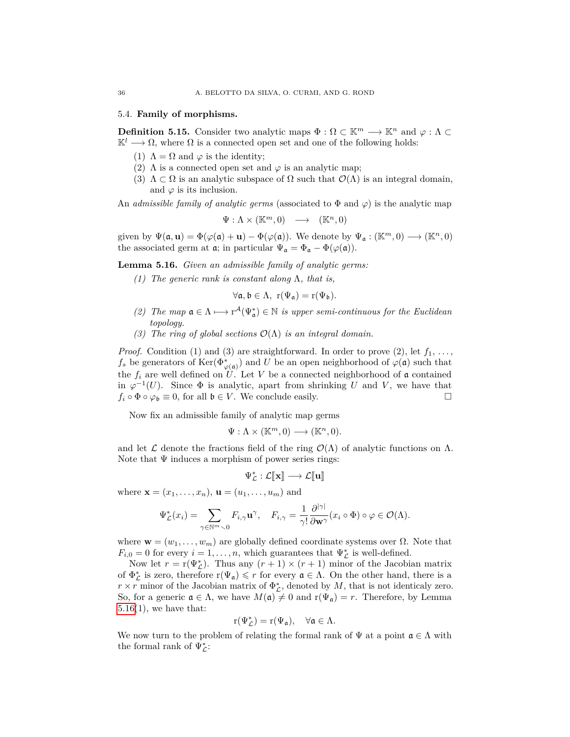### 5.4. **Family of morphisms.**

**Definition 5.15.** Consider two analytic maps $\Phi : \Omega \subset \mathbb{K}^m \longrightarrow \mathbb{K}^n$ and $\varphi : \Lambda \subset \mathbb{K}^l \longrightarrow \Omega$, where $\Omega$ is a connected open set and one of the following holds:

1. $\Lambda = \Omega$ and $\varphi$ is the identity;
2. $\Lambda$ is a connected open set and $\varphi$ is an analytic map;
3. $\Lambda \subset \Omega$ is an analytic subspace of $\Omega$ such that $\mathcal{O}(\Lambda)$ is an integral domain, and $\varphi$ is its inclusion.

An *admissible family of analytic germs* (associated to $\Phi$ and $\varphi$) is the analytic map

$$\Psi : \Lambda \times (\mathbb{K}^m, 0) \longrightarrow (\mathbb{K}^n, 0)$$

given by $\Psi(\mathfrak{a}, \mathbf{u}) = \Phi(\varphi(\mathfrak{a}) + \mathbf{u}) - \Phi(\varphi(\mathfrak{a}))$. We denote by $\Psi_{\mathfrak{a}} : (\mathbb{K}^m, 0) \longrightarrow (\mathbb{K}^n, 0)$ the associated germ at $\mathfrak{a}$; in particular $\Psi_{\mathfrak{a}} = \Phi_{\mathfrak{a}} - \Phi(\varphi(\mathfrak{a}))$.

**Lemma 5.16.** *Given an admissible family of analytic germs:*

1. *The generic rank is constant along $\Lambda$, that is,*
$$\forall \mathfrak{a}, \mathfrak{b} \in \Lambda, \ \mathrm{r}(\Psi_{\mathfrak{a}}) = \mathrm{r}(\Psi_{\mathfrak{b}}).$$
2. *The map $\mathfrak{a} \in \Lambda \longmapsto \mathrm{r}^{\mathcal{A}}(\Psi^*_{\mathfrak{a}}) \in \mathbb{N}$ is upper semi-continuous for the Euclidean topology.*
3. *The ring of global sections $\mathcal{O}(\Lambda)$ is an integral domain.*

*Proof.* Condition (1) and (3) are straightforward. In order to prove (2), let $f_1, \ldots, f_s$ be generators of $\mathrm{Ker}(\Phi^*_{\varphi(\mathfrak{a})})$ and $U$ be an open neighborhood of $\varphi(\mathfrak{a})$ such that the $f_i$ are well defined on $U$. Let $V$ be a connected neighborhood of $\mathfrak{a}$ contained in $\varphi^{-1}(U)$. Since $\Phi$ is analytic, apart from shrinking $U$ and $V$, we have that $f_i \circ \Phi \circ \varphi_{\mathfrak{b}} \equiv 0$, for all $\mathfrak{b} \in V$. We conclude easily. $\square$

Now fix an admissible family of analytic map germs

$$\Psi : \Lambda \times (\mathbb{K}^m, 0) \longrightarrow (\mathbb{K}^n, 0).$$

and let $\mathcal{L}$ denote the fractions field of the ring $\mathcal{O}(\Lambda)$ of analytic functions on $\Lambda$. Note that $\Psi$ induces a morphism of power series rings:

$$\Psi^*_{\mathcal{L}} : \mathcal{L}[\![\mathbf{x}]\!] \longrightarrow \mathcal{L}[\![\mathbf{u}]\!]$$

where $\mathbf{x} = (x_1, \ldots, x_n)$, $\mathbf{u} = (u_1, \ldots, u_m)$ and

$$\Psi^*_{\mathcal{L}}(x_i) = \sum_{\gamma \in \mathbb{N}^m \setminus 0} F_{i,\gamma} \mathbf{u}^{\gamma}, \quad F_{i,\gamma} = \frac{1}{\gamma!} \frac{\partial^{|\gamma|}}{\partial \mathbf{w}^{\gamma}} (x_i \circ \Phi) \circ \varphi \in \mathcal{O}(\Lambda).$$

where $\mathbf{w} = (w_1, \ldots, w_m)$ are globally defined coordinate systems over $\Omega$. Note that $F_{i,0} = 0$ for every $i = 1, \ldots, n$, which guarantees that $\Psi^*_{\mathcal{L}}$ is well-defined.

Now let $r = \mathrm{r}(\Psi^*_{\mathcal{L}})$. Thus any $(r+1) \times (r+1)$ minor of the Jacobian matrix of $\Phi^*_{\mathcal{L}}$ is zero, therefore $\mathrm{r}(\Psi_{\mathfrak{a}}) \leqslant r$ for every $\mathfrak{a} \in \Lambda$. On the other hand, there is a $r \times r$ minor of the Jacobian matrix of $\Phi^*_{\mathcal{L}}$, denoted by $M$, that is not identicaly zero. So, for a generic $\mathfrak{a} \in \Lambda$, we have $M(\mathfrak{a}) \neq 0$ and $\mathrm{r}(\Psi_{\mathfrak{a}}) = r$. Therefore, by Lemma 5.16(1), we have that:

$$\mathrm{r}(\Psi^*_{\mathcal{L}}) = \mathrm{r}(\Psi_{\mathfrak{a}}), \quad \forall \mathfrak{a} \in \Lambda.$$

We now turn to the problem of relating the formal rank of $\Psi$ at a point $\mathfrak{a} \in \Lambda$ with the formal rank of $\Psi^*_{\mathcal{L}}$: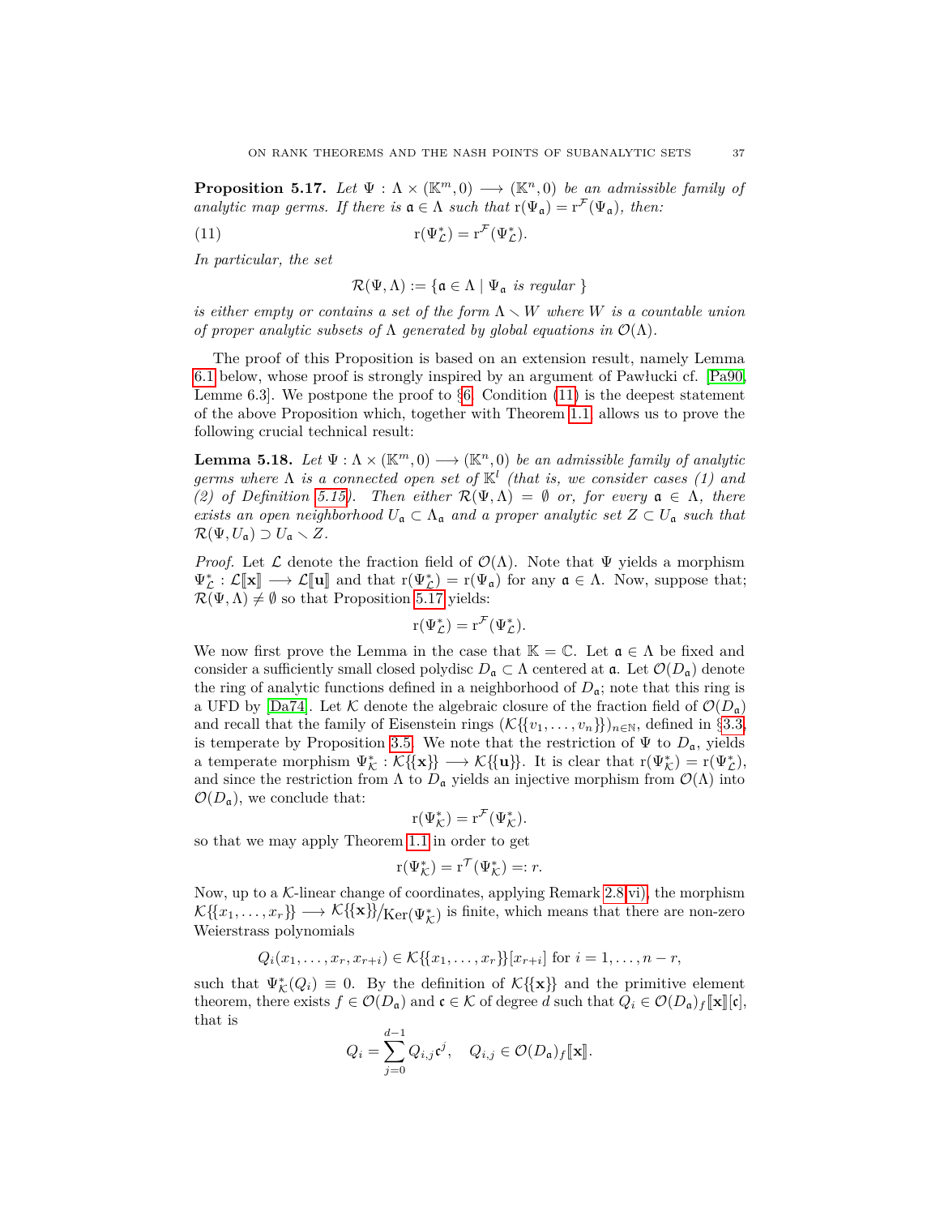**Proposition 5.17.** *Let $\Psi : \Lambda \times (\mathbb{K}^m, 0) \longrightarrow (\mathbb{K}^n, 0)$ be an admissible family of analytic map germs. If there is $\mathfrak{a} \in \Lambda$ such that $\mathrm{r}(\Psi_{\mathfrak{a}}) = \mathrm{r}^{\mathcal{F}}(\Psi_{\mathfrak{a}})$, then:*

$$\mathrm{r}(\Psi^*_{\mathcal{L}}) = \mathrm{r}^{\mathcal{F}}(\Psi^*_{\mathcal{L}}). \tag{11}$$

*In particular, the set*

$$\mathcal{R}(\Psi, \Lambda) := \{\mathfrak{a} \in \Lambda \mid \Psi_{\mathfrak{a}} \text{ is regular } \}$$

*is either empty or contains a set of the form $\Lambda \smallsetminus W$ where $W$ is a countable union of proper analytic subsets of $\Lambda$ generated by global equations in $\mathcal{O}(\Lambda)$.*

The proof of this Proposition is based on an extension result, namely Lemma 6.1 below, whose proof is strongly inspired by an argument of Pawłucki cf. [Pa90, Lemme 6.3]. We postpone the proof to §6. Condition (11) is the deepest statement of the above Proposition which, together with Theorem 1.1, allows us to prove the following crucial technical result:

**Lemma 5.18.** *Let $\Psi : \Lambda \times (\mathbb{K}^m, 0) \longrightarrow (\mathbb{K}^n, 0)$ be an admissible family of analytic germs where $\Lambda$ is a connected open set of $\mathbb{K}^l$ (that is, we consider cases (1) and (2) of Definition 5.15). Then either $\mathcal{R}(\Psi, \Lambda) = \emptyset$ or, for every $\mathfrak{a} \in \Lambda$, there exists an open neighborhood $U_{\mathfrak{a}} \subset \Lambda_{\mathfrak{a}}$ and a proper analytic set $Z \subset U_{\mathfrak{a}}$ such that $\mathcal{R}(\Psi, U_{\mathfrak{a}}) \supset U_{\mathfrak{a}} \smallsetminus Z$.*

*Proof.* Let $\mathcal{L}$ denote the fraction field of $\mathcal{O}(\Lambda)$. Note that $\Psi$ yields a morphism $\Psi^*_{\mathcal{L}} : \mathcal{L}[\![\mathbf{x}]\!] \longrightarrow \mathcal{L}[\![\mathbf{u}]\!]$ and that $\mathrm{r}(\Psi^*_{\mathcal{L}}) = \mathrm{r}(\Psi_{\mathfrak{a}})$ for any $\mathfrak{a} \in \Lambda$. Now, suppose that; $\mathcal{R}(\Psi, \Lambda) \neq \emptyset$ so that Proposition 5.17 yields:

$$\mathrm{r}(\Psi^*_{\mathcal{L}}) = \mathrm{r}^{\mathcal{F}}(\Psi^*_{\mathcal{L}}).$$

We now first prove the Lemma in the case that $\mathbb{K} = \mathbb{C}$. Let $\mathfrak{a} \in \Lambda$ be fixed and consider a sufficiently small closed polydisc $D_{\mathfrak{a}} \subset \Lambda$ centered at $\mathfrak{a}$. Let $\mathcal{O}(D_{\mathfrak{a}})$ denote the ring of analytic functions defined in a neighborhood of $D_{\mathfrak{a}}$; note that this ring is a UFD by [Da74]. Let $\mathcal{K}$ denote the algebraic closure of the fraction field of $\mathcal{O}(D_{\mathfrak{a}})$ and recall that the family of Eisenstein rings $(\mathcal{K}\{\{v_1, \dots, v_n\}\})_{n \in \mathbb{N}}$, defined in §3.3, is temperate by Proposition 3.5. We note that the restriction of $\Psi$ to $D_{\mathfrak{a}}$, yields a temperate morphism $\Psi^*_{\mathcal{K}} : \mathcal{K}\{\{\mathbf{x}\}\} \longrightarrow \mathcal{K}\{\{\mathbf{u}\}\}$. It is clear that $\mathrm{r}(\Psi^*_{\mathcal{K}}) = \mathrm{r}(\Psi^*_{\mathcal{L}})$, and since the restriction from $\Lambda$ to $D_{\mathfrak{a}}$ yields an injective morphism from $\mathcal{O}(\Lambda)$ into $\mathcal{O}(D_{\mathfrak{a}})$, we conclude that:

$$\mathrm{r}(\Psi^*_{\mathcal{K}}) = \mathrm{r}^{\mathcal{F}}(\Psi^*_{\mathcal{K}}).$$

so that we may apply Theorem 1.1 in order to get

$$\mathrm{r}(\Psi^*_{\mathcal{K}}) = \mathrm{r}^{\mathcal{T}}(\Psi^*_{\mathcal{K}}) =: r.$$

Now, up to a $\mathcal{K}$-linear change of coordinates, applying Remark 2.8 vi), the morphism $\mathcal{K}\{\{x_1, \dots, x_r\}\} \longrightarrow \mathcal{K}\{\{\mathbf{x}\}\}/\mathrm{Ker}(\Psi^*_{\mathcal{K}})$ is finite, which means that there are non-zero Weierstrass polynomials

$$Q_i(x_1, \dots, x_r, x_{r+i}) \in \mathcal{K}\{\{x_1, \dots, x_r\}\}[x_{r+i}] \text{ for } i = 1, \dots, n-r,$$

such that $\Psi^*_{\mathcal{K}}(Q_i) \equiv 0$. By the definition of $\mathcal{K}\{\{\mathbf{x}\}\}$ and the primitive element theorem, there exists $f \in \mathcal{O}(D_{\mathfrak{a}})$ and $\mathfrak{c} \in \mathcal{K}$ of degree $d$ such that $Q_i \in \mathcal{O}(D_{\mathfrak{a}})_f[\![\mathbf{x}]\!][\mathfrak{c}]$, that is

$$Q_i = \sum_{j=0}^{d-1} Q_{i,j}\mathfrak{c}^j, \quad Q_{i,j} \in \mathcal{O}(D_{\mathfrak{a}})_f[\![\mathbf{x}]\!].$$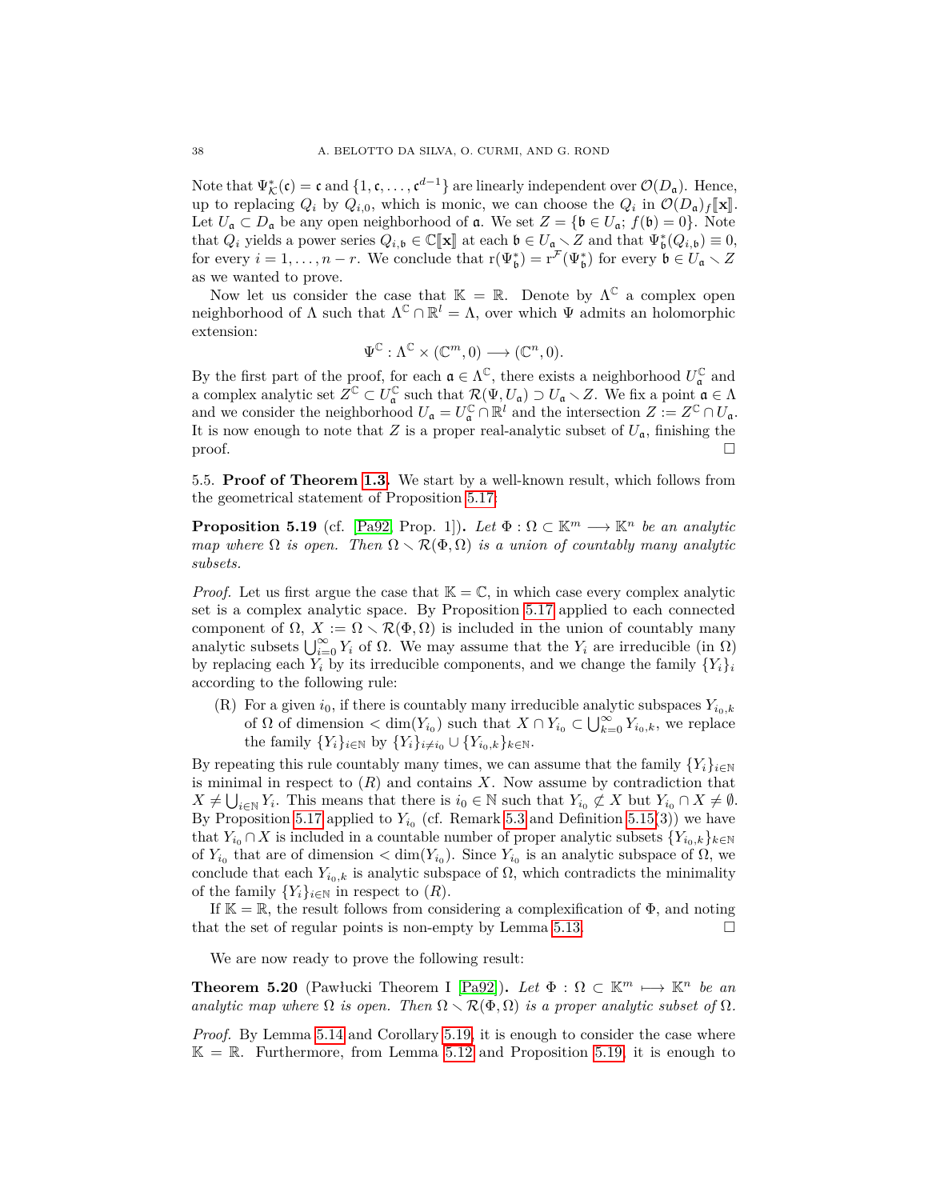Note that $\Psi^*_{\mathcal{K}}(\mathfrak{c}) = \mathfrak{c}$ and $\{1, \mathfrak{c}, \dots, \mathfrak{c}^{d-1}\}$ are linearly independent over $\mathcal{O}(D_{\mathfrak{a}})$. Hence, up to replacing $Q_i$ by $Q_{i,0}$, which is monic, we can choose the $Q_i$ in $\mathcal{O}(D_{\mathfrak{a}})_f[\![\mathbf{x}]\!]$. Let $U_{\mathfrak{a}} \subset D_{\mathfrak{a}}$ be any open neighborhood of $\mathfrak{a}$. We set $Z = \{\mathfrak{b} \in U_{\mathfrak{a}};\ f(\mathfrak{b}) = 0\}$. Note that $Q_i$ yields a power series $Q_{i,\mathfrak{b}} \in \mathbb{C}[\![\mathbf{x}]\!]$ at each $\mathfrak{b} \in U_{\mathfrak{a}} \setminus Z$ and that $\Psi^*_{\mathfrak{b}}(Q_{i,\mathfrak{b}}) \equiv 0$, for every $i = 1, \dots, n-r$. We conclude that $\mathrm{r}(\Psi^*_{\mathfrak{b}}) = \mathrm{r}^{\mathcal{F}}(\Psi^*_{\mathfrak{b}})$ for every $\mathfrak{b} \in U_{\mathfrak{a}} \setminus Z$ as we wanted to prove.

Now let us consider the case that $\mathbb{K} = \mathbb{R}$. Denote by $\Lambda^{\mathbb{C}}$ a complex open neighborhood of $\Lambda$ such that $\Lambda^{\mathbb{C}} \cap \mathbb{R}^l = \Lambda$, over which $\Psi$ admits an holomorphic extension:

$$\Psi^{\mathbb{C}} : \Lambda^{\mathbb{C}} \times (\mathbb{C}^m, 0) \longrightarrow (\mathbb{C}^n, 0).$$

By the first part of the proof, for each $\mathfrak{a} \in \Lambda^{\mathbb{C}}$, there exists a neighborhood $U^{\mathbb{C}}_{\mathfrak{a}}$ and a complex analytic set $Z^{\mathbb{C}} \subset U^{\mathbb{C}}_{\mathfrak{a}}$ such that $\mathcal{R}(\Psi, U_{\mathfrak{a}}) \supset U_{\mathfrak{a}} \setminus Z$. We fix a point $\mathfrak{a} \in \Lambda$ and we consider the neighborhood $U_{\mathfrak{a}} = U^{\mathbb{C}}_{\mathfrak{a}} \cap \mathbb{R}^l$ and the intersection $Z := Z^{\mathbb{C}} \cap U_{\mathfrak{a}}$. It is now enough to note that $Z$ is a proper real-analytic subset of $U_{\mathfrak{a}}$, finishing the proof. $\square$

### 5.5. Proof of Theorem 1.3.

We start by a well-known result, which follows from the geometrical statement of Proposition 5.17:

**Proposition 5.19** (cf. [Pa92, Prop. 1])**.** *Let $\Phi : \Omega \subset \mathbb{K}^m \longrightarrow \mathbb{K}^n$ be an analytic map where $\Omega$ is open. Then $\Omega \setminus \mathcal{R}(\Phi, \Omega)$ is a union of countably many analytic subsets.*

*Proof.* Let us first argue the case that $\mathbb{K} = \mathbb{C}$, in which case every complex analytic set is a complex analytic space. By Proposition 5.17 applied to each connected component of $\Omega$, $X := \Omega \setminus \mathcal{R}(\Phi, \Omega)$ is included in the union of countably many analytic subsets $\bigcup_{i=0}^{\infty} Y_i$ of $\Omega$. We may assume that the $Y_i$ are irreducible (in $\Omega$) by replacing each $Y_i$ by its irreducible components, and we change the family $\{Y_i\}_i$ according to the following rule:

- (R) For a given $i_0$, if there is countably many irreducible analytic subspaces $Y_{i_0,k}$ of $\Omega$ of dimension $< \dim(Y_{i_0})$ such that $X \cap Y_{i_0} \subset \bigcup_{k=0}^{\infty} Y_{i_0,k}$, we replace the family $\{Y_i\}_{i \in \mathbb{N}}$ by $\{Y_i\}_{i \neq i_0} \cup \{Y_{i_0,k}\}_{k \in \mathbb{N}}$.

By repeating this rule countably many times, we can assume that the family $\{Y_i\}_{i \in \mathbb{N}}$ is minimal in respect to $(R)$ and contains $X$. Now assume by contradiction that $X \neq \bigcup_{i \in \mathbb{N}} Y_i$. This means that there is $i_0 \in \mathbb{N}$ such that $Y_{i_0} \not\subset X$ but $Y_{i_0} \cap X \neq \emptyset$. By Proposition 5.17 applied to $Y_{i_0}$ (cf. Remark 5.3 and Definition 5.15(3)) we have that $Y_{i_0} \cap X$ is included in a countable number of proper analytic subsets $\{Y_{i_0,k}\}_{k \in \mathbb{N}}$ of $Y_{i_0}$ that are of dimension $< \dim(Y_{i_0})$. Since $Y_{i_0}$ is an analytic subspace of $\Omega$, we conclude that each $Y_{i_0,k}$ is analytic subspace of $\Omega$, which contradicts the minimality of the family $\{Y_i\}_{i \in \mathbb{N}}$ in respect to $(R)$.

If $\mathbb{K} = \mathbb{R}$, the result follows from considering a complexification of $\Phi$, and noting that the set of regular points is non-empty by Lemma 5.13. $\square$

We are now ready to prove the following result:

**Theorem 5.20** (Pawłucki Theorem I [Pa92])**.** *Let $\Phi : \Omega \subset \mathbb{K}^m \longmapsto \mathbb{K}^n$ be an analytic map where $\Omega$ is open. Then $\Omega \setminus \mathcal{R}(\Phi, \Omega)$ is a proper analytic subset of $\Omega$.*

*Proof.* By Lemma 5.14 and Corollary 5.19, it is enough to consider the case where $\mathbb{K} = \mathbb{R}$. Furthermore, from Lemma 5.12 and Proposition 5.19, it is enough to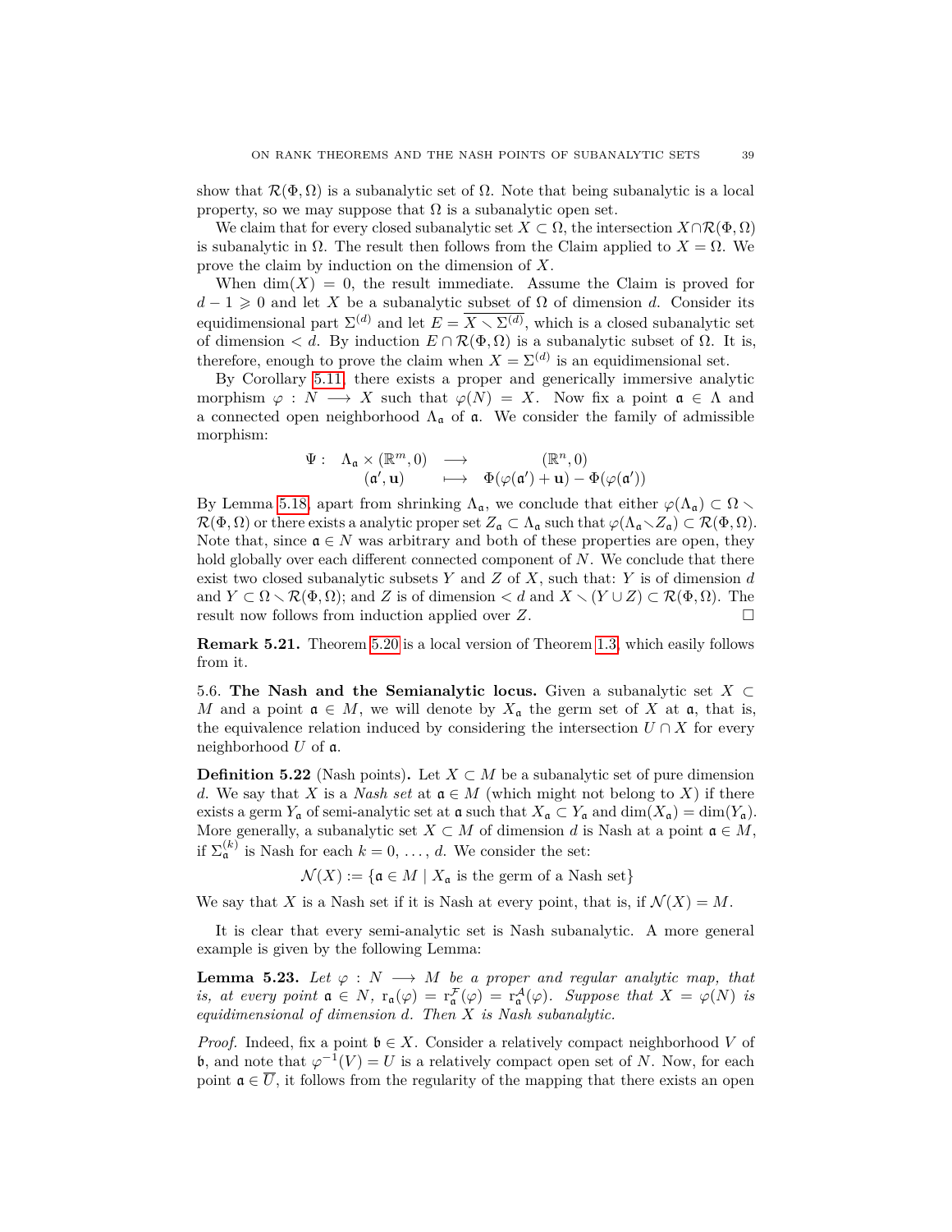show that $\mathcal{R}(\Phi, \Omega)$ is a subanalytic set of $\Omega$. Note that being subanalytic is a local property, so we may suppose that $\Omega$ is a subanalytic open set.

We claim that for every closed subanalytic set $X \subset \Omega$, the intersection $X \cap \mathcal{R}(\Phi, \Omega)$ is subanalytic in $\Omega$. The result then follows from the Claim applied to $X = \Omega$. We prove the claim by induction on the dimension of $X$.

When $\dim(X) = 0$, the result immediate. Assume the Claim is proved for $d - 1 \geqslant 0$ and let $X$ be a subanalytic subset of $\Omega$ of dimension $d$. Consider its equidimensional part $\Sigma^{(d)}$ and let $E = \overline{X \setminus \Sigma^{(d)}}$, which is a closed subanalytic set of dimension $< d$. By induction $E \cap \mathcal{R}(\Phi, \Omega)$ is a subanalytic subset of $\Omega$. It is, therefore, enough to prove the claim when $X = \Sigma^{(d)}$ is an equidimensional set.

By Corollary 5.11, there exists a proper and generically immersive analytic morphism $\varphi : N \longrightarrow X$ such that $\varphi(N) = X$. Now fix a point $\mathfrak{a} \in \Lambda$ and a connected open neighborhood $\Lambda_{\mathfrak{a}}$ of $\mathfrak{a}$. We consider the family of admissible morphism:

$$
\begin{array}{rccc}
\Psi : & \Lambda_{\mathfrak{a}} \times (\mathbb{R}^m, 0) & \longrightarrow & (\mathbb{R}^n, 0) \\
 & (\mathfrak{a}', \mathbf{u}) & \longmapsto & \Phi(\varphi(\mathfrak{a}') + \mathbf{u}) - \Phi(\varphi(\mathfrak{a}'))
\end{array}
$$

By Lemma 5.18 apart from shrinking $\Lambda_{\mathfrak{a}}$, we conclude that either $\varphi(\Lambda_{\mathfrak{a}}) \subset \Omega \setminus \mathcal{R}(\Phi, \Omega)$ or there exists a analytic proper set $Z_{\mathfrak{a}} \subset \Lambda_{\mathfrak{a}}$ such that $\varphi(\Lambda_{\mathfrak{a}} \setminus Z_{\mathfrak{a}}) \subset \mathcal{R}(\Phi, \Omega)$. Note that, since $\mathfrak{a} \in N$ was arbitrary and both of these properties are open, they hold globally over each different connected component of $N$. We conclude that there exist two closed subanalytic subsets $Y$ and $Z$ of $X$, such that: $Y$ is of dimension $d$ and $Y \subset \Omega \setminus \mathcal{R}(\Phi, \Omega)$; and $Z$ is of dimension $< d$ and $X \setminus (Y \cup Z) \subset \mathcal{R}(\Phi, \Omega)$. The result now follows from induction applied over $Z$. $\square$

**Remark 5.21.** Theorem 5.20 is a local version of Theorem 1.3, which easily follows from it.

5.6. **The Nash and the Semianalytic locus.** Given a subanalytic set $X \subset M$ and a point $\mathfrak{a} \in M$, we will denote by $X_{\mathfrak{a}}$ the germ set of $X$ at $\mathfrak{a}$, that is, the equivalence relation induced by considering the intersection $U \cap X$ for every neighborhood $U$ of $\mathfrak{a}$.

**Definition 5.22** (Nash points)**.** Let $X \subset M$ be a subanalytic set of pure dimension $d$. We say that $X$ is a *Nash set* at $\mathfrak{a} \in M$ (which might not belong to $X$) if there exists a germ $Y_{\mathfrak{a}}$ of semi-analytic set at $\mathfrak{a}$ such that $X_{\mathfrak{a}} \subset Y_{\mathfrak{a}}$ and $\dim(X_{\mathfrak{a}}) = \dim(Y_{\mathfrak{a}})$. More generally, a subanalytic set $X \subset M$ of dimension $d$ is Nash at a point $\mathfrak{a} \in M$, if $\Sigma^{(k)}_{\mathfrak{a}}$ is Nash for each $k = 0, \ldots, d$. We consider the set:

$$
\mathcal{N}(X) := \{\mathfrak{a} \in M \mid X_{\mathfrak{a}} \text{ is the germ of a Nash set}\}
$$

We say that $X$ is a Nash set if it is Nash at every point, that is, if $\mathcal{N}(X) = M$.

It is clear that every semi-analytic set is Nash subanalytic. A more general example is given by the following Lemma:

**Lemma 5.23.** *Let $\varphi : N \longrightarrow M$ be a proper and regular analytic map, that is, at every point $\mathfrak{a} \in N$, $\mathrm{r}_{\mathfrak{a}}(\varphi) = \mathrm{r}^{\mathcal{F}}_{\mathfrak{a}}(\varphi) = \mathrm{r}^{\mathcal{A}}_{\mathfrak{a}}(\varphi)$. Suppose that $X = \varphi(N)$ is equidimensional of dimension $d$. Then $X$ is Nash subanalytic.*

*Proof.* Indeed, fix a point $\mathfrak{b} \in X$. Consider a relatively compact neighborhood $V$ of $\mathfrak{b}$, and note that $\varphi^{-1}(V) = U$ is a relatively compact open set of $N$. Now, for each point $\mathfrak{a} \in \overline{U}$, it follows from the regularity of the mapping that there exists an open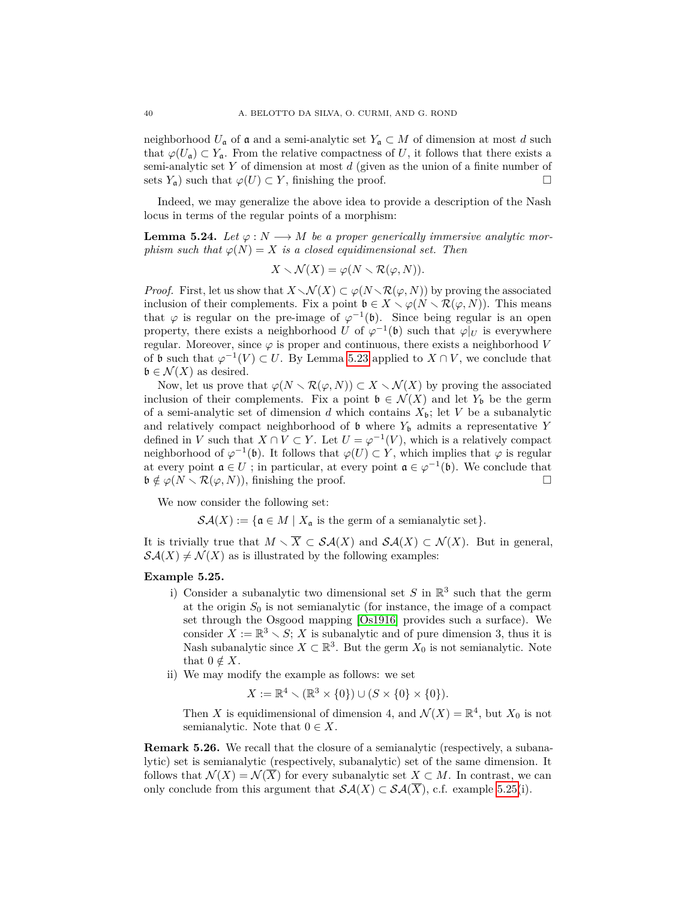neighborhood $U_{\mathfrak{a}}$ of $\mathfrak{a}$ and a semi-analytic set $Y_{\mathfrak{a}} \subset M$ of dimension at most $d$ such that $\varphi(U_{\mathfrak{a}}) \subset Y_{\mathfrak{a}}$. From the relative compactness of $U$, it follows that there exists a semi-analytic set $Y$ of dimension at most $d$ (given as the union of a finite number of sets $Y_{\mathfrak{a}}$) such that $\varphi(U) \subset Y$, finishing the proof. □

Indeed, we may generalize the above idea to provide a description of the Nash locus in terms of the regular points of a morphism:

**Lemma 5.24.** *Let $\varphi : N \longrightarrow M$ be a proper generically immersive analytic morphism such that $\varphi(N) = X$ is a closed equidimensional set. Then*

$$X \setminus \mathcal{N}(X) = \varphi(N \setminus \mathcal{R}(\varphi, N)).$$

*Proof.* First, let us show that $X \setminus \mathcal{N}(X) \subset \varphi(N \setminus \mathcal{R}(\varphi, N))$ by proving the associated inclusion of their complements. Fix a point $\mathfrak{b} \in X \setminus \varphi(N \setminus \mathcal{R}(\varphi, N))$. This means that $\varphi$ is regular on the pre-image of $\varphi^{-1}(\mathfrak{b})$. Since being regular is an open property, there exists a neighborhood $U$ of $\varphi^{-1}(\mathfrak{b})$ such that $\varphi|_U$ is everywhere regular. Moreover, since $\varphi$ is proper and continuous, there exists a neighborhood $V$ of $\mathfrak{b}$ such that $\varphi^{-1}(V) \subset U$. By Lemma 5.23 applied to $X \cap V$, we conclude that $\mathfrak{b} \in \mathcal{N}(X)$ as desired.

Now, let us prove that $\varphi(N \setminus \mathcal{R}(\varphi, N)) \subset X \setminus \mathcal{N}(X)$ by proving the associated inclusion of their complements. Fix a point $\mathfrak{b} \in \mathcal{N}(X)$ and let $Y_{\mathfrak{b}}$ be the germ of a semi-analytic set of dimension $d$ which contains $X_{\mathfrak{b}}$; let $V$ be a subanalytic and relatively compact neighborhood of $\mathfrak{b}$ where $Y_{\mathfrak{b}}$ admits a representative $Y$ defined in $V$ such that $X \cap V \subset Y$. Let $U = \varphi^{-1}(V)$, which is a relatively compact neighborhood of $\varphi^{-1}(\mathfrak{b})$. It follows that $\varphi(U) \subset Y$, which implies that $\varphi$ is regular at every point $\mathfrak{a} \in U$ ; in particular, at every point $\mathfrak{a} \in \varphi^{-1}(\mathfrak{b})$. We conclude that $\mathfrak{b} \notin \varphi(N \setminus \mathcal{R}(\varphi, N))$, finishing the proof. □

We now consider the following set:

$$\mathcal{SA}(X) := \{\mathfrak{a} \in M \mid X_{\mathfrak{a}} \text{ is the germ of a semianalytic set}\}.$$

It is trivially true that $M \setminus \overline{X} \subset \mathcal{SA}(X)$ and $\mathcal{SA}(X) \subset \mathcal{N}(X)$. But in general, $\mathcal{SA}(X) \neq \mathcal{N}(X)$ as is illustrated by the following examples:

**Example 5.25.**

i) Consider a subanalytic two dimensional set $S$ in $\mathbb{R}^3$ such that the germ at the origin $S_0$ is not semianalytic (for instance, the image of a compact set through the Osgood mapping [Os1916] provides such a surface). We consider $X := \mathbb{R}^3 \setminus S$; $X$ is subanalytic and of pure dimension 3, thus it is Nash subanalytic since $X \subset \mathbb{R}^3$. But the germ $X_0$ is not semianalytic. Note that $0 \notin X$.

ii) We may modify the example as follows: we set

$$X := \mathbb{R}^4 \setminus (\mathbb{R}^3 \times \{0\}) \cup (S \times \{0\} \times \{0\}).$$

Then $X$ is equidimensional of dimension 4, and $\mathcal{N}(X) = \mathbb{R}^4$, but $X_0$ is not semianalytic. Note that $0 \in X$.

**Remark 5.26.** We recall that the closure of a semianalytic (respectively, a subanalytic) set is semianalytic (respectively, subanalytic) set of the same dimension. It follows that $\mathcal{N}(X) = \mathcal{N}(\overline{X})$ for every subanalytic set $X \subset M$. In contrast, we can only conclude from this argument that $\mathcal{SA}(X) \subset \mathcal{SA}(\overline{X})$, c.f. example 5.25(i).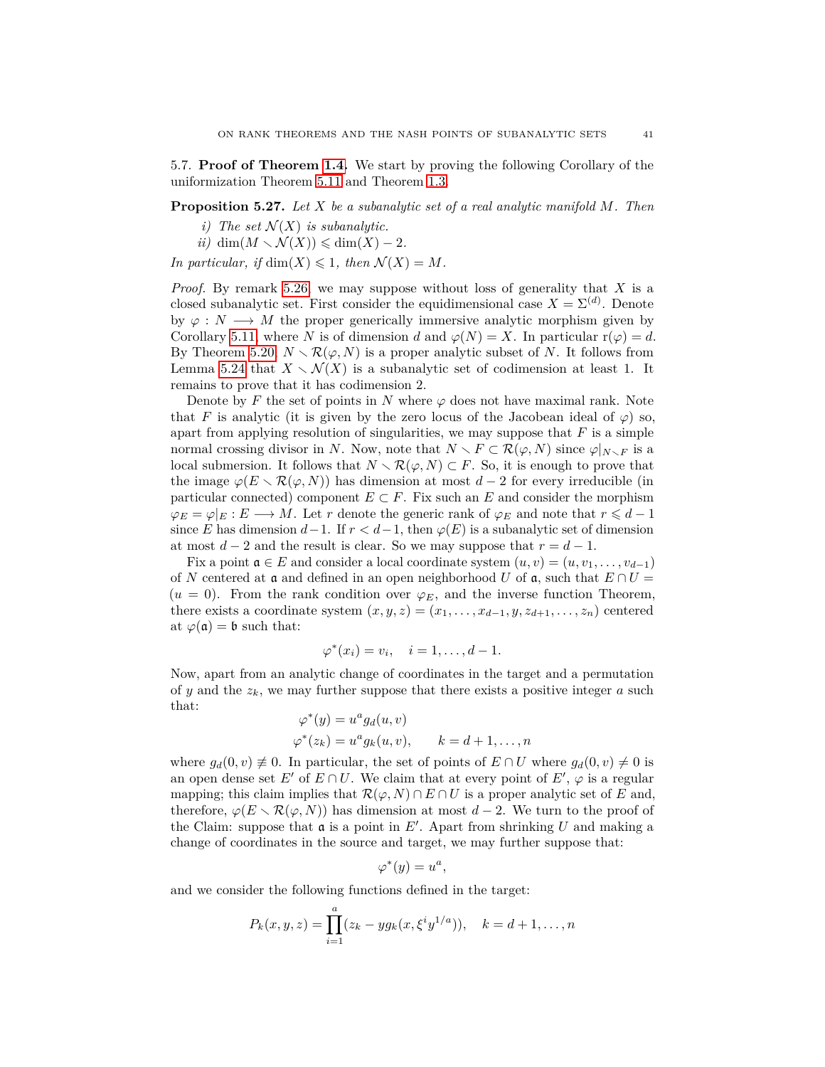5.7. **Proof of Theorem 1.4.** We start by proving the following Corollary of the uniformization Theorem 5.11 and Theorem 1.3.

**Proposition 5.27.** *Let $X$ be a subanalytic set of a real analytic manifold $M$. Then*

*i) The set $\mathcal{N}(X)$ is subanalytic.*

*ii) $\dim(M \smallsetminus \mathcal{N}(X)) \leqslant \dim(X) - 2$.*

*In particular, if $\dim(X) \leqslant 1$, then $\mathcal{N}(X) = M$.*

*Proof.* By remark 5.26 we may suppose without loss of generality that $X$ is a closed subanalytic set. First consider the equidimensional case $X = \Sigma^{(d)}$. Denote by $\varphi : N \longrightarrow M$ the proper generically immersive analytic morphism given by Corollary 5.11, where $N$ is of dimension $d$ and $\varphi(N) = X$. In particular $\mathrm{r}(\varphi) = d$. By Theorem 5.20, $N \smallsetminus \mathcal{R}(\varphi, N)$ is a proper analytic subset of $N$. It follows from Lemma 5.24 that $X \smallsetminus \mathcal{N}(X)$ is a subanalytic set of codimension at least 1. It remains to prove that it has codimension 2.

Denote by $F$ the set of points in $N$ where $\varphi$ does not have maximal rank. Note that $F$ is analytic (it is given by the zero locus of the Jacobean ideal of $\varphi$) so, apart from applying resolution of singularities, we may suppose that $F$ is a simple normal crossing divisor in $N$. Now, note that $N \smallsetminus F \subset \mathcal{R}(\varphi, N)$ since $\varphi|_{N \smallsetminus F}$ is a local submersion. It follows that $N \smallsetminus \mathcal{R}(\varphi, N) \subset F$. So, it is enough to prove that the image $\varphi(E \smallsetminus \mathcal{R}(\varphi, N))$ has dimension at most $d-2$ for every irreducible (in particular connected) component $E \subset F$. Fix such an $E$ and consider the morphism $\varphi_E = \varphi|_E : E \longrightarrow M$. Let $r$ denote the generic rank of $\varphi_E$ and note that $r \leqslant d-1$ since $E$ has dimension $d-1$. If $r < d-1$, then $\varphi(E)$ is a subanalytic set of dimension at most $d-2$ and the result is clear. So we may suppose that $r = d-1$.

Fix a point $\mathfrak{a} \in E$ and consider a local coordinate system $(u, v) = (u, v_1, \ldots, v_{d-1})$ of $N$ centered at $\mathfrak{a}$ and defined in an open neighborhood $U$ of $\mathfrak{a}$, such that $E \cap U = (u = 0)$. From the rank condition over $\varphi_E$, and the inverse function Theorem, there exists a coordinate system $(x, y, z) = (x_1, \ldots, x_{d-1}, y, z_{d+1}, \ldots, z_n)$ centered at $\varphi(\mathfrak{a}) = \mathfrak{b}$ such that:

$$\varphi^*(x_i) = v_i, \quad i = 1, \ldots, d-1.$$

Now, apart from an analytic change of coordinates in the target and a permutation of $y$ and the $z_k$, we may further suppose that there exists a positive integer $a$ such that:

$$\begin{aligned} \varphi^*(y) &= u^a g_d(u, v) \\ \varphi^*(z_k) &= u^a g_k(u, v), \qquad k = d+1, \ldots, n \end{aligned}$$

where $g_d(0, v) \not\equiv 0$. In particular, the set of points of $E \cap U$ where $g_d(0, v) \neq 0$ is an open dense set $E'$ of $E \cap U$. We claim that at every point of $E'$, $\varphi$ is a regular mapping; this claim implies that $\mathcal{R}(\varphi, N) \cap E \cap U$ is a proper analytic set of $E$ and, therefore, $\varphi(E \smallsetminus \mathcal{R}(\varphi, N))$ has dimension at most $d-2$. We turn to the proof of the Claim: suppose that $\mathfrak{a}$ is a point in $E'$. Apart from shrinking $U$ and making a change of coordinates in the source and target, we may further suppose that:

$$\varphi^*(y) = u^a,$$

and we consider the following functions defined in the target:

$$P_k(x, y, z) = \prod_{i=1}^{a} (z_k - y g_k(x, \xi^i y^{1/a})), \quad k = d+1, \ldots, n$$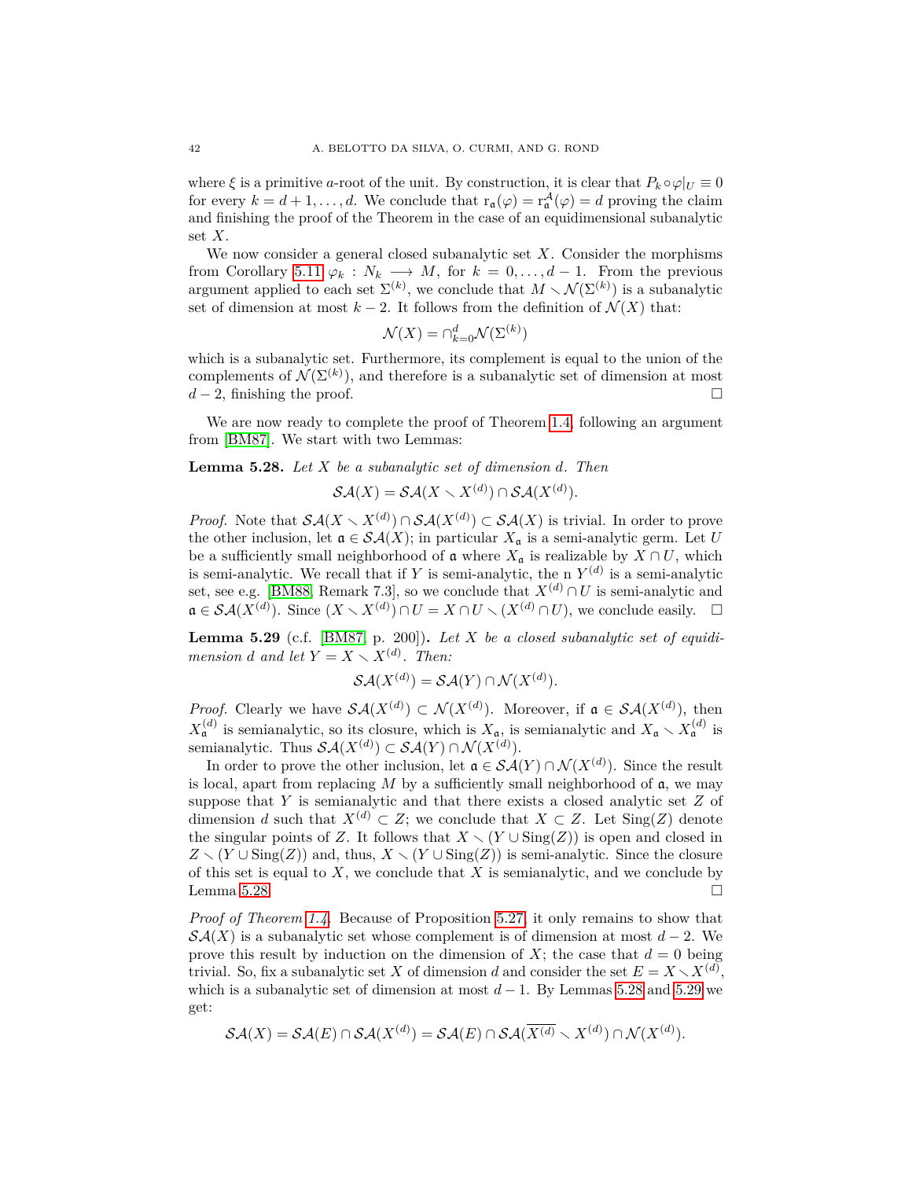where $\xi$ is a primitive $a$-root of the unit. By construction, it is clear that $P_k \circ \varphi|_U \equiv 0$ for every $k = d+1, \ldots, d$. We conclude that $\mathrm{r}_{\mathfrak{a}}(\varphi) = \mathrm{r}^{\mathcal{A}}_{\mathfrak{a}}(\varphi) = d$ proving the claim and finishing the proof of the Theorem in the case of an equidimensional subanalytic set $X$.

We now consider a general closed subanalytic set $X$. Consider the morphisms from Corollary 5.11 $\varphi_k : N_k \longrightarrow M$, for $k = 0, \ldots, d-1$. From the previous argument applied to each set $\Sigma^{(k)}$, we conclude that $M \setminus \mathcal{N}(\Sigma^{(k)})$ is a subanalytic set of dimension at most $k-2$. It follows from the definition of $\mathcal{N}(X)$ that:

$$\mathcal{N}(X) = \cap_{k=0}^{d} \mathcal{N}(\Sigma^{(k)})$$

which is a subanalytic set. Furthermore, its complement is equal to the union of the complements of $\mathcal{N}(\Sigma^{(k)})$, and therefore is a subanalytic set of dimension at most $d-2$, finishing the proof. □

We are now ready to complete the proof of Theorem 1.4, following an argument from [BM87]. We start with two Lemmas:

**Lemma 5.28.** *Let $X$ be a subanalytic set of dimension $d$. Then*

$$\mathcal{SA}(X) = \mathcal{SA}(X \setminus X^{(d)}) \cap \mathcal{SA}(X^{(d)}).$$

*Proof.* Note that $\mathcal{SA}(X \setminus X^{(d)}) \cap \mathcal{SA}(X^{(d)}) \subset \mathcal{SA}(X)$ is trivial. In order to prove the other inclusion, let $\mathfrak{a} \in \mathcal{SA}(X)$; in particular $X_{\mathfrak{a}}$ is a semi-analytic germ. Let $U$ be a sufficiently small neighborhood of $\mathfrak{a}$ where $X_{\mathfrak{a}}$ is realizable by $X \cap U$, which is semi-analytic. We recall that if $Y$ is semi-analytic, the n $Y^{(d)}$ is a semi-analytic set, see e.g. [BM88, Remark 7.3], so we conclude that $X^{(d)} \cap U$ is semi-analytic and $\mathfrak{a} \in \mathcal{SA}(X^{(d)})$. Since $(X \setminus X^{(d)}) \cap U = X \cap U \setminus (X^{(d)} \cap U)$, we conclude easily. □

**Lemma 5.29** (c.f. [BM87, p. 200])**.** *Let $X$ be a closed subanalytic set of equidimension $d$ and let $Y = X \setminus X^{(d)}$. Then:*

$$\mathcal{SA}(X^{(d)}) = \mathcal{SA}(Y) \cap \mathcal{N}(X^{(d)}).$$

*Proof.* Clearly we have $\mathcal{SA}(X^{(d)}) \subset \mathcal{N}(X^{(d)})$. Moreover, if $\mathfrak{a} \in \mathcal{SA}(X^{(d)})$, then $X^{(d)}_{\mathfrak{a}}$ is semianalytic, so its closure, which is $X_{\mathfrak{a}}$, is semianalytic and $X_{\mathfrak{a}} \setminus X^{(d)}_{\mathfrak{a}}$ is semianalytic. Thus $\mathcal{SA}(X^{(d)}) \subset \mathcal{SA}(Y) \cap \mathcal{N}(X^{(d)})$.

In order to prove the other inclusion, let $\mathfrak{a} \in \mathcal{SA}(Y) \cap \mathcal{N}(X^{(d)})$. Since the result is local, apart from replacing $M$ by a sufficiently small neighborhood of $\mathfrak{a}$, we may suppose that $Y$ is semianalytic and that there exists a closed analytic set $Z$ of dimension $d$ such that $X^{(d)} \subset Z$; we conclude that $X \subset Z$. Let $\mathrm{Sing}(Z)$ denote the singular points of $Z$. It follows that $X \setminus (Y \cup \mathrm{Sing}(Z))$ is open and closed in $Z \setminus (Y \cup \mathrm{Sing}(Z))$ and, thus, $X \setminus (Y \cup \mathrm{Sing}(Z))$ is semi-analytic. Since the closure of this set is equal to $X$, we conclude that $X$ is semianalytic, and we conclude by Lemma 5.28. □

*Proof of Theorem 1.4.* Because of Proposition 5.27, it only remains to show that $\mathcal{SA}(X)$ is a subanalytic set whose complement is of dimension at most $d-2$. We prove this result by induction on the dimension of $X$; the case that $d = 0$ being trivial. So, fix a subanalytic set $X$ of dimension $d$ and consider the set $E = X \setminus X^{(d)}$, which is a subanalytic set of dimension at most $d-1$. By Lemmas 5.28 and 5.29 we get:

$$\mathcal{SA}(X) = \mathcal{SA}(E) \cap \mathcal{SA}(X^{(d)}) = \mathcal{SA}(E) \cap \mathcal{SA}(\overline{X^{(d)}} \setminus X^{(d)}) \cap \mathcal{N}(X^{(d)}).$$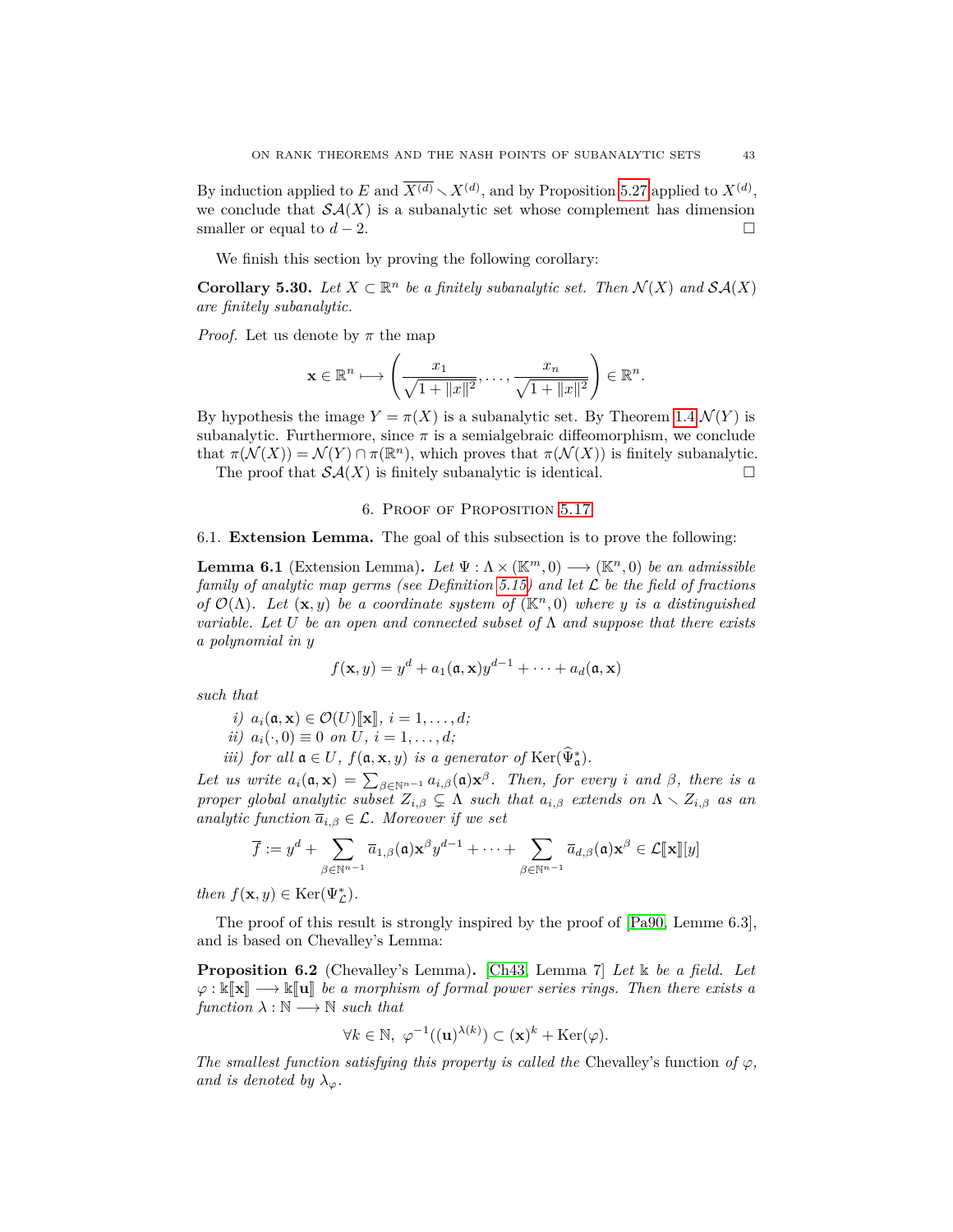By induction applied to $E$ and $\overline{X^{(d)}} \setminus X^{(d)}$, and by Proposition 5.27 applied to $X^{(d)}$, we conclude that $\mathcal{SA}(X)$ is a subanalytic set whose complement has dimension smaller or equal to $d-2$. □

We finish this section by proving the following corollary:

**Corollary 5.30.** *Let $X \subset \mathbb{R}^n$ be a finitely subanalytic set. Then $\mathcal{N}(X)$ and $\mathcal{SA}(X)$ are finitely subanalytic.*

*Proof.* Let us denote by $\pi$ the map

$$\mathbf{x} \in \mathbb{R}^n \longmapsto \left( \frac{x_1}{\sqrt{1+\|x\|^2}}, \ldots, \frac{x_n}{\sqrt{1+\|x\|^2}} \right) \in \mathbb{R}^n.$$

By hypothesis the image $Y = \pi(X)$ is a subanalytic set. By Theorem 1.4 $\mathcal{N}(Y)$ is subanalytic. Furthermore, since $\pi$ is a semialgebraic diffeomorphism, we conclude that $\pi(\mathcal{N}(X)) = \mathcal{N}(Y) \cap \pi(\mathbb{R}^n)$, which proves that $\pi(\mathcal{N}(X))$ is finitely subanalytic.

The proof that $\mathcal{SA}(X)$ is finitely subanalytic is identical. □

## 6. Proof of Proposition 5.17

### 6.1. Extension Lemma.

The goal of this subsection is to prove the following:

**Lemma 6.1** (Extension Lemma)**.** *Let $\Psi : \Lambda \times (\mathbb{K}^m, 0) \longrightarrow (\mathbb{K}^n, 0)$ be an admissible family of analytic map germs (see Definition 5.15) and let $\mathcal{L}$ be the field of fractions of $\mathcal{O}(\Lambda)$. Let $(\mathbf{x}, y)$ be a coordinate system of $(\mathbb{K}^n, 0)$ where $y$ is a distinguished variable. Let $U$ be an open and connected subset of $\Lambda$ and suppose that there exists a polynomial in $y$*

$$f(\mathbf{x}, y) = y^d + a_1(\mathfrak{a}, \mathbf{x}) y^{d-1} + \cdots + a_d(\mathfrak{a}, \mathbf{x})$$

*such that*

*i) $a_i(\mathfrak{a}, \mathbf{x}) \in \mathcal{O}(U)[\![\mathbf{x}]\!]$, $i = 1, \ldots, d$;*
*ii) $a_i(\cdot, 0) \equiv 0$ on $U$, $i = 1, \ldots, d$;*
*iii) for all $\mathfrak{a} \in U$, $f(\mathfrak{a}, \mathbf{x}, y)$ is a generator of $\operatorname{Ker}(\widehat{\Psi}^*_{\mathfrak{a}})$.*

*Let us write $a_i(\mathfrak{a}, \mathbf{x}) = \sum_{\beta \in \mathbb{N}^{n-1}} a_{i,\beta}(\mathfrak{a}) \mathbf{x}^\beta$. Then, for every $i$ and $\beta$, there is a proper global analytic subset $Z_{i,\beta} \subsetneq \Lambda$ such that $a_{i,\beta}$ extends on $\Lambda \setminus Z_{i,\beta}$ as an analytic function $\overline{a}_{i,\beta} \in \mathcal{L}$. Moreover if we set*

$$\overline{f} := y^d + \sum_{\beta \in \mathbb{N}^{n-1}} \overline{a}_{1,\beta}(\mathfrak{a}) \mathbf{x}^\beta y^{d-1} + \cdots + \sum_{\beta \in \mathbb{N}^{n-1}} \overline{a}_{d,\beta}(\mathfrak{a}) \mathbf{x}^\beta \in \mathcal{L}[\![\mathbf{x}]\!][y]$$

*then $f(\mathbf{x}, y) \in \operatorname{Ker}(\Psi^*_{\mathcal{L}})$.*

The proof of this result is strongly inspired by the proof of [Pa90, Lemme 6.3], and is based on Chevalley's Lemma:

**Proposition 6.2** (Chevalley's Lemma)**.** [Ch43, Lemma 7] *Let $\mathbb{k}$ be a field. Let $\varphi : \mathbb{k}[\![\mathbf{x}]\!] \longrightarrow \mathbb{k}[\![\mathbf{u}]\!]$ be a morphism of formal power series rings. Then there exists a function $\lambda : \mathbb{N} \longrightarrow \mathbb{N}$ such that*

$$\forall k \in \mathbb{N},\ \varphi^{-1}((\mathbf{u})^{\lambda(k)}) \subset (\mathbf{x})^k + \operatorname{Ker}(\varphi).$$

*The smallest function satisfying this property is called the* Chevalley's function *of $\varphi$, and is denoted by $\lambda_\varphi$.*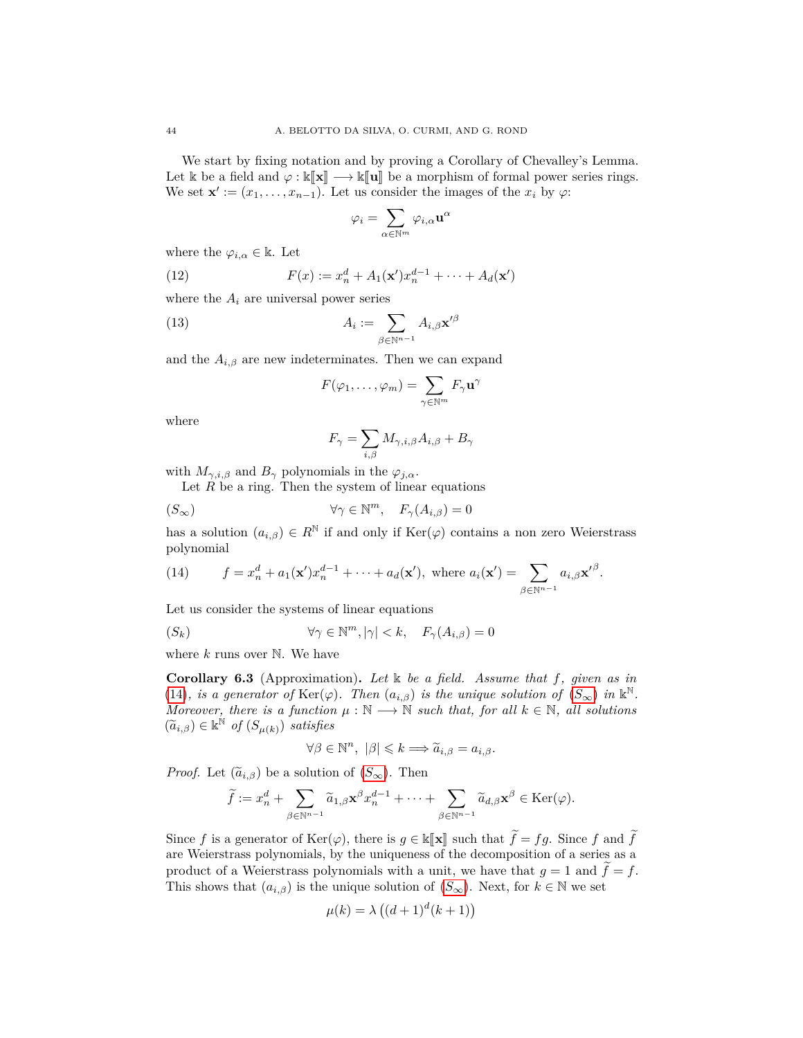We start by fixing notation and by proving a Corollary of Chevalley's Lemma. Let $\mathbb{k}$ be a field and $\varphi : \mathbb{k}[\![\mathbf{x}]\!] \longrightarrow \mathbb{k}[\![\mathbf{u}]\!]$ be a morphism of formal power series rings. We set $\mathbf{x}' := (x_1, \ldots, x_{n-1})$. Let us consider the images of the $x_i$ by $\varphi$:

$$\varphi_i = \sum_{\alpha \in \mathbb{N}^m} \varphi_{i,\alpha} \mathbf{u}^\alpha$$

where the $\varphi_{i,\alpha} \in \mathbb{k}$. Let

$$F(x) := x_n^d + A_1(\mathbf{x}')x_n^{d-1} + \cdots + A_d(\mathbf{x}') \tag{12}$$

where the $A_i$ are universal power series

$$A_i := \sum_{\beta \in \mathbb{N}^{n-1}} A_{i,\beta} \mathbf{x}'^\beta \tag{13}$$

and the $A_{i,\beta}$ are new indeterminates. Then we can expand

$$F(\varphi_1, \ldots, \varphi_m) = \sum_{\gamma \in \mathbb{N}^m} F_\gamma \mathbf{u}^\gamma$$

where

$$F_\gamma = \sum_{i,\beta} M_{\gamma,i,\beta} A_{i,\beta} + B_\gamma$$

with $M_{\gamma,i,\beta}$ and $B_\gamma$ polynomials in the $\varphi_{j,\alpha}$.

Let $R$ be a ring. Then the system of linear equations

$$\forall \gamma \in \mathbb{N}^m, \quad F_\gamma(A_{i,\beta}) = 0 \tag{$S_\infty$}$$

has a solution $(a_{i,\beta}) \in R^\mathbb{N}$ if and only if $\mathrm{Ker}(\varphi)$ contains a non zero Weierstrass polynomial

$$f = x_n^d + a_1(\mathbf{x}')x_n^{d-1} + \cdots + a_d(\mathbf{x}'), \text{ where } a_i(\mathbf{x}') = \sum_{\beta \in \mathbb{N}^{n-1}} a_{i,\beta} \mathbf{x}'^\beta. \tag{14}$$

Let us consider the systems of linear equations

$$\forall \gamma \in \mathbb{N}^m, |\gamma| < k, \quad F_\gamma(A_{i,\beta}) = 0 \tag{$S_k$}$$

where $k$ runs over $\mathbb{N}$. We have

**Corollary 6.3** (Approximation)**.** *Let $\mathbb{k}$ be a field. Assume that $f$, given as in (14), is a generator of $\mathrm{Ker}(\varphi)$. Then $(a_{i,\beta})$ is the unique solution of ($S_\infty$) in $\mathbb{k}^\mathbb{N}$. Moreover, there is a function $\mu : \mathbb{N} \longrightarrow \mathbb{N}$ such that, for all $k \in \mathbb{N}$, all solutions $(\widetilde{a}_{i,\beta}) \in \mathbb{k}^\mathbb{N}$ of ($S_{\mu(k)}$) satisfies*

$$\forall \beta \in \mathbb{N}^n, \ |\beta| \leqslant k \Longrightarrow \widetilde{a}_{i,\beta} = a_{i,\beta}.$$

*Proof.* Let $(\widetilde{a}_{i,\beta})$ be a solution of ($S_\infty$). Then

$$\widetilde{f} := x_n^d + \sum_{\beta \in \mathbb{N}^{n-1}} \widetilde{a}_{1,\beta} \mathbf{x}^\beta x_n^{d-1} + \cdots + \sum_{\beta \in \mathbb{N}^{n-1}} \widetilde{a}_{d,\beta} \mathbf{x}^\beta \in \mathrm{Ker}(\varphi).$$

Since $f$ is a generator of $\mathrm{Ker}(\varphi)$, there is $g \in \mathbb{k}[\![\mathbf{x}]\!]$ such that $\widetilde{f} = fg$. Since $f$ and $\widetilde{f}$ are Weierstrass polynomials, by the uniqueness of the decomposition of a series as a product of a Weierstrass polynomials with a unit, we have that $g = 1$ and $\widetilde{f} = f$. This shows that $(a_{i,\beta})$ is the unique solution of ($S_\infty$). Next, for $k \in \mathbb{N}$ we set

$$\mu(k) = \lambda\left((d+1)^d(k+1)\right)$$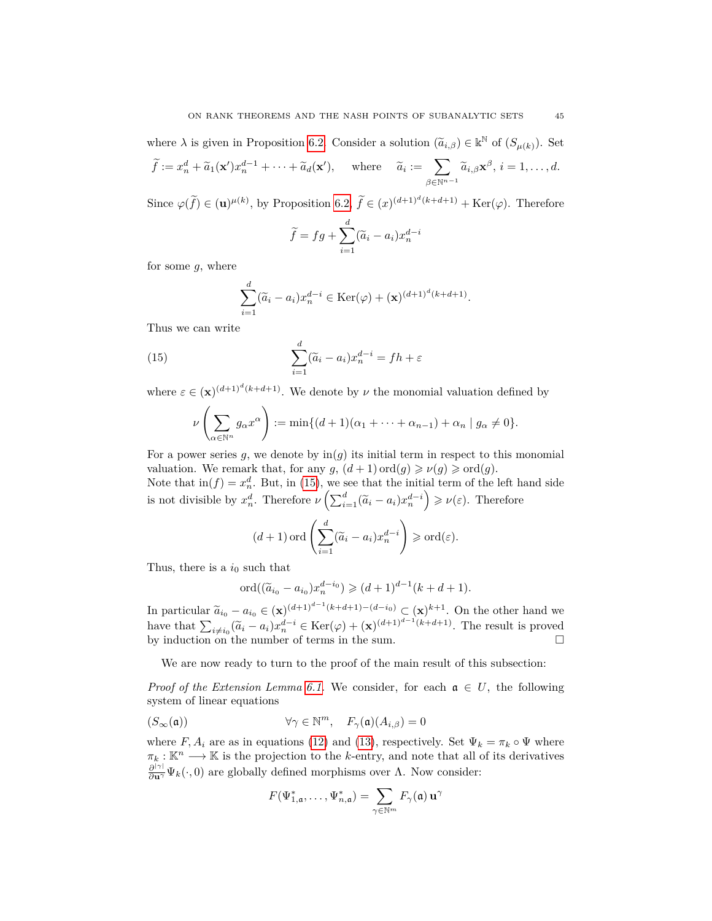where $\lambda$ is given in Proposition 6.2. Consider a solution $(\widetilde{a}_{i,\beta}) \in \Bbbk^{\mathbb{N}}$ of $(S_{\mu(k)})$. Set

$$\widetilde{f} := x_n^d + \widetilde{a}_1(\mathbf{x}')x_n^{d-1} + \cdots + \widetilde{a}_d(\mathbf{x}'), \quad \text{where} \quad \widetilde{a}_i := \sum_{\beta \in \mathbb{N}^{n-1}} \widetilde{a}_{i,\beta}\mathbf{x}^\beta, \; i = 1, \ldots, d.$$

Since $\varphi(\widetilde{f}) \in (\mathbf{u})^{\mu(k)}$, by Proposition 6.2, $\widetilde{f} \in (x)^{(d+1)^d(k+d+1)} + \mathrm{Ker}(\varphi)$. Therefore

$$\widetilde{f} = fg + \sum_{i=1}^{d}(\widetilde{a}_i - a_i)x_n^{d-i}$$

for some $g$, where

$$\sum_{i=1}^{d}(\widetilde{a}_i - a_i)x_n^{d-i} \in \mathrm{Ker}(\varphi) + (\mathbf{x})^{(d+1)^d(k+d+1)}.$$

Thus we can write

$$\sum_{i=1}^{d}(\widetilde{a}_i - a_i)x_n^{d-i} = fh + \varepsilon \tag{15}$$

where $\varepsilon \in (\mathbf{x})^{(d+1)^d(k+d+1)}$. We denote by $\nu$ the monomial valuation defined by

$$\nu\left(\sum_{\alpha \in \mathbb{N}^n} g_\alpha x^\alpha\right) := \min\{(d+1)(\alpha_1 + \cdots + \alpha_{n-1}) + \alpha_n \mid g_\alpha \neq 0\}.$$

For a power series $g$, we denote by $\mathrm{in}(g)$ its initial term in respect to this monomial valuation. We remark that, for any $g$, $(d+1)\,\mathrm{ord}(g) \geqslant \nu(g) \geqslant \mathrm{ord}(g)$.
Note that $\mathrm{in}(f) = x_n^d$. But, in (15), we see that the initial term of the left hand side is not divisible by $x_n^d$. Therefore $\nu\left(\sum_{i=1}^{d}(\widetilde{a}_i - a_i)x_n^{d-i}\right) \geqslant \nu(\varepsilon)$. Therefore

$$(d+1)\,\mathrm{ord}\left(\sum_{i=1}^{d}(\widetilde{a}_i - a_i)x_n^{d-i}\right) \geqslant \mathrm{ord}(\varepsilon).$$

Thus, there is a $i_0$ such that

$$\mathrm{ord}((\widetilde{a}_{i_0} - a_{i_0})x_n^{d-i_0}) \geqslant (d+1)^{d-1}(k+d+1).$$

In particular $\widetilde{a}_{i_0} - a_{i_0} \in (\mathbf{x})^{(d+1)^{d-1}(k+d+1)-(d-i_0)} \subset (\mathbf{x})^{k+1}$. On the other hand we have that $\sum_{i \neq i_0}(\widetilde{a}_i - a_i)x_n^{d-i} \in \mathrm{Ker}(\varphi) + (\mathbf{x})^{(d+1)^{d-1}(k+d+1)}$. The result is proved by induction on the number of terms in the sum. $\square$

We are now ready to turn to the proof of the main result of this subsection:

*Proof of the Extension Lemma 6.1.* We consider, for each $\mathfrak{a} \in U$, the following system of linear equations

$$(S_\infty(\mathfrak{a})) \qquad\qquad \forall \gamma \in \mathbb{N}^m, \quad F_\gamma(\mathfrak{a})(A_{i,\beta}) = 0$$

where $F, A_i$ are as in equations (12) and (13), respectively. Set $\Psi_k = \pi_k \circ \Psi$ where $\pi_k : \mathbb{K}^n \longrightarrow \mathbb{K}$ is the projection to the $k$-entry, and note that all of its derivatives $\frac{\partial^{|\gamma|}}{\partial \mathbf{u}^\gamma}\Psi_k(\cdot, 0)$ are globally defined morphisms over $\Lambda$. Now consider:

$$F(\Psi_{1,\mathfrak{a}}^*, \ldots, \Psi_{n,\mathfrak{a}}^*) = \sum_{\gamma \in \mathbb{N}^m} F_\gamma(\mathfrak{a})\, \mathbf{u}^\gamma$$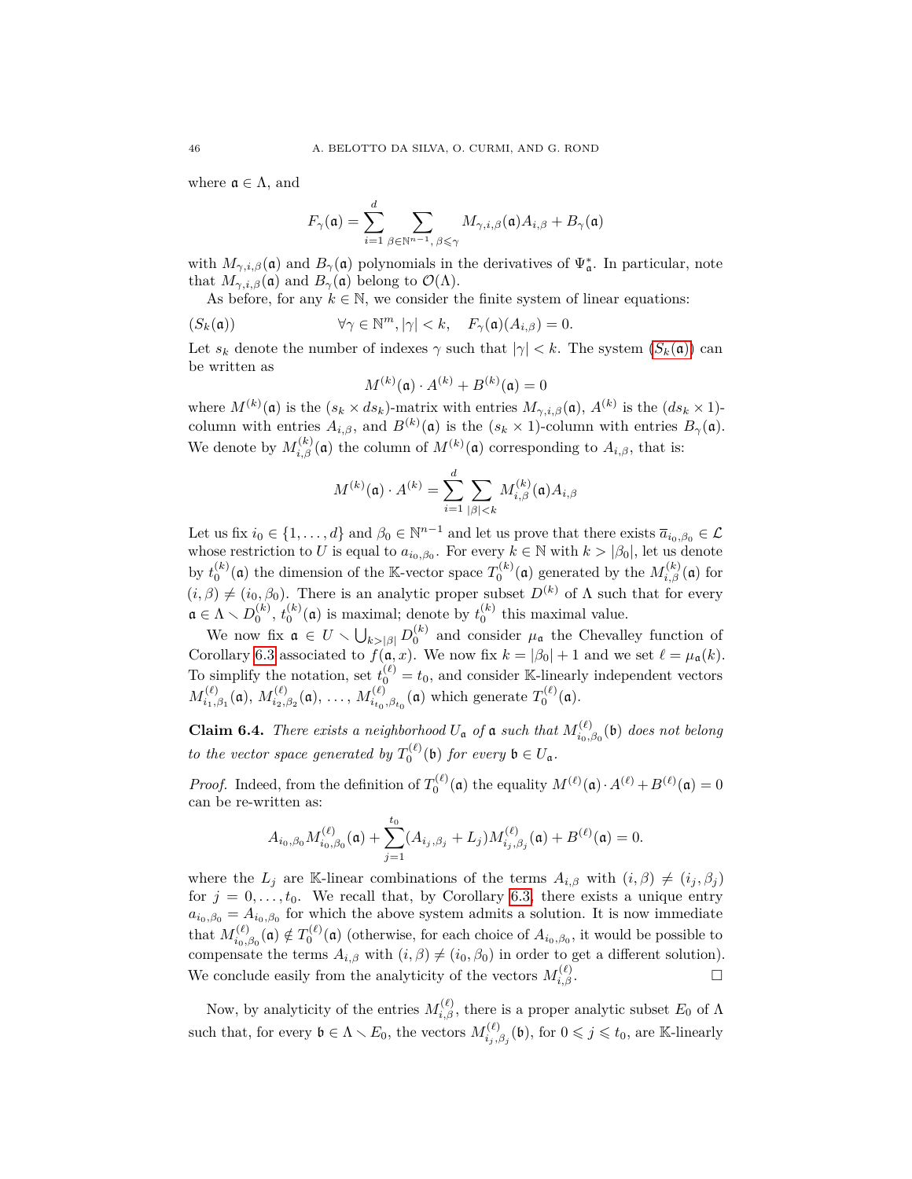where $\mathfrak{a} \in \Lambda$, and

$$F_\gamma(\mathfrak{a}) = \sum_{i=1}^{d} \sum_{\beta \in \mathbb{N}^{n-1},\, \beta \leqslant \gamma} M_{\gamma,i,\beta}(\mathfrak{a}) A_{i,\beta} + B_\gamma(\mathfrak{a})$$

with $M_{\gamma,i,\beta}(\mathfrak{a})$ and $B_\gamma(\mathfrak{a})$ polynomials in the derivatives of $\Psi^*_{\mathfrak{a}}$. In particular, note that $M_{\gamma,i,\beta}(\mathfrak{a})$ and $B_\gamma(\mathfrak{a})$ belong to $\mathcal{O}(\Lambda)$.

As before, for any $k \in \mathbb{N}$, we consider the finite system of linear equations:

$$(S_k(\mathfrak{a})) \qquad\qquad \forall \gamma \in \mathbb{N}^m, |\gamma| < k, \quad F_\gamma(\mathfrak{a})(A_{i,\beta}) = 0.$$

Let $s_k$ denote the number of indexes $\gamma$ such that $|\gamma| < k$. The system ($S_k(\mathfrak{a})$) can be written as

$$M^{(k)}(\mathfrak{a}) \cdot A^{(k)} + B^{(k)}(\mathfrak{a}) = 0$$

where $M^{(k)}(\mathfrak{a})$ is the $(s_k \times ds_k)$-matrix with entries $M_{\gamma,i,\beta}(\mathfrak{a})$, $A^{(k)}$ is the $(ds_k \times 1)$-column with entries $A_{i,\beta}$, and $B^{(k)}(\mathfrak{a})$ is the $(s_k \times 1)$-column with entries $B_\gamma(\mathfrak{a})$. We denote by $M^{(k)}_{i,\beta}(\mathfrak{a})$ the column of $M^{(k)}(\mathfrak{a})$ corresponding to $A_{i,\beta}$, that is:

$$M^{(k)}(\mathfrak{a}) \cdot A^{(k)} = \sum_{i=1}^{d} \sum_{|\beta|<k} M^{(k)}_{i,\beta}(\mathfrak{a}) A_{i,\beta}$$

Let us fix $i_0 \in \{1, \ldots, d\}$ and $\beta_0 \in \mathbb{N}^{n-1}$ and let us prove that there exists $\overline{a}_{i_0,\beta_0} \in \mathcal{L}$ whose restriction to $U$ is equal to $a_{i_0,\beta_0}$. For every $k \in \mathbb{N}$ with $k > |\beta_0|$, let us denote by $t^{(k)}_0(\mathfrak{a})$ the dimension of the $\mathbb{K}$-vector space $T^{(k)}_0(\mathfrak{a})$ generated by the $M^{(k)}_{i,\beta}(\mathfrak{a})$ for $(i,\beta) \neq (i_0,\beta_0)$. There is an analytic proper subset $D^{(k)}$ of $\Lambda$ such that for every $\mathfrak{a} \in \Lambda \smallsetminus D^{(k)}_0$, $t^{(k)}_0(\mathfrak{a})$ is maximal; denote by $t^{(k)}_0$ this maximal value.

We now fix $\mathfrak{a} \in U \smallsetminus \bigcup_{k>|\beta|} D^{(k)}_0$ and consider $\mu_{\mathfrak{a}}$ the Chevalley function of Corollary 6.3 associated to $f(\mathfrak{a},x)$. We now fix $k = |\beta_0| + 1$ and we set $\ell = \mu_{\mathfrak{a}}(k)$. To simplify the notation, set $t^{(\ell)}_0 = t_0$, and consider $\mathbb{K}$-linearly independent vectors $M^{(\ell)}_{i_1,\beta_1}(\mathfrak{a})$, $M^{(\ell)}_{i_2,\beta_2}(\mathfrak{a})$, $\ldots$, $M^{(\ell)}_{i_{t_0},\beta_{t_0}}(\mathfrak{a})$ which generate $T^{(\ell)}_0(\mathfrak{a})$.

**Claim 6.4.** *There exists a neighborhood $U_{\mathfrak{a}}$ of $\mathfrak{a}$ such that $M^{(\ell)}_{i_0,\beta_0}(\mathfrak{b})$ does not belong to the vector space generated by $T^{(\ell)}_0(\mathfrak{b})$ for every $\mathfrak{b} \in U_{\mathfrak{a}}$.*

*Proof.* Indeed, from the definition of $T^{(\ell)}_0(\mathfrak{a})$ the equality $M^{(\ell)}(\mathfrak{a}) \cdot A^{(\ell)} + B^{(\ell)}(\mathfrak{a}) = 0$ can be re-written as:

$$A_{i_0,\beta_0} M^{(\ell)}_{i_0,\beta_0}(\mathfrak{a}) + \sum_{j=1}^{t_0} (A_{i_j,\beta_j} + L_j) M^{(\ell)}_{i_j,\beta_j}(\mathfrak{a}) + B^{(\ell)}(\mathfrak{a}) = 0.$$

where the $L_j$ are $\mathbb{K}$-linear combinations of the terms $A_{i,\beta}$ with $(i,\beta) \neq (i_j,\beta_j)$ for $j = 0, \ldots, t_0$. We recall that, by Corollary 6.3, there exists a unique entry $a_{i_0,\beta_0} = A_{i_0,\beta_0}$ for which the above system admits a solution. It is now immediate that $M^{(\ell)}_{i_0,\beta_0}(\mathfrak{a}) \notin T^{(\ell)}_0(\mathfrak{a})$ (otherwise, for each choice of $A_{i_0,\beta_0}$, it would be possible to compensate the terms $A_{i,\beta}$ with $(i,\beta) \neq (i_0,\beta_0)$ in order to get a different solution). We conclude easily from the analyticity of the vectors $M^{(\ell)}_{i,\beta}$. $\square$

Now, by analyticity of the entries $M^{(\ell)}_{i,\beta}$, there is a proper analytic subset $E_0$ of $\Lambda$ such that, for every $\mathfrak{b} \in \Lambda \smallsetminus E_0$, the vectors $M^{(\ell)}_{i_j,\beta_j}(\mathfrak{b})$, for $0 \leqslant j \leqslant t_0$, are $\mathbb{K}$-linearly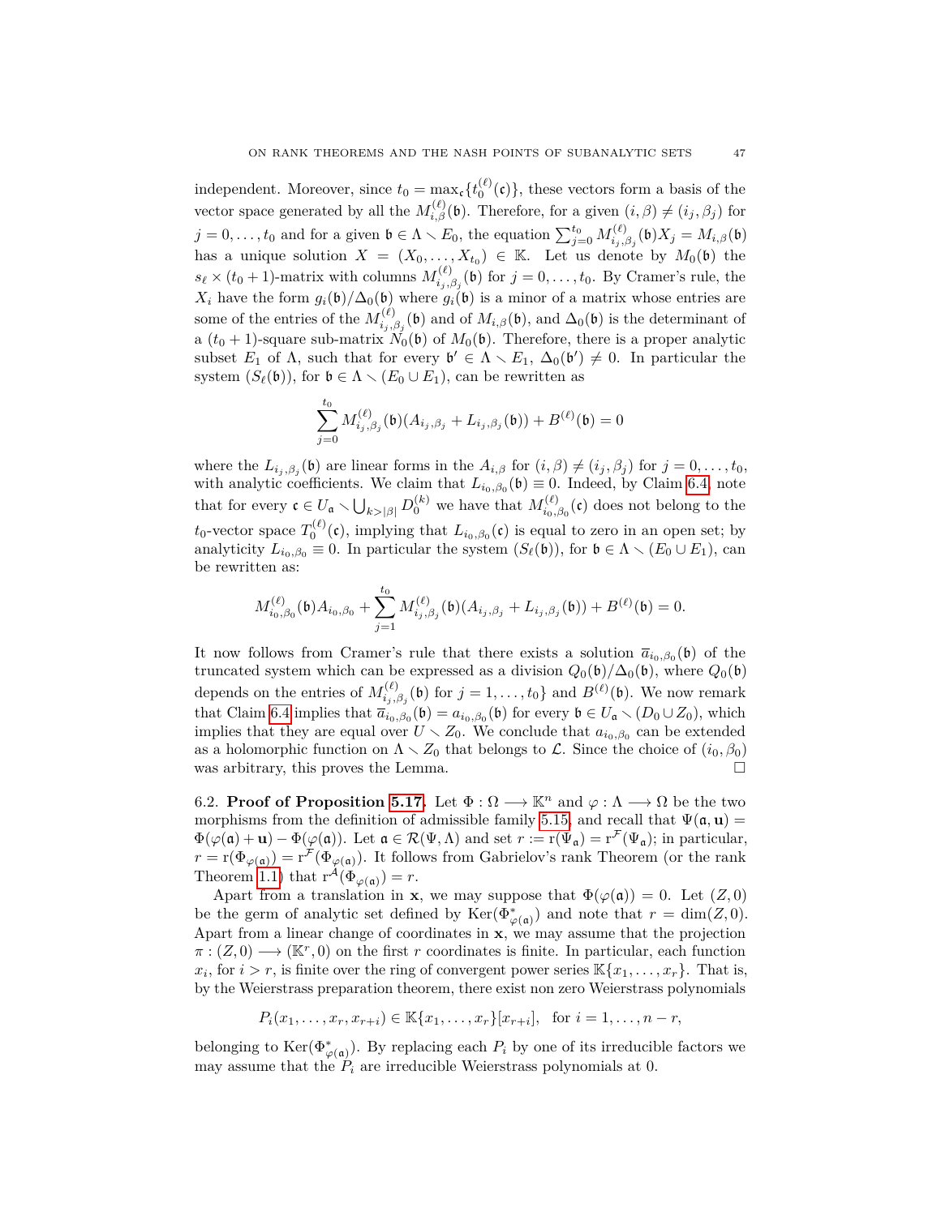independent. Moreover, since $t_0 = \max_{\mathfrak{c}}\{t_0^{(\ell)}(\mathfrak{c})\}$, these vectors form a basis of the vector space generated by all the $M_{i,\beta}^{(\ell)}(\mathfrak{b})$. Therefore, for a given $(i,\beta) \neq (i_j, \beta_j)$ for $j = 0, \ldots, t_0$ and for a given $\mathfrak{b} \in \Lambda \smallsetminus E_0$, the equation $\sum_{j=0}^{t_0} M_{i_j,\beta_j}^{(\ell)}(\mathfrak{b}) X_j = M_{i,\beta}(\mathfrak{b})$ has a unique solution $X = (X_0, \ldots, X_{t_0}) \in \mathbb{K}$. Let us denote by $M_0(\mathfrak{b})$ the $s_\ell \times (t_0+1)$-matrix with columns $M_{i_j,\beta_j}^{(\ell)}(\mathfrak{b})$ for $j = 0, \ldots, t_0$. By Cramer's rule, the $X_i$ have the form $g_i(\mathfrak{b})/\Delta_0(\mathfrak{b})$ where $g_i(\mathfrak{b})$ is a minor of a matrix whose entries are some of the entries of the $M_{i_j,\beta_j}^{(\ell)}(\mathfrak{b})$ and of $M_{i,\beta}(\mathfrak{b})$, and $\Delta_0(\mathfrak{b})$ is the determinant of a $(t_0+1)$-square sub-matrix $N_0(\mathfrak{b})$ of $M_0(\mathfrak{b})$. Therefore, there is a proper analytic subset $E_1$ of $\Lambda$, such that for every $\mathfrak{b}' \in \Lambda \smallsetminus E_1$, $\Delta_0(\mathfrak{b}') \neq 0$. In particular the system $(S_\ell(\mathfrak{b}))$, for $\mathfrak{b} \in \Lambda \smallsetminus (E_0 \cup E_1)$, can be rewritten as

$$\sum_{j=0}^{t_0} M_{i_j,\beta_j}^{(\ell)}(\mathfrak{b})(A_{i_j,\beta_j} + L_{i_j,\beta_j}(\mathfrak{b})) + B^{(\ell)}(\mathfrak{b}) = 0$$

where the $L_{i_j,\beta_j}(\mathfrak{b})$ are linear forms in the $A_{i,\beta}$ for $(i,\beta) \neq (i_j, \beta_j)$ for $j = 0, \ldots, t_0$, with analytic coefficients. We claim that $L_{i_0,\beta_0}(\mathfrak{b}) \equiv 0$. Indeed, by Claim 6.4, note that for every $\mathfrak{c} \in U_{\mathfrak{a}} \smallsetminus \bigcup_{k>|\beta|} D_0^{(k)}$ we have that $M_{i_0,\beta_0}^{(\ell)}(\mathfrak{c})$ does not belong to the $t_0$-vector space $T_0^{(\ell)}(\mathfrak{c})$, implying that $L_{i_0,\beta_0}(\mathfrak{c})$ is equal to zero in an open set; by analyticity $L_{i_0,\beta_0} \equiv 0$. In particular the system $(S_\ell(\mathfrak{b}))$, for $\mathfrak{b} \in \Lambda \smallsetminus (E_0 \cup E_1)$, can be rewritten as:

$$M_{i_0,\beta_0}^{(\ell)}(\mathfrak{b}) A_{i_0,\beta_0} + \sum_{j=1}^{t_0} M_{i_j,\beta_j}^{(\ell)}(\mathfrak{b})(A_{i_j,\beta_j} + L_{i_j,\beta_j}(\mathfrak{b})) + B^{(\ell)}(\mathfrak{b}) = 0.$$

It now follows from Cramer's rule that there exists a solution $\overline{a}_{i_0,\beta_0}(\mathfrak{b})$ of the truncated system which can be expressed as a division $Q_0(\mathfrak{b})/\Delta_0(\mathfrak{b})$, where $Q_0(\mathfrak{b})$ depends on the entries of $M_{i_j,\beta_j}^{(\ell)}(\mathfrak{b})$ for $j = 1, \ldots, t_0\}$ and $B^{(\ell)}(\mathfrak{b})$. We now remark that Claim 6.4 implies that $\overline{a}_{i_0,\beta_0}(\mathfrak{b}) = a_{i_0,\beta_0}(\mathfrak{b})$ for every $\mathfrak{b} \in U_{\mathfrak{a}} \smallsetminus (D_0 \cup Z_0)$, which implies that they are equal over $U \smallsetminus Z_0$. We conclude that $a_{i_0,\beta_0}$ can be extended as a holomorphic function on $\Lambda \smallsetminus Z_0$ that belongs to $\mathcal{L}$. Since the choice of $(i_0, \beta_0)$ was arbitrary, this proves the Lemma. □

6.2. **Proof of Proposition 5.17.** Let $\Phi : \Omega \longrightarrow \mathbb{K}^n$ and $\varphi : \Lambda \longrightarrow \Omega$ be the two morphisms from the definition of admissible family 5.15, and recall that $\Psi(\mathfrak{a}, \mathbf{u}) = \Phi(\varphi(\mathfrak{a}) + \mathbf{u}) - \Phi(\varphi(\mathfrak{a}))$. Let $\mathfrak{a} \in \mathcal{R}(\Psi, \Lambda)$ and set $r := \mathrm{r}(\Psi_{\mathfrak{a}}) = \mathrm{r}^{\mathcal{F}}(\Psi_{\mathfrak{a}})$; in particular, $r = \mathrm{r}(\Phi_{\varphi(\mathfrak{a})}) = \mathrm{r}^{\mathcal{F}}(\Phi_{\varphi(\mathfrak{a})})$. It follows from Gabrielov's rank Theorem (or the rank Theorem 1.1) that $\mathrm{r}^{\mathcal{A}}(\Phi_{\varphi(\mathfrak{a})}) = r$.

Apart from a translation in $\mathbf{x}$, we may suppose that $\Phi(\varphi(\mathfrak{a})) = 0$. Let $(Z, 0)$ be the germ of analytic set defined by $\mathrm{Ker}(\Phi^*_{\varphi(\mathfrak{a})})$ and note that $r = \dim(Z, 0)$. Apart from a linear change of coordinates in $\mathbf{x}$, we may assume that the projection $\pi : (Z, 0) \longrightarrow (\mathbb{K}^r, 0)$ on the first $r$ coordinates is finite. In particular, each function $x_i$, for $i > r$, is finite over the ring of convergent power series $\mathbb{K}\{x_1, \ldots, x_r\}$. That is, by the Weierstrass preparation theorem, there exist non zero Weierstrass polynomials

$$P_i(x_1, \ldots, x_r, x_{r+i}) \in \mathbb{K}\{x_1, \ldots, x_r\}[x_{r+i}], \quad \text{for } i = 1, \ldots, n-r,$$

belonging to $\mathrm{Ker}(\Phi^*_{\varphi(\mathfrak{a})})$. By replacing each $P_i$ by one of its irreducible factors we may assume that the $P_i$ are irreducible Weierstrass polynomials at 0.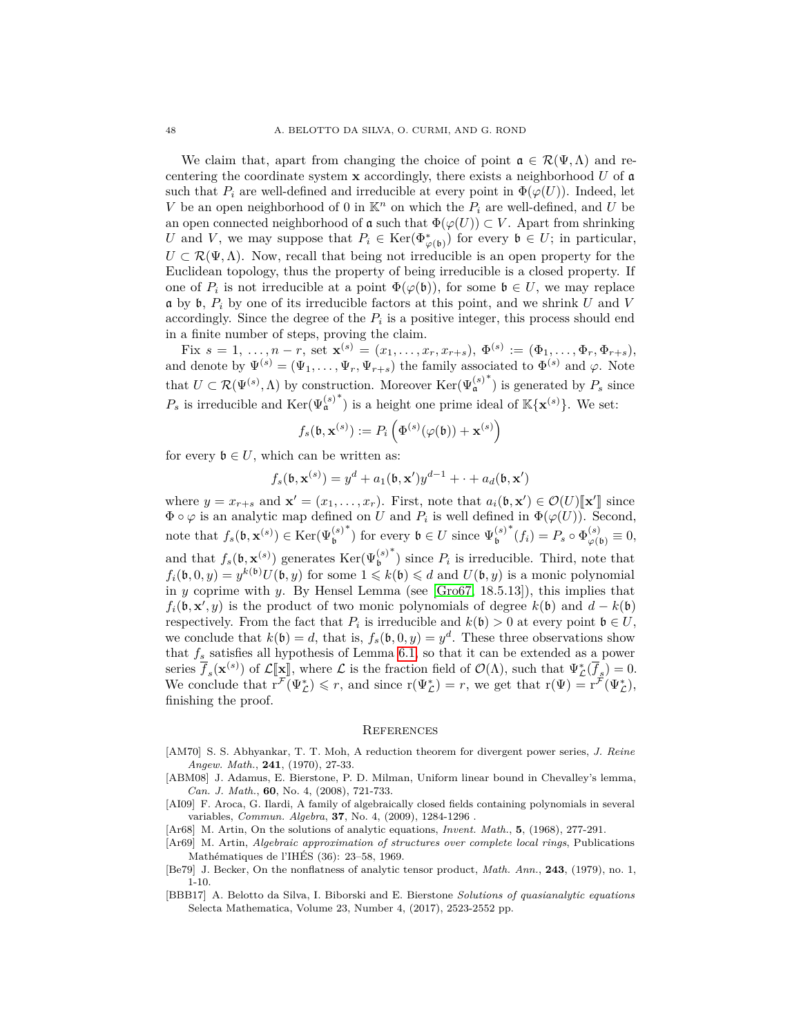We claim that, apart from changing the choice of point $\mathfrak{a} \in \mathcal{R}(\Psi, \Lambda)$ and re-centering the coordinate system $\mathbf{x}$ accordingly, there exists a neighborhood $U$ of $\mathfrak{a}$ such that $P_i$ are well-defined and irreducible at every point in $\Phi(\varphi(U))$. Indeed, let $V$ be an open neighborhood of 0 in $\mathbb{K}^n$ on which the $P_i$ are well-defined, and $U$ be an open connected neighborhood of $\mathfrak{a}$ such that $\Phi(\varphi(U)) \subset V$. Apart from shrinking $U$ and $V$, we may suppose that $P_i \in \operatorname{Ker}(\Phi^*_{\varphi(\mathfrak{b})})$ for every $\mathfrak{b} \in U$; in particular, $U \subset \mathcal{R}(\Psi, \Lambda)$. Now, recall that being not irreducible is an open property for the Euclidean topology, thus the property of being irreducible is a closed property. If one of $P_i$ is not irreducible at a point $\Phi(\varphi(\mathfrak{b}))$, for some $\mathfrak{b} \in U$, we may replace $\mathfrak{a}$ by $\mathfrak{b}$, $P_i$ by one of its irreducible factors at this point, and we shrink $U$ and $V$ accordingly. Since the degree of the $P_i$ is a positive integer, this process should end in a finite number of steps, proving the claim.

Fix $s = 1, \ldots, n-r$, set $\mathbf{x}^{(s)} = (x_1, \ldots, x_r, x_{r+s})$, $\Phi^{(s)} := (\Phi_1, \ldots, \Phi_r, \Phi_{r+s})$, and denote by $\Psi^{(s)} = (\Psi_1, \ldots, \Psi_r, \Psi_{r+s})$ the family associated to $\Phi^{(s)}$ and $\varphi$. Note that $U \subset \mathcal{R}(\Psi^{(s)}, \Lambda)$ by construction. Moreover $\operatorname{Ker}(\Psi_{\mathfrak{a}}^{(s)^*})$ is generated by $P_s$ since $P_s$ is irreducible and $\operatorname{Ker}(\Psi_{\mathfrak{a}}^{(s)^*})$ is a height one prime ideal of $\mathbb{K}\{\mathbf{x}^{(s)}\}$. We set:

$$f_s(\mathfrak{b}, \mathbf{x}^{(s)}) := P_i\left(\Phi^{(s)}(\varphi(\mathfrak{b})) + \mathbf{x}^{(s)}\right)$$

for every $\mathfrak{b} \in U$, which can be written as:

$$f_s(\mathfrak{b}, \mathbf{x}^{(s)}) = y^d + a_1(\mathfrak{b}, \mathbf{x}')y^{d-1} + \cdot + a_d(\mathfrak{b}, \mathbf{x}')$$

where $y = x_{r+s}$ and $\mathbf{x}' = (x_1, \ldots, x_r)$. First, note that $a_i(\mathfrak{b}, \mathbf{x}') \in \mathcal{O}(U)[\![\mathbf{x}']\!]$ since $\Phi \circ \varphi$ is an analytic map defined on $U$ and $P_i$ is well defined in $\Phi(\varphi(U))$. Second, note that $f_s(\mathfrak{b}, \mathbf{x}^{(s)}) \in \operatorname{Ker}(\Psi_{\mathfrak{b}}^{(s)^*})$ for every $\mathfrak{b} \in U$ since $\Psi_{\mathfrak{b}}^{(s)^*}(f_i) = P_s \circ \Phi^{(s)}_{\varphi(\mathfrak{b})} \equiv 0$, and that $f_s(\mathfrak{b}, \mathbf{x}^{(s)})$ generates $\operatorname{Ker}(\Psi_{\mathfrak{b}}^{(s)^*})$ since $P_i$ is irreducible. Third, note that $f_i(\mathfrak{b}, 0, y) = y^{k(\mathfrak{b})}U(\mathfrak{b}, y)$ for some $1 \leqslant k(\mathfrak{b}) \leqslant d$ and $U(\mathfrak{b}, y)$ is a monic polynomial in $y$ coprime with $y$. By Hensel Lemma (see [Gro67, 18.5.13]), this implies that $f_i(\mathfrak{b}, \mathbf{x}', y)$ is the product of two monic polynomials of degree $k(\mathfrak{b})$ and $d - k(\mathfrak{b})$ respectively. From the fact that $P_i$ is irreducible and $k(\mathfrak{b}) > 0$ at every point $\mathfrak{b} \in U$, we conclude that $k(\mathfrak{b}) = d$, that is, $f_s(\mathfrak{b}, 0, y) = y^d$. These three observations show that $f_s$ satisfies all hypothesis of Lemma 6.1, so that it can be extended as a power series $\overline{f}_s(\mathbf{x}^{(s)})$ of $\mathcal{L}[\![\mathbf{x}]\!]$, where $\mathcal{L}$ is the fraction field of $\mathcal{O}(\Lambda)$, such that $\Psi_{\mathcal{L}}^*(\overline{f}_s) = 0$. We conclude that $\mathrm{r}^{\mathcal{F}}(\Psi_{\mathcal{L}}^*) \leqslant r$, and since $\mathrm{r}(\Psi_{\mathcal{L}}^*) = r$, we get that $\mathrm{r}(\Psi) = \mathrm{r}^{\mathcal{F}}(\Psi_{\mathcal{L}}^*)$, finishing the proof.

## References

[AM70] S. S. Abhyankar, T. T. Moh, A reduction theorem for divergent power series, *J. Reine Angew. Math.*, **241**, (1970), 27-33.

[ABM08] J. Adamus, E. Bierstone, P. D. Milman, Uniform linear bound in Chevalley's lemma, *Can. J. Math.*, **60**, No. 4, (2008), 721-733.

[AI09] F. Aroca, G. Ilardi, A family of algebraically closed fields containing polynomials in several variables, *Commun. Algebra*, **37**, No. 4, (2009), 1284-1296 .

[Ar68] M. Artin, On the solutions of analytic equations, *Invent. Math.*, **5**, (1968), 277-291.

[Ar69] M. Artin, *Algebraic approximation of structures over complete local rings*, Publications Mathématiques de l'IHÉS (36): 23–58, 1969.

[Be79] J. Becker, On the nonflatness of analytic tensor product, *Math. Ann.*, **243**, (1979), no. 1, 1-10.

[BBB17] A. Belotto da Silva, I. Biborski and E. Bierstone *Solutions of quasianalytic equations* Selecta Mathematica, Volume 23, Number 4, (2017), 2523-2552 pp.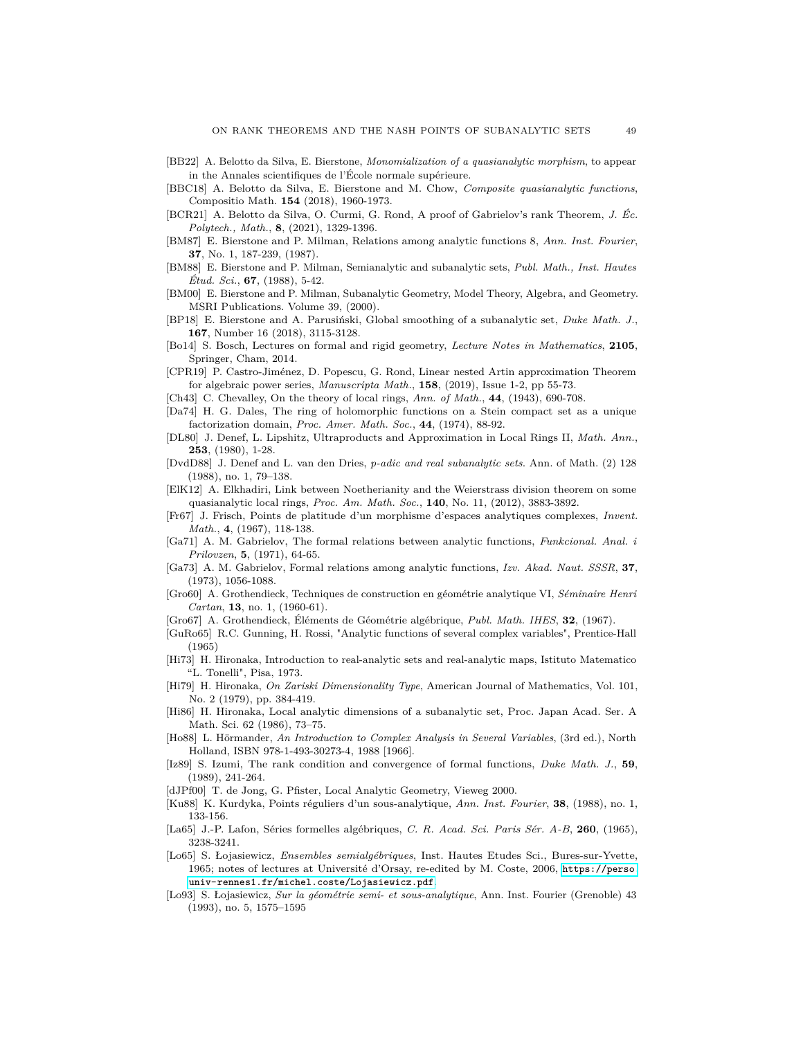- [BB22] A. Belotto da Silva, E. Bierstone, *Monomialization of a quasianalytic morphism*, to appear in the Annales scientifiques de l'École normale supérieure.
- [BBC18] A. Belotto da Silva, E. Bierstone and M. Chow, *Composite quasianalytic functions*, Compositio Math. **154** (2018), 1960-1973.
- [BCR21] A. Belotto da Silva, O. Curmi, G. Rond, A proof of Gabrielov's rank Theorem, *J. Éc. Polytech., Math.*, **8**, (2021), 1329-1396.
- [BM87] E. Bierstone and P. Milman, Relations among analytic functions 8, *Ann. Inst. Fourier*, **37**, No. 1, 187-239, (1987).
- [BM88] E. Bierstone and P. Milman, Semianalytic and subanalytic sets, *Publ. Math., Inst. Hautes Étud. Sci.*, **67**, (1988), 5-42.
- [BM00] E. Bierstone and P. Milman, Subanalytic Geometry, Model Theory, Algebra, and Geometry. MSRI Publications. Volume 39, (2000).
- [BP18] E. Bierstone and A. Parusiński, Global smoothing of a subanalytic set, *Duke Math. J.*, **167**, Number 16 (2018), 3115-3128.
- [Bo14] S. Bosch, Lectures on formal and rigid geometry, *Lecture Notes in Mathematics*, **2105**, Springer, Cham, 2014.
- [CPR19] P. Castro-Jiménez, D. Popescu, G. Rond, Linear nested Artin approximation Theorem for algebraic power series, *Manuscripta Math.*, **158**, (2019), Issue 1-2, pp 55-73.
- [Ch43] C. Chevalley, On the theory of local rings, *Ann. of Math.*, **44**, (1943), 690-708.
- [Da74] H. G. Dales, The ring of holomorphic functions on a Stein compact set as a unique factorization domain, *Proc. Amer. Math. Soc.*, **44**, (1974), 88-92.
- [DL80] J. Denef, L. Lipshitz, Ultraproducts and Approximation in Local Rings II, *Math. Ann.*, **253**, (1980), 1-28.
- [DvdD88] J. Denef and L. van den Dries, *p-adic and real subanalytic sets*. Ann. of Math. (2) 128 (1988), no. 1, 79–138.
- [ElK12] A. Elkhadiri, Link between Noetherianity and the Weierstrass division theorem on some quasianalytic local rings, *Proc. Am. Math. Soc.*, **140**, No. 11, (2012), 3883-3892.
- [Fr67] J. Frisch, Points de platitude d'un morphisme d'espaces analytiques complexes, *Invent. Math.*, **4**, (1967), 118-138.
- [Ga71] A. M. Gabrielov, The formal relations between analytic functions, *Funkcional. Anal. i Prilovzen*, **5**, (1971), 64-65.
- [Ga73] A. M. Gabrielov, Formal relations among analytic functions, *Izv. Akad. Naut. SSSR*, **37**, (1973), 1056-1088.
- [Gro60] A. Grothendieck, Techniques de construction en géométrie analytique VI, *Séminaire Henri Cartan*, **13**, no. 1, (1960-61).
- [Gro67] A. Grothendieck, Éléments de Géométrie algébrique, *Publ. Math. IHES*, **32**, (1967).
- [GuRo65] R.C. Gunning, H. Rossi, "Analytic functions of several complex variables", Prentice-Hall (1965)
- [Hi73] H. Hironaka, Introduction to real-analytic sets and real-analytic maps, Istituto Matematico "L. Tonelli", Pisa, 1973.
- [Hi79] H. Hironaka, *On Zariski Dimensionality Type*, American Journal of Mathematics, Vol. 101, No. 2 (1979), pp. 384-419.
- [Hi86] H. Hironaka, Local analytic dimensions of a subanalytic set, Proc. Japan Acad. Ser. A Math. Sci. 62 (1986), 73–75.
- [Ho88] L. Hörmander, *An Introduction to Complex Analysis in Several Variables*, (3rd ed.), North Holland, ISBN 978-1-493-30273-4, 1988 [1966].
- [Iz89] S. Izumi, The rank condition and convergence of formal functions, *Duke Math. J.*, **59**, (1989), 241-264.
- [dJPf00] T. de Jong, G. Pfister, Local Analytic Geometry, Vieweg 2000.
- [Ku88] K. Kurdyka, Points réguliers d'un sous-analytique, *Ann. Inst. Fourier*, **38**, (1988), no. 1, 133-156.
- [La65] J.-P. Lafon, Séries formelles algébriques, *C. R. Acad. Sci. Paris Sér. A-B*, **260**, (1965), 3238-3241.
- [Lo65] S. Łojasiewicz, *Ensembles semialgébriques*, Inst. Hautes Etudes Sci., Bures-sur-Yvette, 1965; notes of lectures at Université d'Orsay, re-edited by M. Coste, 2006, https://perso.univ-rennes1.fr/michel.coste/Lojasiewicz.pdf
- [Lo93] S. Łojasiewicz, *Sur la géométrie semi- et sous-analytique*, Ann. Inst. Fourier (Grenoble) 43 (1993), no. 5, 1575–1595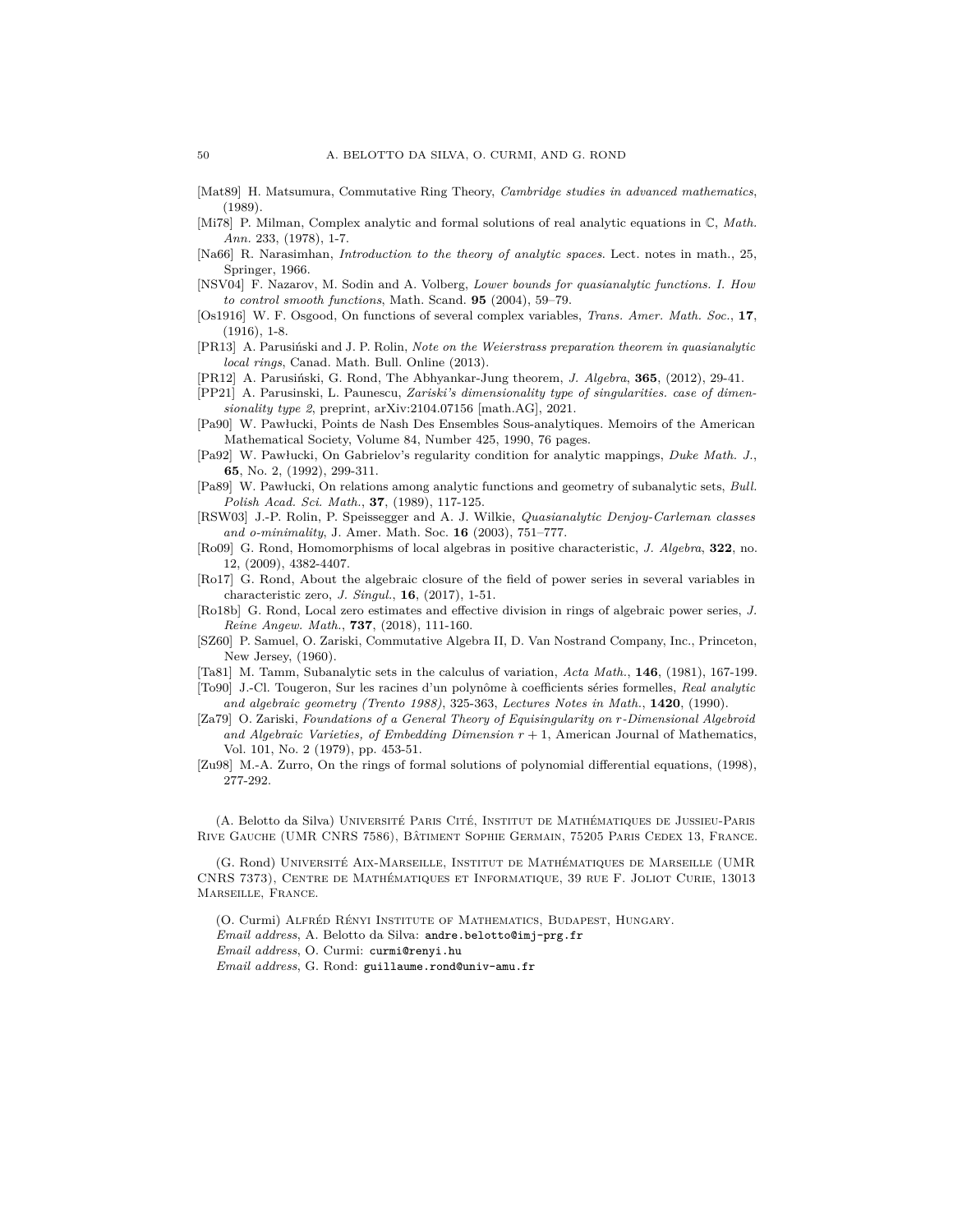[Mat89] H. Matsumura, Commutative Ring Theory, *Cambridge studies in advanced mathematics*, (1989).

[Mi78] P. Milman, Complex analytic and formal solutions of real analytic equations in $\mathbb{C}$, *Math. Ann.* 233, (1978), 1-7.

[Na66] R. Narasimhan, *Introduction to the theory of analytic spaces*. Lect. notes in math., 25, Springer, 1966.

[NSV04] F. Nazarov, M. Sodin and A. Volberg, *Lower bounds for quasianalytic functions. I. How to control smooth functions*, Math. Scand. **95** (2004), 59–79.

[Os1916] W. F. Osgood, On functions of several complex variables, *Trans. Amer. Math. Soc.*, **17**, (1916), 1-8.

[PR13] A. Parusiński and J. P. Rolin, *Note on the Weierstrass preparation theorem in quasianalytic local rings*, Canad. Math. Bull. Online (2013).

[PR12] A. Parusiński, G. Rond, The Abhyankar-Jung theorem, *J. Algebra*, **365**, (2012), 29-41.

[PP21] A. Parusinski, L. Paunescu, *Zariski's dimensionality type of singularities. case of dimensionality type 2*, preprint, arXiv:2104.07156 [math.AG], 2021.

[Pa90] W. Pawłucki, Points de Nash Des Ensembles Sous-analytiques. Memoirs of the American Mathematical Society, Volume 84, Number 425, 1990, 76 pages.

[Pa92] W. Pawłucki, On Gabrielov's regularity condition for analytic mappings, *Duke Math. J.*, **65**, No. 2, (1992), 299-311.

[Pa89] W. Pawłucki, On relations among analytic functions and geometry of subanalytic sets, *Bull. Polish Acad. Sci. Math.*, **37**, (1989), 117-125.

[RSW03] J.-P. Rolin, P. Speissegger and A. J. Wilkie, *Quasianalytic Denjoy-Carleman classes and o-minimality*, J. Amer. Math. Soc. **16** (2003), 751–777.

[Ro09] G. Rond, Homomorphisms of local algebras in positive characteristic, *J. Algebra*, **322**, no. 12, (2009), 4382-4407.

[Ro17] G. Rond, About the algebraic closure of the field of power series in several variables in characteristic zero, *J. Singul.*, **16**, (2017), 1-51.

[Ro18b] G. Rond, Local zero estimates and effective division in rings of algebraic power series, *J. Reine Angew. Math.*, **737**, (2018), 111-160.

[SZ60] P. Samuel, O. Zariski, Commutative Algebra II, D. Van Nostrand Company, Inc., Princeton, New Jersey, (1960).

[Ta81] M. Tamm, Subanalytic sets in the calculus of variation, *Acta Math.*, **146**, (1981), 167-199.

[To90] J.-Cl. Tougeron, Sur les racines d'un polynôme à coefficients séries formelles, *Real analytic and algebraic geometry (Trento 1988)*, 325-363, *Lectures Notes in Math.*, **1420**, (1990).

[Za79] O. Zariski, *Foundations of a General Theory of Equisingularity on $r$-Dimensional Algebroid and Algebraic Varieties, of Embedding Dimension $r+1$*, American Journal of Mathematics, Vol. 101, No. 2 (1979), pp. 453-51.

[Zu98] M.-A. Zurro, On the rings of formal solutions of polynomial differential equations, (1998), 277-292.

(A. Belotto da Silva) Université Paris Cité, Institut de Mathématiques de Jussieu-Paris Rive Gauche (UMR CNRS 7586), Bâtiment Sophie Germain, 75205 Paris Cedex 13, France.

(G. Rond) Université Aix-Marseille, Institut de Mathématiques de Marseille (UMR CNRS 7373), Centre de Mathématiques et Informatique, 39 rue F. Joliot Curie, 13013 Marseille, France.

(O. Curmi) Alfréd Rényi Institute of Mathematics, Budapest, Hungary.

*Email address*, A. Belotto da Silva: `andre.belotto@imj-prg.fr`

*Email address*, O. Curmi: `curmi@renyi.hu`

*Email address*, G. Rond: `guillaume.rond@univ-amu.fr`